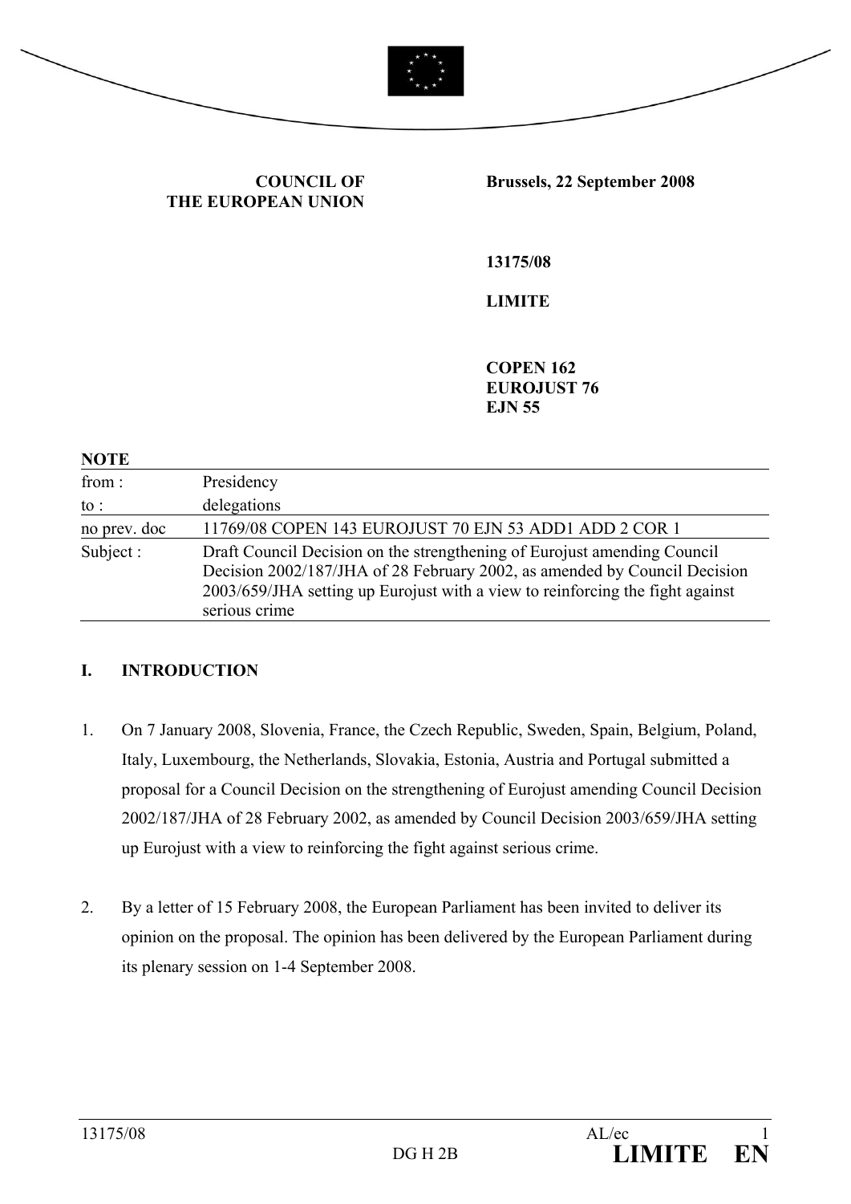**COUNCIL OF THE EUROPEAN UNION**

**Brussels, 22 September 2008**

**13175/08**

**LIMITE**

**COPEN 162**
**EUROJUST 76**
**EJN 55**

**NOTE**

| | |
|---|---|
| from : | Presidency |
| to : | delegations |
| no prev. doc | 11769/08 COPEN 143 EUROJUST 70 EJN 53 ADD1 ADD 2 COR 1 |
| Subject : | Draft Council Decision on the strengthening of Eurojust amending Council Decision 2002/187/JHA of 28 February 2002, as amended by Council Decision 2003/659/JHA setting up Eurojust with a view to reinforcing the fight against serious crime |

## I. INTRODUCTION

1. On 7 January 2008, Slovenia, France, the Czech Republic, Sweden, Spain, Belgium, Poland, Italy, Luxembourg, the Netherlands, Slovakia, Estonia, Austria and Portugal submitted a proposal for a Council Decision on the strengthening of Eurojust amending Council Decision 2002/187/JHA of 28 February 2002, as amended by Council Decision 2003/659/JHA setting up Eurojust with a view to reinforcing the fight against serious crime.

2. By a letter of 15 February 2008, the European Parliament has been invited to deliver its opinion on the proposal. The opinion has been delivered by the European Parliament during its plenary session on 1-4 September 2008.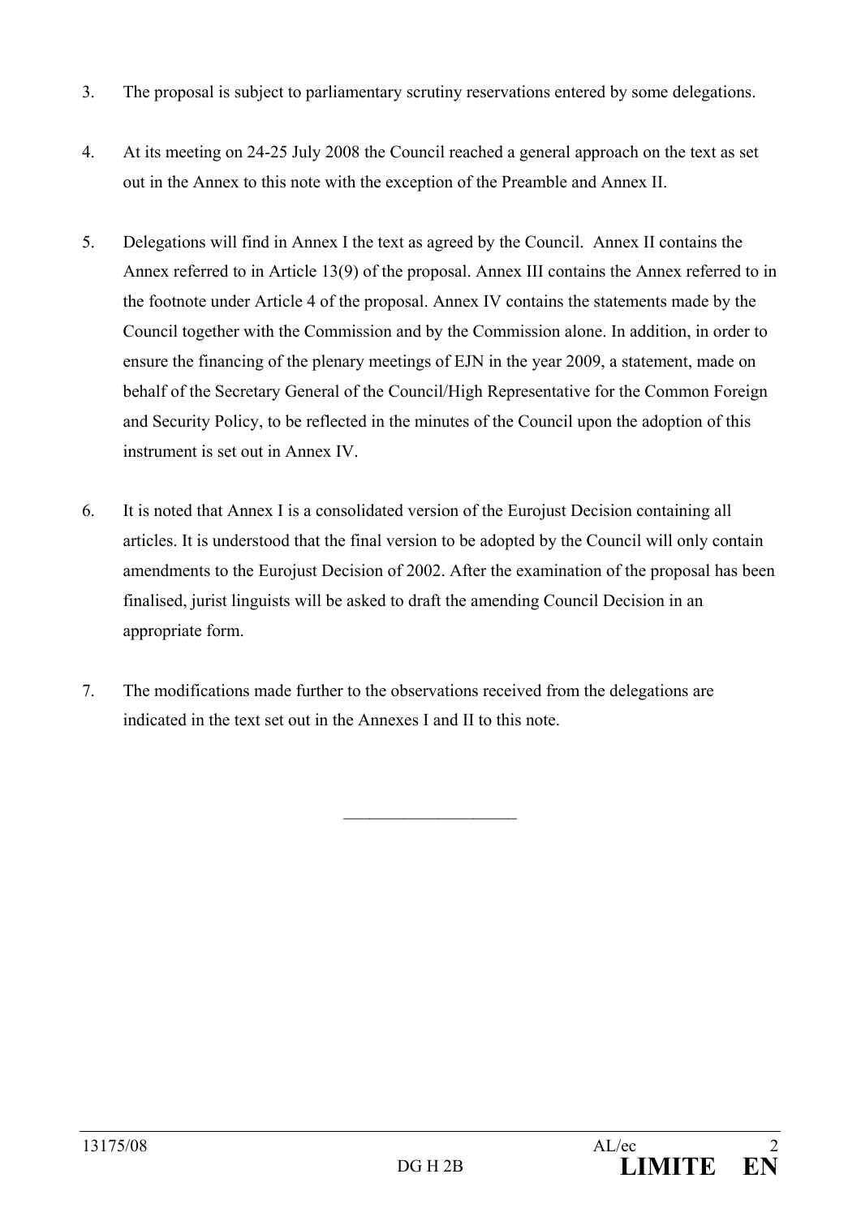3. The proposal is subject to parliamentary scrutiny reservations entered by some delegations.

4. At its meeting on 24-25 July 2008 the Council reached a general approach on the text as set out in the Annex to this note with the exception of the Preamble and Annex II.

5. Delegations will find in Annex I the text as agreed by the Council. Annex II contains the Annex referred to in Article 13(9) of the proposal. Annex III contains the Annex referred to in the footnote under Article 4 of the proposal. Annex IV contains the statements made by the Council together with the Commission and by the Commission alone. In addition, in order to ensure the financing of the plenary meetings of EJN in the year 2009, a statement, made on behalf of the Secretary General of the Council/High Representative for the Common Foreign and Security Policy, to be reflected in the minutes of the Council upon the adoption of this instrument is set out in Annex IV.

6. It is noted that Annex I is a consolidated version of the Eurojust Decision containing all articles. It is understood that the final version to be adopted by the Council will only contain amendments to the Eurojust Decision of 2002. After the examination of the proposal has been finalised, jurist linguists will be asked to draft the amending Council Decision in an appropriate form.

7. The modifications made further to the observations received from the delegations are indicated in the text set out in the Annexes I and II to this note.

____________________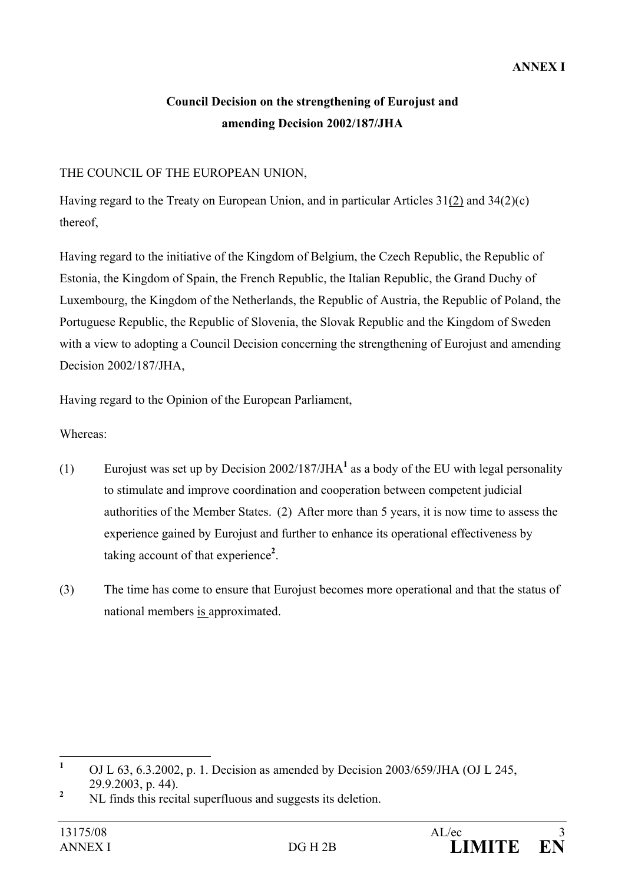**ANNEX I**

**Council Decision on the strengthening of Eurojust and amending Decision 2002/187/JHA**

THE COUNCIL OF THE EUROPEAN UNION,

Having regard to the Treaty on European Union, and in particular Articles 31(2) and 34(2)(c) thereof,

Having regard to the initiative of the Kingdom of Belgium, the Czech Republic, the Republic of Estonia, the Kingdom of Spain, the French Republic, the Italian Republic, the Grand Duchy of Luxembourg, the Kingdom of the Netherlands, the Republic of Austria, the Republic of Poland, the Portuguese Republic, the Republic of Slovenia, the Slovak Republic and the Kingdom of Sweden with a view to adopting a Council Decision concerning the strengthening of Eurojust and amending Decision 2002/187/JHA,

Having regard to the Opinion of the European Parliament,

Whereas:

(1) Eurojust was set up by Decision 2002/187/JHA[1] as a body of the EU with legal personality to stimulate and improve coordination and cooperation between competent judicial authorities of the Member States. (2) After more than 5 years, it is now time to assess the experience gained by Eurojust and further to enhance its operational effectiveness by taking account of that experience[2].

(3) The time has come to ensure that Eurojust becomes more operational and that the status of national members is approximated.

---

[1] OJ L 63, 6.3.2002, p. 1. Decision as amended by Decision 2003/659/JHA (OJ L 245, 29.9.2003, p. 44).

[2] NL finds this recital superfluous and suggests its deletion.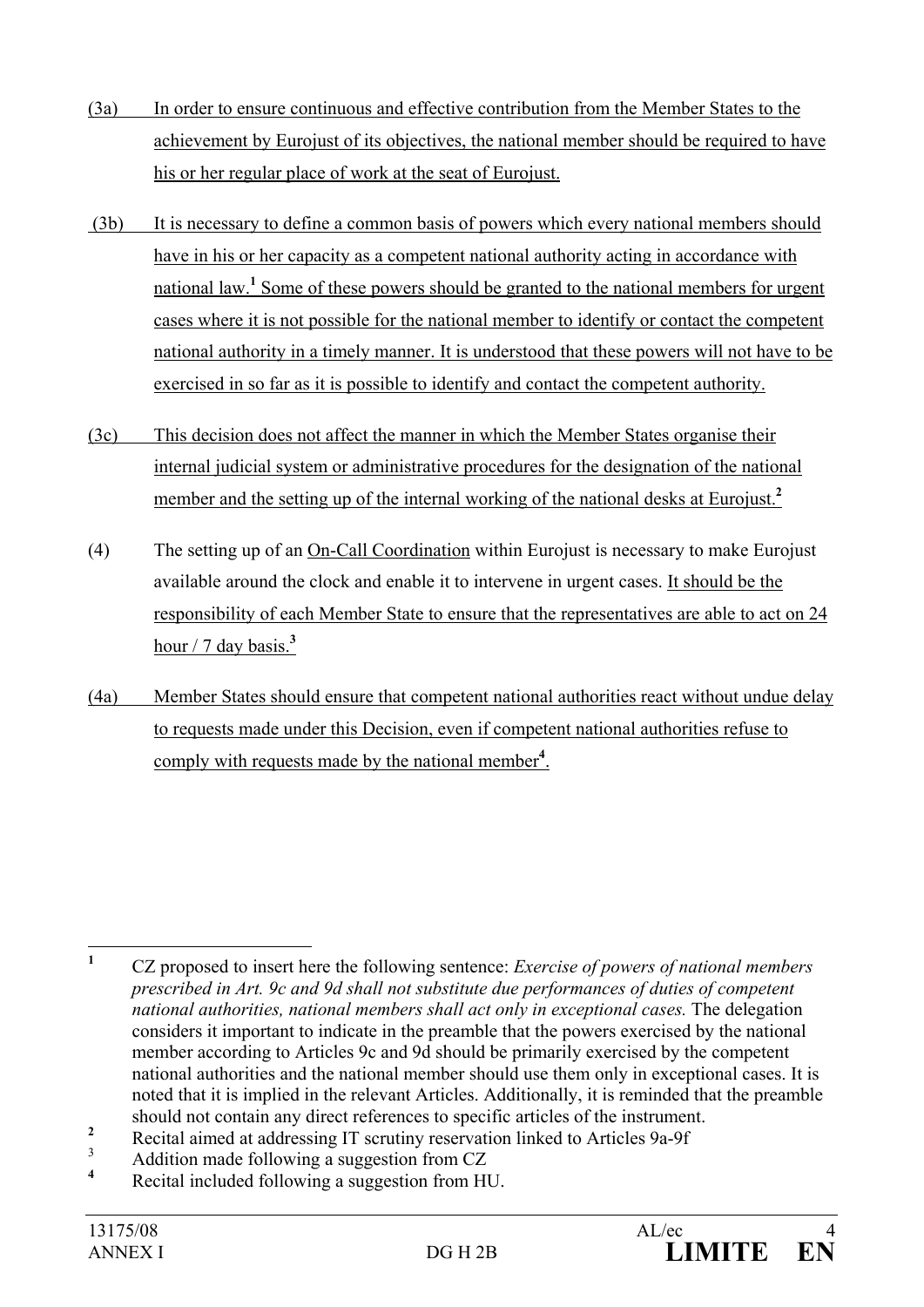(3a) In order to ensure continuous and effective contribution from the Member States to the achievement by Eurojust of its objectives, the national member should be required to have his or her regular place of work at the seat of Eurojust.

(3b) It is necessary to define a common basis of powers which every national members should have in his or her capacity as a competent national authority acting in accordance with national law.[1] Some of these powers should be granted to the national members for urgent cases where it is not possible for the national member to identify or contact the competent national authority in a timely manner. It is understood that these powers will not have to be exercised in so far as it is possible to identify and contact the competent authority.

(3c) This decision does not affect the manner in which the Member States organise their internal judicial system or administrative procedures for the designation of the national member and the setting up of the internal working of the national desks at Eurojust.[2]

(4) The setting up of an On-Call Coordination within Eurojust is necessary to make Eurojust available around the clock and enable it to intervene in urgent cases. It should be the responsibility of each Member State to ensure that the representatives are able to act on 24 hour / 7 day basis.[3]

(4a) Member States should ensure that competent national authorities react without undue delay to requests made under this Decision, even if competent national authorities refuse to comply with requests made by the national member[4].

---

[1] CZ proposed to insert here the following sentence: *Exercise of powers of national members prescribed in Art. 9c and 9d shall not substitute due performances of duties of competent national authorities, national members shall act only in exceptional cases.* The delegation considers it important to indicate in the preamble that the powers exercised by the national member according to Articles 9c and 9d should be primarily exercised by the competent national authorities and the national member should use them only in exceptional cases. It is noted that it is implied in the relevant Articles. Additionally, it is reminded that the preamble should not contain any direct references to specific articles of the instrument.

[2] Recital aimed at addressing IT scrutiny reservation linked to Articles 9a-9f

[3] Addition made following a suggestion from CZ

[4] Recital included following a suggestion from HU.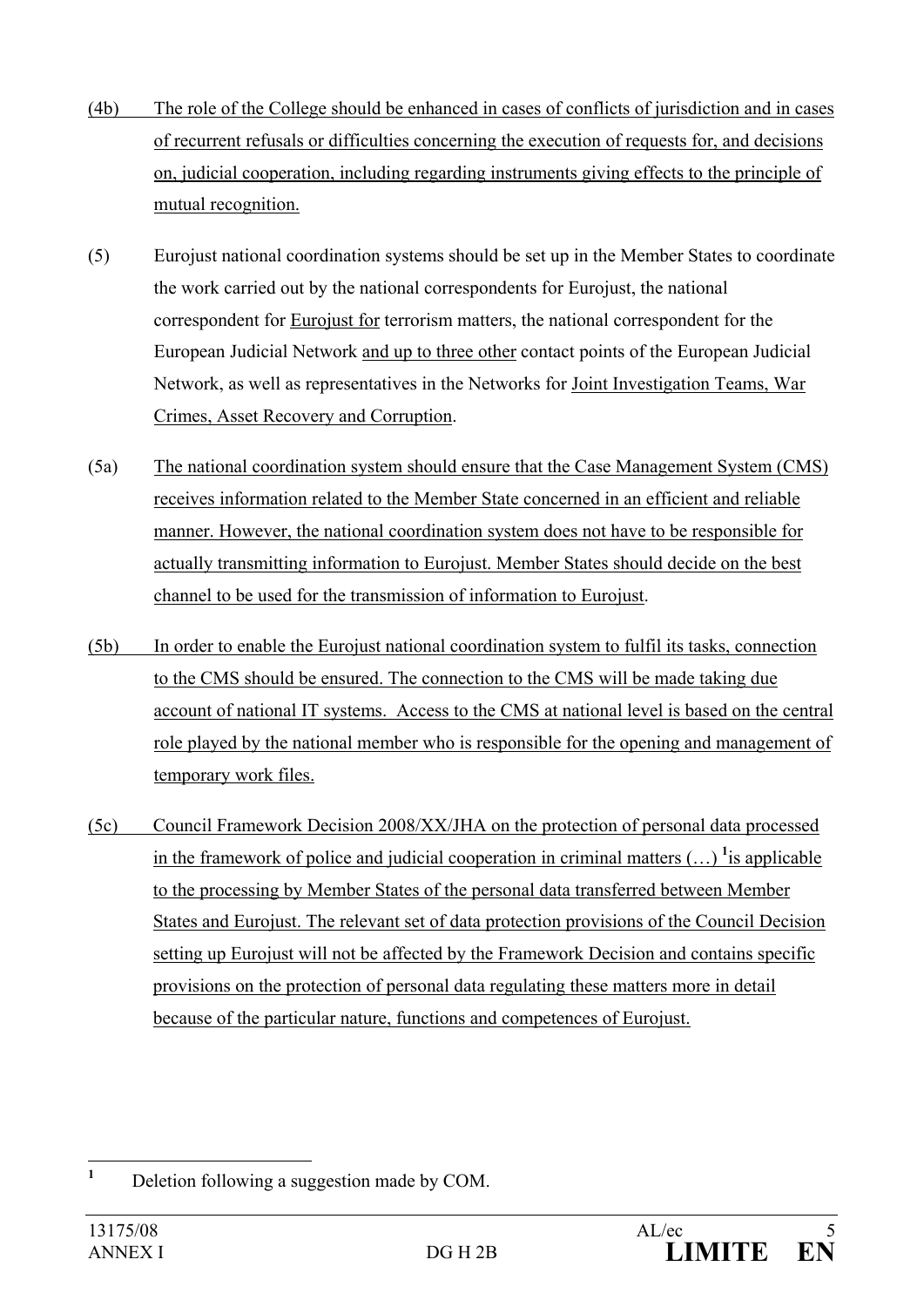(4b) The role of the College should be enhanced in cases of conflicts of jurisdiction and in cases of recurrent refusals or difficulties concerning the execution of requests for, and decisions on, judicial cooperation, including regarding instruments giving effects to the principle of mutual recognition.

(5) Eurojust national coordination systems should be set up in the Member States to coordinate the work carried out by the national correspondents for Eurojust, the national correspondent for Eurojust for terrorism matters, the national correspondent for the European Judicial Network and up to three other contact points of the European Judicial Network, as well as representatives in the Networks for Joint Investigation Teams, War Crimes, Asset Recovery and Corruption.

(5a) The national coordination system should ensure that the Case Management System (CMS) receives information related to the Member State concerned in an efficient and reliable manner. However, the national coordination system does not have to be responsible for actually transmitting information to Eurojust. Member States should decide on the best channel to be used for the transmission of information to Eurojust.

(5b) In order to enable the Eurojust national coordination system to fulfil its tasks, connection to the CMS should be ensured. The connection to the CMS will be made taking due account of national IT systems. Access to the CMS at national level is based on the central role played by the national member who is responsible for the opening and management of temporary work files.

(5c) Council Framework Decision 2008/XX/JHA on the protection of personal data processed in the framework of police and judicial cooperation in criminal matters (…) [1] is applicable to the processing by Member States of the personal data transferred between Member States and Eurojust. The relevant set of data protection provisions of the Council Decision setting up Eurojust will not be affected by the Framework Decision and contains specific provisions on the protection of personal data regulating these matters more in detail because of the particular nature, functions and competences of Eurojust.

---

[1] Deletion following a suggestion made by COM.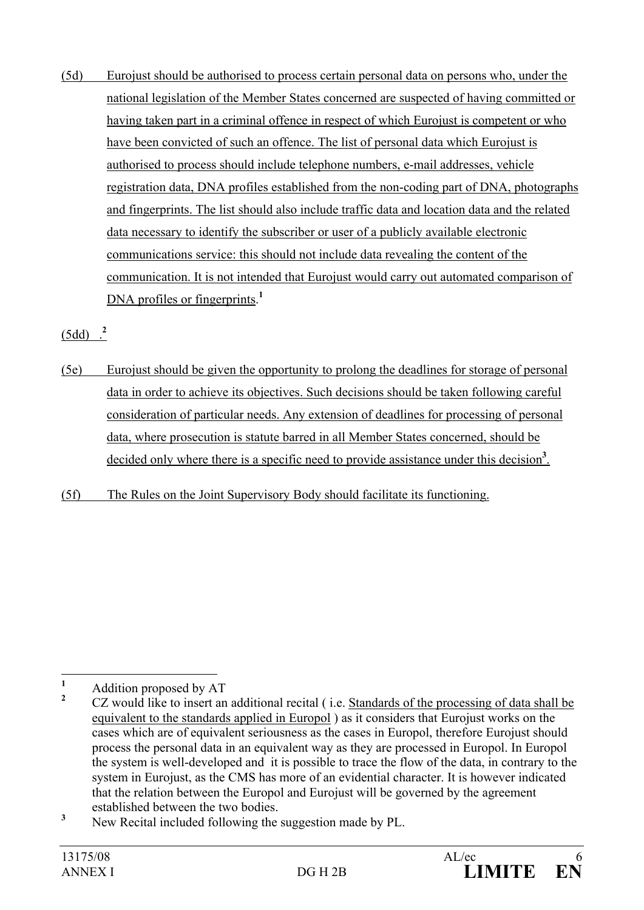(5d) Eurojust should be authorised to process certain personal data on persons who, under the national legislation of the Member States concerned are suspected of having committed or having taken part in a criminal offence in respect of which Eurojust is competent or who have been convicted of such an offence. The list of personal data which Eurojust is authorised to process should include telephone numbers, e-mail addresses, vehicle registration data, DNA profiles established from the non-coding part of DNA, photographs and fingerprints. The list should also include traffic data and location data and the related data necessary to identify the subscriber or user of a publicly available electronic communications service: this should not include data revealing the content of the communication. It is not intended that Eurojust would carry out automated comparison of DNA profiles or fingerprints.[1]

(5dd) .[2]

(5e) Eurojust should be given the opportunity to prolong the deadlines for storage of personal data in order to achieve its objectives. Such decisions should be taken following careful consideration of particular needs. Any extension of deadlines for processing of personal data, where prosecution is statute barred in all Member States concerned, should be decided only where there is a specific need to provide assistance under this decision[3].

(5f) The Rules on the Joint Supervisory Body should facilitate its functioning.

---

[1] Addition proposed by AT

[2] CZ would like to insert an additional recital ( i.e. Standards of the processing of data shall be equivalent to the standards applied in Europol ) as it considers that Eurojust works on the cases which are of equivalent seriousness as the cases in Europol, therefore Eurojust should process the personal data in an equivalent way as they are processed in Europol. In Europol the system is well-developed and it is possible to trace the flow of the data, in contrary to the system in Eurojust, as the CMS has more of an evidential character. It is however indicated that the relation between the Europol and Eurojust will be governed by the agreement established between the two bodies.

[3] New Recital included following the suggestion made by PL.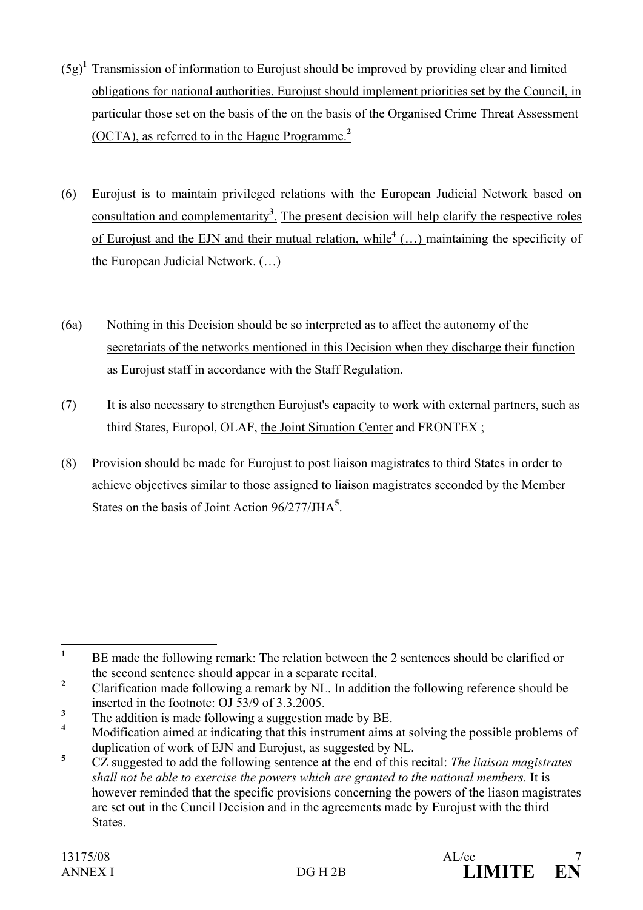(5g)[1] Transmission of information to Eurojust should be improved by providing clear and limited obligations for national authorities. Eurojust should implement priorities set by the Council, in particular those set on the basis of the on the basis of the Organised Crime Threat Assessment (OCTA), as referred to in the Hague Programme.[2]

(6) Eurojust is to maintain privileged relations with the European Judicial Network based on consultation and complementarity[3]. The present decision will help clarify the respective roles of Eurojust and the EJN and their mutual relation, while[4] (…) maintaining the specificity of the European Judicial Network. (…)

(6a) Nothing in this Decision should be so interpreted as to affect the autonomy of the secretariats of the networks mentioned in this Decision when they discharge their function as Eurojust staff in accordance with the Staff Regulation.

(7) It is also necessary to strengthen Eurojust's capacity to work with external partners, such as third States, Europol, OLAF, the Joint Situation Center and FRONTEX ;

(8) Provision should be made for Eurojust to post liaison magistrates to third States in order to achieve objectives similar to those assigned to liaison magistrates seconded by the Member States on the basis of Joint Action 96/277/JHA[5].

---

[1] BE made the following remark: The relation between the 2 sentences should be clarified or the second sentence should appear in a separate recital.

[2] Clarification made following a remark by NL. In addition the following reference should be inserted in the footnote: OJ 53/9 of 3.3.2005.

[3] The addition is made following a suggestion made by BE.

[4] Modification aimed at indicating that this instrument aims at solving the possible problems of duplication of work of EJN and Eurojust, as suggested by NL.

[5] CZ suggested to add the following sentence at the end of this recital: *The liaison magistrates shall not be able to exercise the powers which are granted to the national members.* It is however reminded that the specific provisions concerning the powers of the liason magistrates are set out in the Cuncil Decision and in the agreements made by Eurojust with the third States.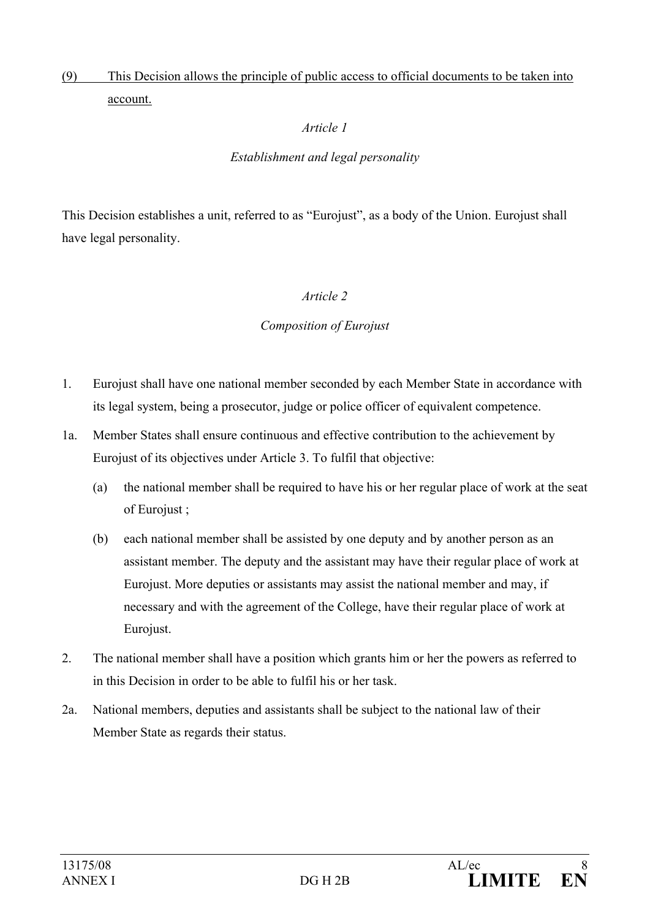<u>(9) This Decision allows the principle of public access to official documents to be taken into account.</u>

*Article 1*

*Establishment and legal personality*

This Decision establishes a unit, referred to as "Eurojust", as a body of the Union. Eurojust shall have legal personality.

*Article 2*

*Composition of Eurojust*

1. Eurojust shall have one national member seconded by each Member State in accordance with its legal system, being a prosecutor, judge or police officer of equivalent competence.

1a. Member States shall ensure continuous and effective contribution to the achievement by Eurojust of its objectives under Article 3. To fulfil that objective:

   (a) the national member shall be required to have his or her regular place of work at the seat of Eurojust ;

   (b) each national member shall be assisted by one deputy and by another person as an assistant member. The deputy and the assistant may have their regular place of work at Eurojust. More deputies or assistants may assist the national member and may, if necessary and with the agreement of the College, have their regular place of work at Eurojust.

2. The national member shall have a position which grants him or her the powers as referred to in this Decision in order to be able to fulfil his or her task.

2a. National members, deputies and assistants shall be subject to the national law of their Member State as regards their status.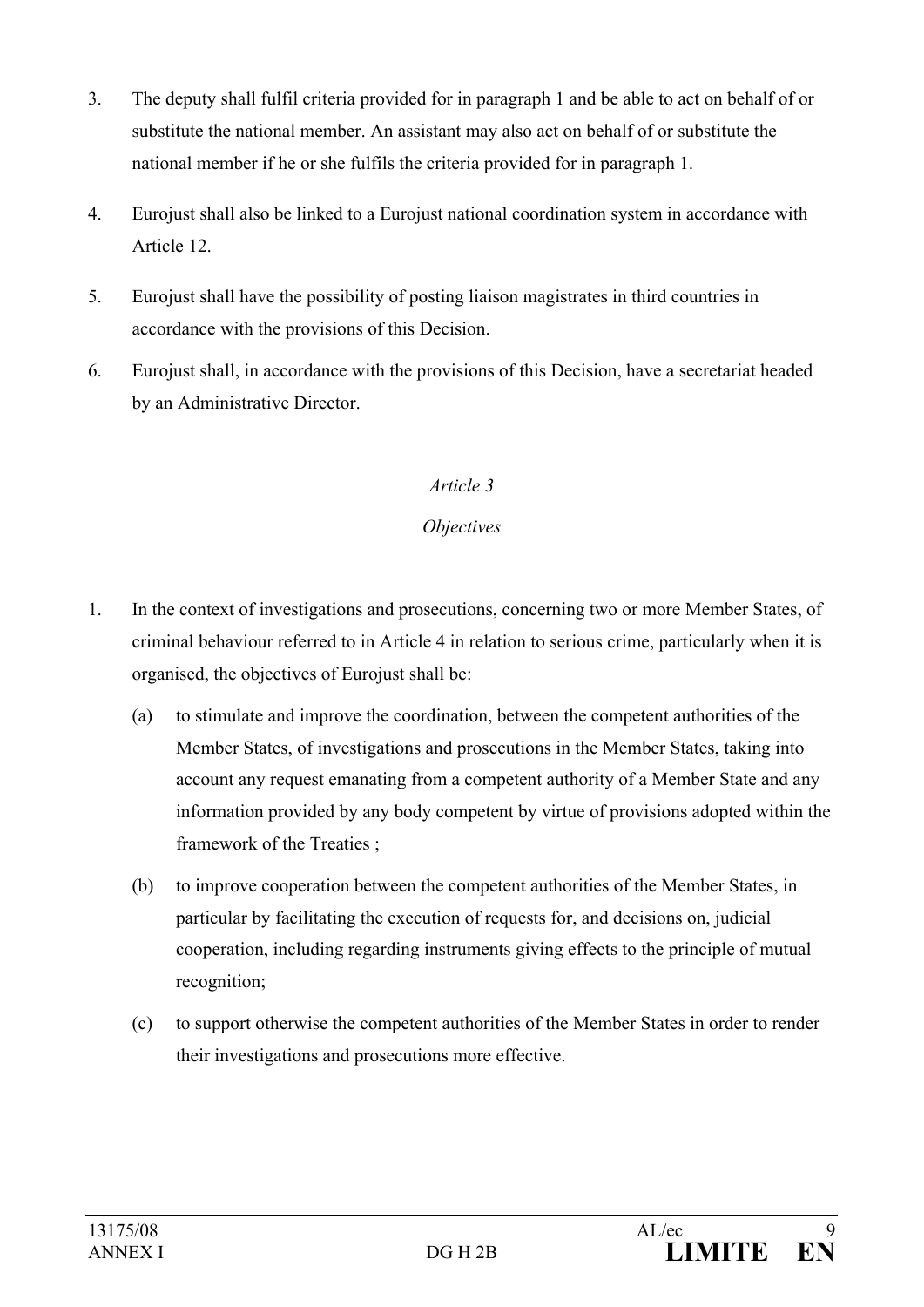3. The deputy shall fulfil criteria provided for in paragraph 1 and be able to act on behalf of or substitute the national member. An assistant may also act on behalf of or substitute the national member if he or she fulfils the criteria provided for in paragraph 1.

4. Eurojust shall also be linked to a Eurojust national coordination system in accordance with Article 12.

5. Eurojust shall have the possibility of posting liaison magistrates in third countries in accordance with the provisions of this Decision.

6. Eurojust shall, in accordance with the provisions of this Decision, have a secretariat headed by an Administrative Director.

*Article 3*

*Objectives*

1. In the context of investigations and prosecutions, concerning two or more Member States, of criminal behaviour referred to in Article 4 in relation to serious crime, particularly when it is organised, the objectives of Eurojust shall be:

   (a) to stimulate and improve the coordination, between the competent authorities of the Member States, of investigations and prosecutions in the Member States, taking into account any request emanating from a competent authority of a Member State and any information provided by any body competent by virtue of provisions adopted within the framework of the Treaties ;

   (b) to improve cooperation between the competent authorities of the Member States, in particular by facilitating the execution of requests for, and decisions on, judicial cooperation, including regarding instruments giving effects to the principle of mutual recognition;

   (c) to support otherwise the competent authorities of the Member States in order to render their investigations and prosecutions more effective.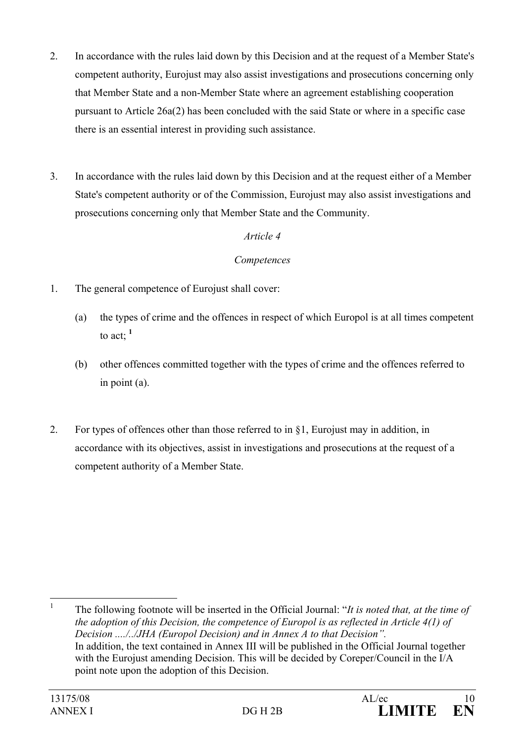2. In accordance with the rules laid down by this Decision and at the request of a Member State's competent authority, Eurojust may also assist investigations and prosecutions concerning only that Member State and a non-Member State where an agreement establishing cooperation pursuant to Article 26a(2) has been concluded with the said State or where in a specific case there is an essential interest in providing such assistance.

3. In accordance with the rules laid down by this Decision and at the request either of a Member State's competent authority or of the Commission, Eurojust may also assist investigations and prosecutions concerning only that Member State and the Community.

*Article 4*

*Competences*

1. The general competence of Eurojust shall cover:

   (a) the types of crime and the offences in respect of which Europol is at all times competent to act; [1]

   (b) other offences committed together with the types of crime and the offences referred to in point (a).

2. For types of offences other than those referred to in §1, Eurojust may in addition, in accordance with its objectives, assist in investigations and prosecutions at the request of a competent authority of a Member State.

---

[1] The following footnote will be inserted in the Official Journal: "*It is noted that, at the time of the adoption of this Decision, the competence of Europol is as reflected in Article 4(1) of Decision ..../../JHA (Europol Decision) and in Annex A to that Decision".*
In addition, the text contained in Annex III will be published in the Official Journal together with the Eurojust amending Decision. This will be decided by Coreper/Council in the I/A point note upon the adoption of this Decision.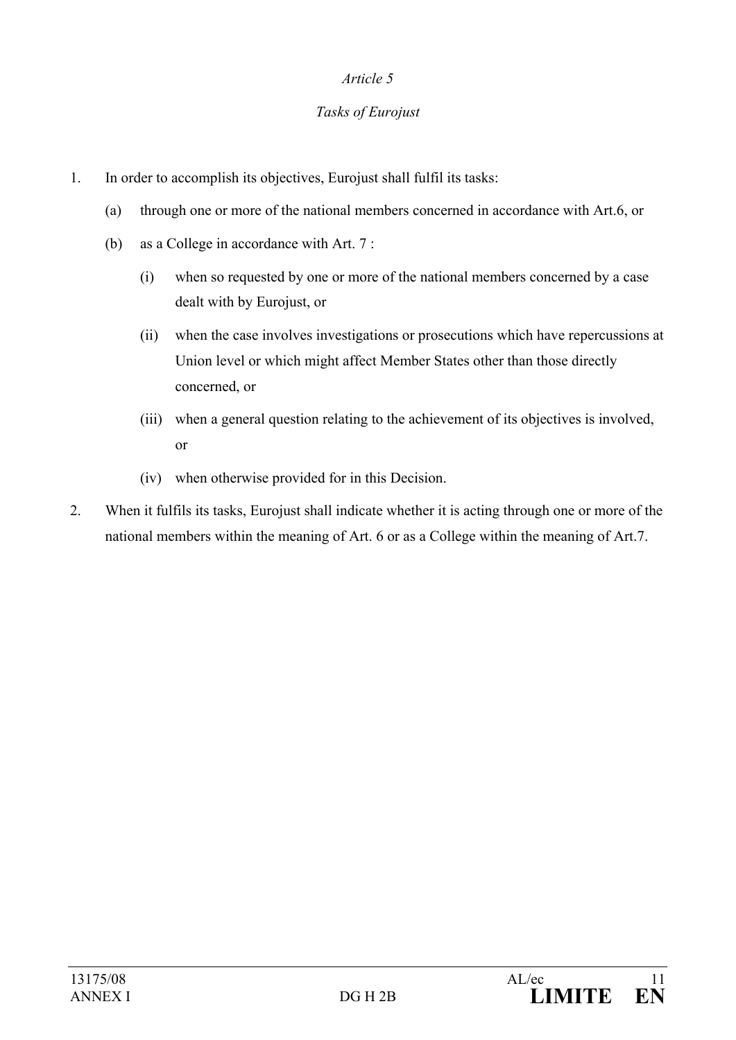*Article 5*

*Tasks of Eurojust*

1. In order to accomplish its objectives, Eurojust shall fulfil its tasks:

   (a) through one or more of the national members concerned in accordance with Art.6, or

   (b) as a College in accordance with Art. 7 :

      (i) when so requested by one or more of the national members concerned by a case dealt with by Eurojust, or

      (ii) when the case involves investigations or prosecutions which have repercussions at Union level or which might affect Member States other than those directly concerned, or

      (iii) when a general question relating to the achievement of its objectives is involved, or

      (iv) when otherwise provided for in this Decision.

2. When it fulfils its tasks, Eurojust shall indicate whether it is acting through one or more of the national members within the meaning of Art. 6 or as a College within the meaning of Art.7.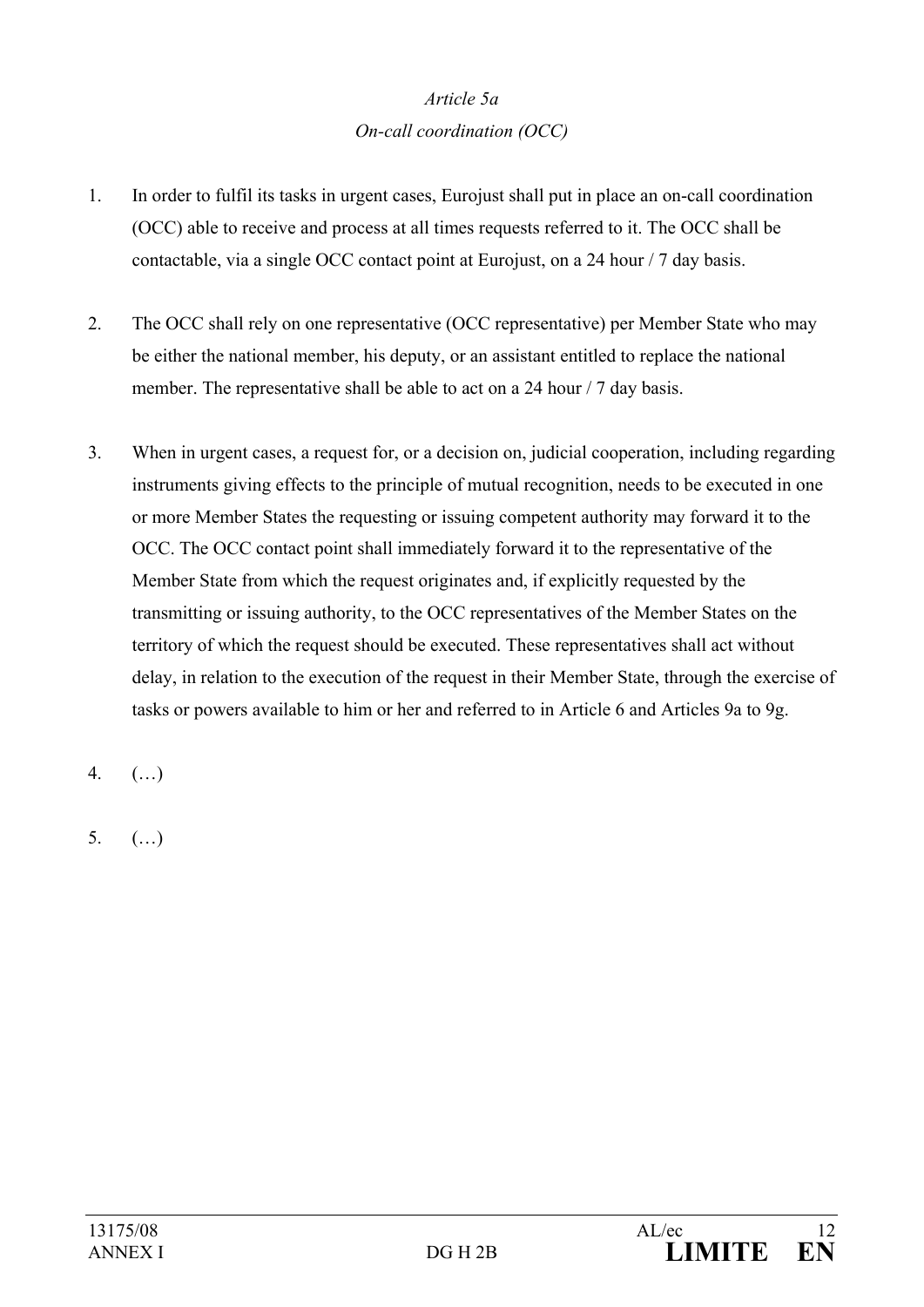*Article 5a*

*On-call coordination (OCC)*

1. In order to fulfil its tasks in urgent cases, Eurojust shall put in place an on-call coordination (OCC) able to receive and process at all times requests referred to it. The OCC shall be contactable, via a single OCC contact point at Eurojust, on a 24 hour / 7 day basis.

2. The OCC shall rely on one representative (OCC representative) per Member State who may be either the national member, his deputy, or an assistant entitled to replace the national member. The representative shall be able to act on a 24 hour / 7 day basis.

3. When in urgent cases, a request for, or a decision on, judicial cooperation, including regarding instruments giving effects to the principle of mutual recognition, needs to be executed in one or more Member States the requesting or issuing competent authority may forward it to the OCC. The OCC contact point shall immediately forward it to the representative of the Member State from which the request originates and, if explicitly requested by the transmitting or issuing authority, to the OCC representatives of the Member States on the territory of which the request should be executed. These representatives shall act without delay, in relation to the execution of the request in their Member State, through the exercise of tasks or powers available to him or her and referred to in Article 6 and Articles 9a to 9g.

4. (…)

5. (…)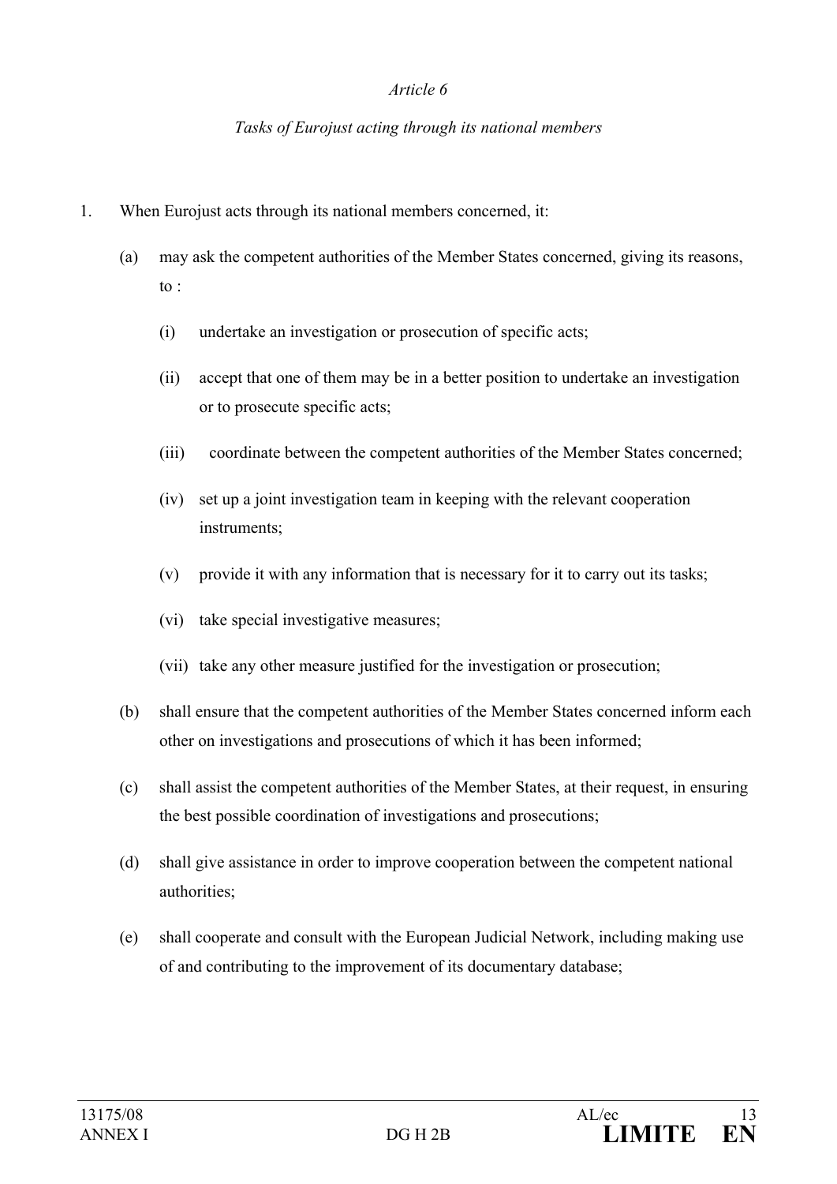*Article 6*

*Tasks of Eurojust acting through its national members*

1. When Eurojust acts through its national members concerned, it:

   (a) may ask the competent authorities of the Member States concerned, giving its reasons, to :

      (i) undertake an investigation or prosecution of specific acts;

      (ii) accept that one of them may be in a better position to undertake an investigation or to prosecute specific acts;

      (iii) coordinate between the competent authorities of the Member States concerned;

      (iv) set up a joint investigation team in keeping with the relevant cooperation instruments;

      (v) provide it with any information that is necessary for it to carry out its tasks;

      (vi) take special investigative measures;

      (vii) take any other measure justified for the investigation or prosecution;

   (b) shall ensure that the competent authorities of the Member States concerned inform each other on investigations and prosecutions of which it has been informed;

   (c) shall assist the competent authorities of the Member States, at their request, in ensuring the best possible coordination of investigations and prosecutions;

   (d) shall give assistance in order to improve cooperation between the competent national authorities;

   (e) shall cooperate and consult with the European Judicial Network, including making use of and contributing to the improvement of its documentary database;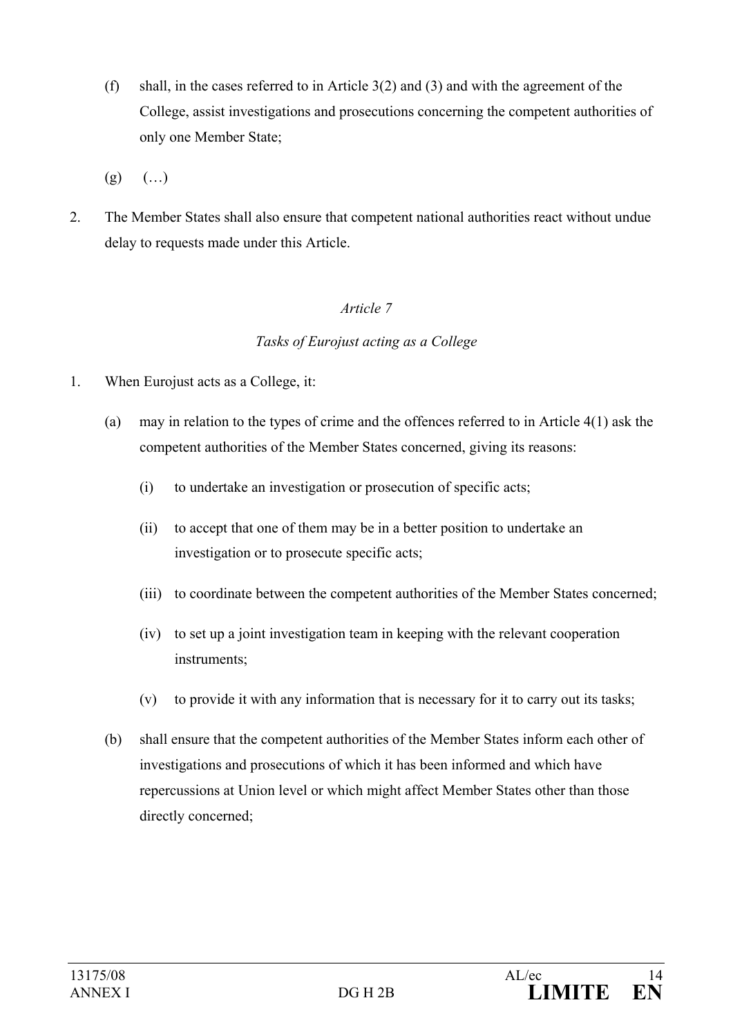(f) shall, in the cases referred to in Article 3(2) and (3) and with the agreement of the College, assist investigations and prosecutions concerning the competent authorities of only one Member State;

(g) (…)

2. The Member States shall also ensure that competent national authorities react without undue delay to requests made under this Article.

*Article 7*

*Tasks of Eurojust acting as a College*

1. When Eurojust acts as a College, it:

   (a) may in relation to the types of crime and the offences referred to in Article 4(1) ask the competent authorities of the Member States concerned, giving its reasons:

      (i) to undertake an investigation or prosecution of specific acts;

      (ii) to accept that one of them may be in a better position to undertake an investigation or to prosecute specific acts;

      (iii) to coordinate between the competent authorities of the Member States concerned;

      (iv) to set up a joint investigation team in keeping with the relevant cooperation instruments;

      (v) to provide it with any information that is necessary for it to carry out its tasks;

   (b) shall ensure that the competent authorities of the Member States inform each other of investigations and prosecutions of which it has been informed and which have repercussions at Union level or which might affect Member States other than those directly concerned;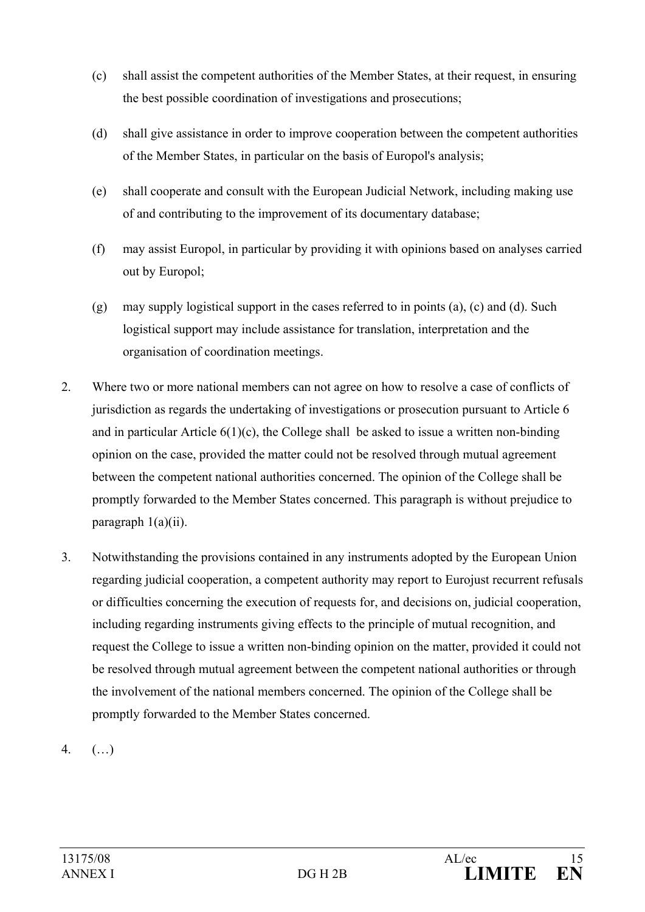(c) shall assist the competent authorities of the Member States, at their request, in ensuring the best possible coordination of investigations and prosecutions;

(d) shall give assistance in order to improve cooperation between the competent authorities of the Member States, in particular on the basis of Europol's analysis;

(e) shall cooperate and consult with the European Judicial Network, including making use of and contributing to the improvement of its documentary database;

(f) may assist Europol, in particular by providing it with opinions based on analyses carried out by Europol;

(g) may supply logistical support in the cases referred to in points (a), (c) and (d). Such logistical support may include assistance for translation, interpretation and the organisation of coordination meetings.

2. Where two or more national members can not agree on how to resolve a case of conflicts of jurisdiction as regards the undertaking of investigations or prosecution pursuant to Article 6 and in particular Article 6(1)(c), the College shall be asked to issue a written non-binding opinion on the case, provided the matter could not be resolved through mutual agreement between the competent national authorities concerned. The opinion of the College shall be promptly forwarded to the Member States concerned. This paragraph is without prejudice to paragraph 1(a)(ii).

3. Notwithstanding the provisions contained in any instruments adopted by the European Union regarding judicial cooperation, a competent authority may report to Eurojust recurrent refusals or difficulties concerning the execution of requests for, and decisions on, judicial cooperation, including regarding instruments giving effects to the principle of mutual recognition, and request the College to issue a written non-binding opinion on the matter, provided it could not be resolved through mutual agreement between the competent national authorities or through the involvement of the national members concerned. The opinion of the College shall be promptly forwarded to the Member States concerned.

4. (…)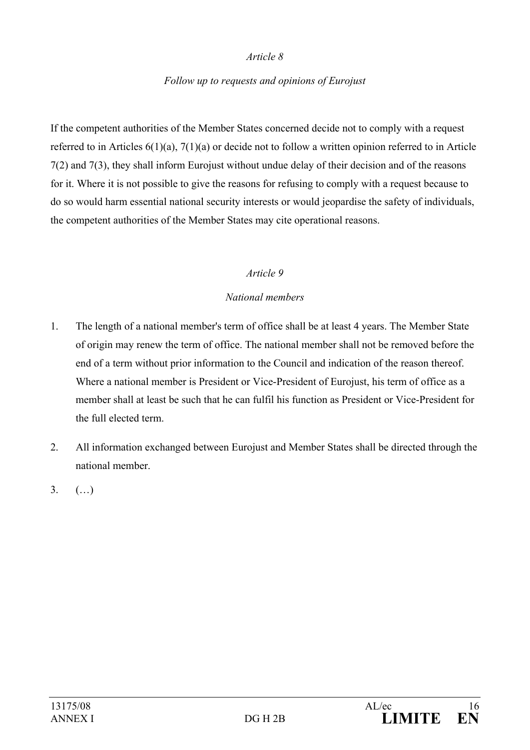*Article 8*

*Follow up to requests and opinions of Eurojust*

If the competent authorities of the Member States concerned decide not to comply with a request referred to in Articles 6(1)(a), 7(1)(a) or decide not to follow a written opinion referred to in Article 7(2) and 7(3), they shall inform Eurojust without undue delay of their decision and of the reasons for it. Where it is not possible to give the reasons for refusing to comply with a request because to do so would harm essential national security interests or would jeopardise the safety of individuals, the competent authorities of the Member States may cite operational reasons.

*Article 9*

*National members*

1. The length of a national member's term of office shall be at least 4 years. The Member State of origin may renew the term of office. The national member shall not be removed before the end of a term without prior information to the Council and indication of the reason thereof. Where a national member is President or Vice-President of Eurojust, his term of office as a member shall at least be such that he can fulfil his function as President or Vice-President for the full elected term.

2. All information exchanged between Eurojust and Member States shall be directed through the national member.

3. (…)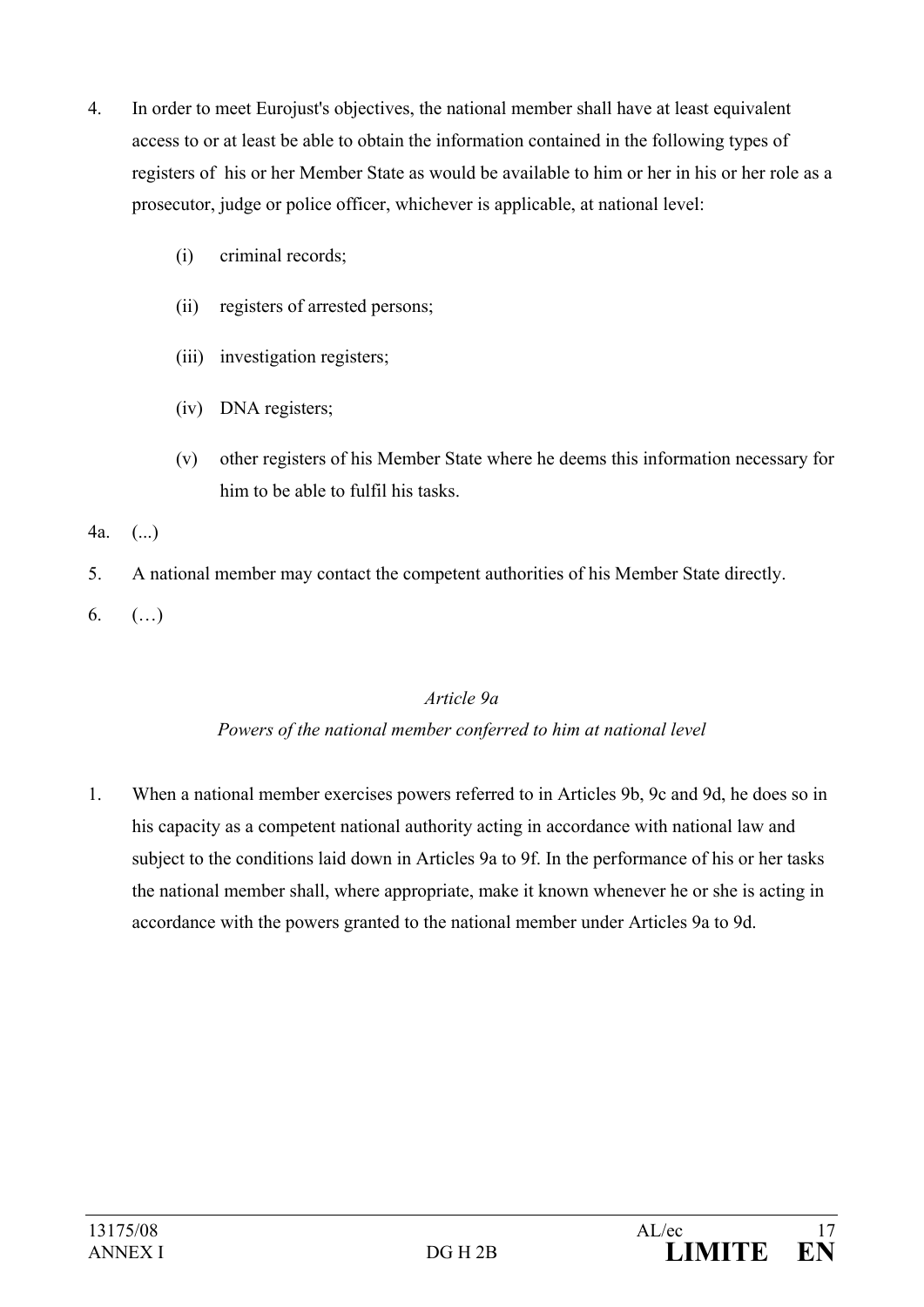4. In order to meet Eurojust's objectives, the national member shall have at least equivalent access to or at least be able to obtain the information contained in the following types of registers of his or her Member State as would be available to him or her in his or her role as a prosecutor, judge or police officer, whichever is applicable, at national level:

   (i) criminal records;

   (ii) registers of arrested persons;

   (iii) investigation registers;

   (iv) DNA registers;

   (v) other registers of his Member State where he deems this information necessary for him to be able to fulfil his tasks.

4a. (...)

5. A national member may contact the competent authorities of his Member State directly.

6. (…)

*Article 9a*

*Powers of the national member conferred to him at national level*

1. When a national member exercises powers referred to in Articles 9b, 9c and 9d, he does so in his capacity as a competent national authority acting in accordance with national law and subject to the conditions laid down in Articles 9a to 9f. In the performance of his or her tasks the national member shall, where appropriate, make it known whenever he or she is acting in accordance with the powers granted to the national member under Articles 9a to 9d.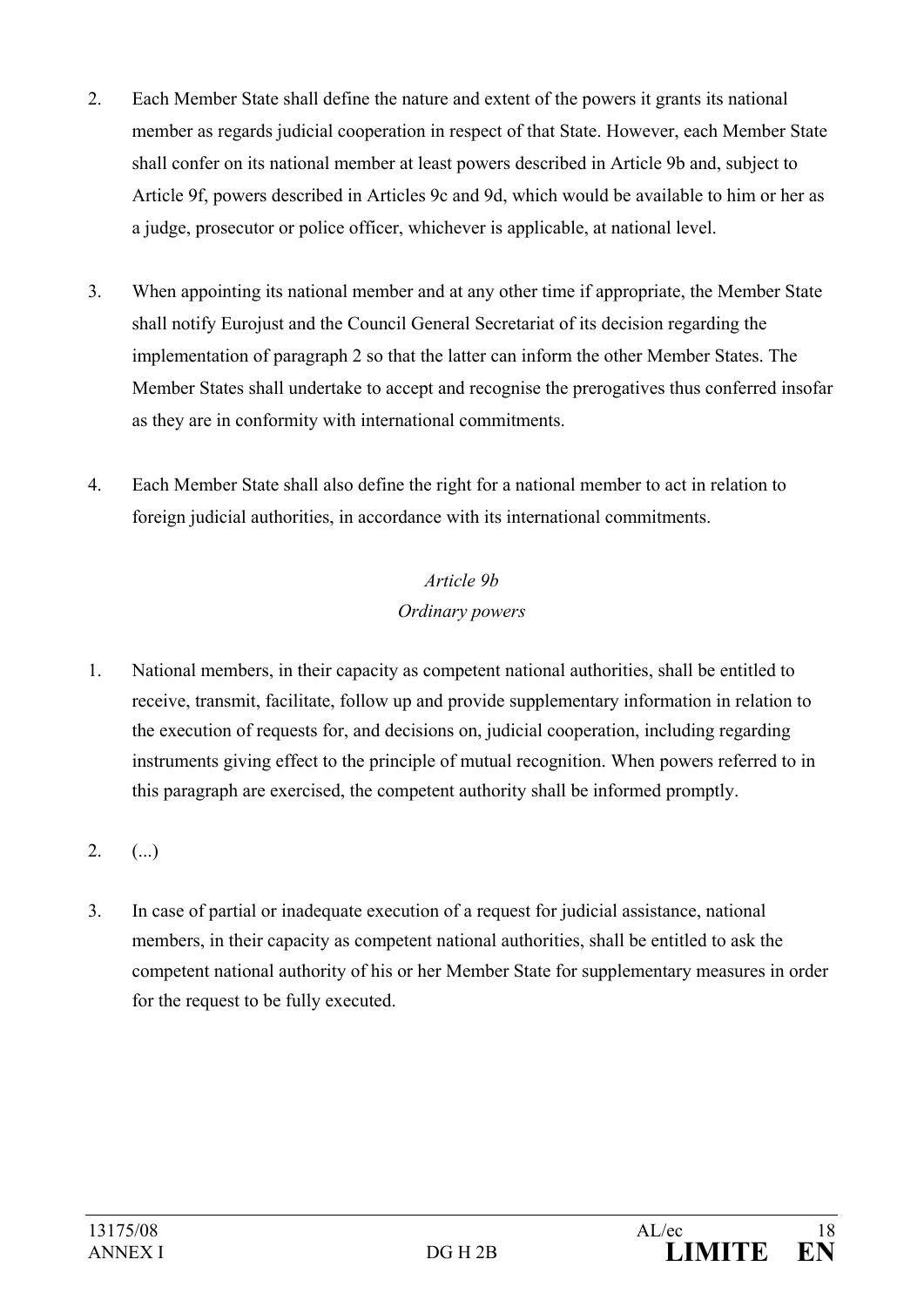2. Each Member State shall define the nature and extent of the powers it grants its national member as regards judicial cooperation in respect of that State. However, each Member State shall confer on its national member at least powers described in Article 9b and, subject to Article 9f, powers described in Articles 9c and 9d, which would be available to him or her as a judge, prosecutor or police officer, whichever is applicable, at national level.

3. When appointing its national member and at any other time if appropriate, the Member State shall notify Eurojust and the Council General Secretariat of its decision regarding the implementation of paragraph 2 so that the latter can inform the other Member States. The Member States shall undertake to accept and recognise the prerogatives thus conferred insofar as they are in conformity with international commitments.

4. Each Member State shall also define the right for a national member to act in relation to foreign judicial authorities, in accordance with its international commitments.

*Article 9b*

*Ordinary powers*

1. National members, in their capacity as competent national authorities, shall be entitled to receive, transmit, facilitate, follow up and provide supplementary information in relation to the execution of requests for, and decisions on, judicial cooperation, including regarding instruments giving effect to the principle of mutual recognition. When powers referred to in this paragraph are exercised, the competent authority shall be informed promptly.

2. (...)

3. In case of partial or inadequate execution of a request for judicial assistance, national members, in their capacity as competent national authorities, shall be entitled to ask the competent national authority of his or her Member State for supplementary measures in order for the request to be fully executed.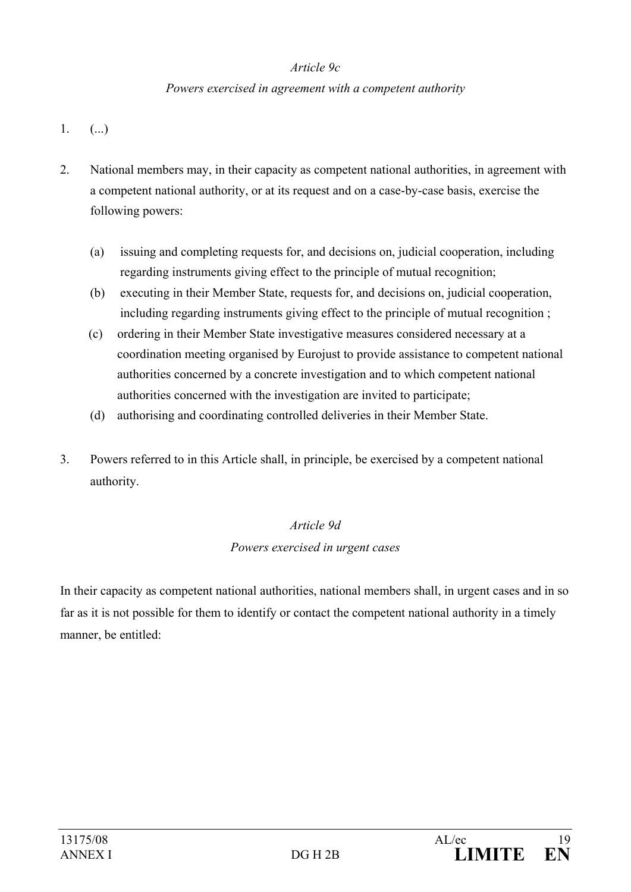*Article 9c*

*Powers exercised in agreement with a competent authority*

1. (...)

2. National members may, in their capacity as competent national authorities, in agreement with a competent national authority, or at its request and on a case-by-case basis, exercise the following powers:

   (a) issuing and completing requests for, and decisions on, judicial cooperation, including regarding instruments giving effect to the principle of mutual recognition;

   (b) executing in their Member State, requests for, and decisions on, judicial cooperation, including regarding instruments giving effect to the principle of mutual recognition ;

   (c) ordering in their Member State investigative measures considered necessary at a coordination meeting organised by Eurojust to provide assistance to competent national authorities concerned by a concrete investigation and to which competent national authorities concerned with the investigation are invited to participate;

   (d) authorising and coordinating controlled deliveries in their Member State.

3. Powers referred to in this Article shall, in principle, be exercised by a competent national authority.

*Article 9d*

*Powers exercised in urgent cases*

In their capacity as competent national authorities, national members shall, in urgent cases and in so far as it is not possible for them to identify or contact the competent national authority in a timely manner, be entitled: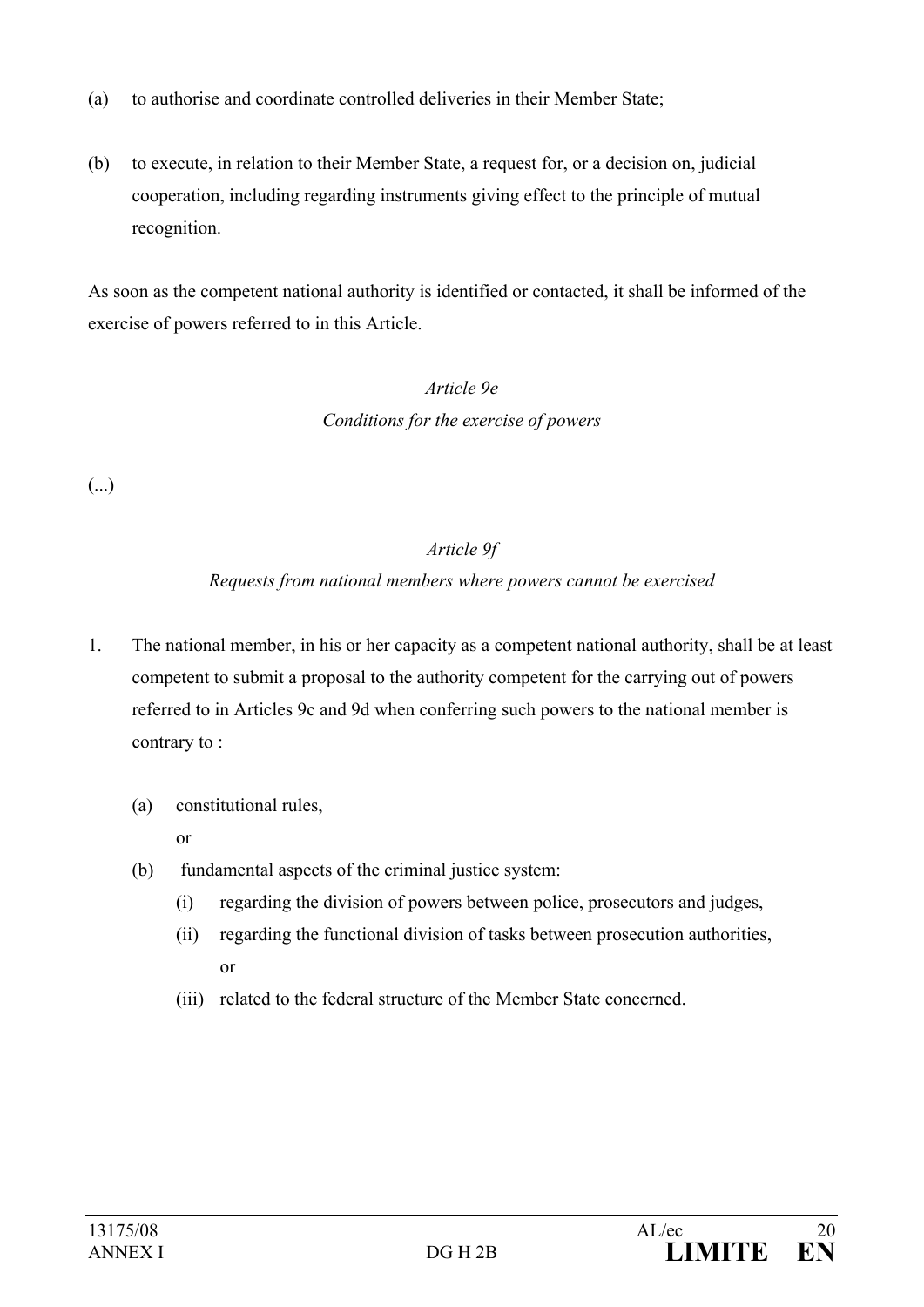(a) to authorise and coordinate controlled deliveries in their Member State;

(b) to execute, in relation to their Member State, a request for, or a decision on, judicial cooperation, including regarding instruments giving effect to the principle of mutual recognition.

As soon as the competent national authority is identified or contacted, it shall be informed of the exercise of powers referred to in this Article.

*Article 9e*

*Conditions for the exercise of powers*

(...)

*Article 9f*

*Requests from national members where powers cannot be exercised*

1. The national member, in his or her capacity as a competent national authority, shall be at least competent to submit a proposal to the authority competent for the carrying out of powers referred to in Articles 9c and 9d when conferring such powers to the national member is contrary to :

    (a) constitutional rules,

    or

    (b) fundamental aspects of the criminal justice system:

        (i) regarding the division of powers between police, prosecutors and judges,

        (ii) regarding the functional division of tasks between prosecution authorities,

        or

        (iii) related to the federal structure of the Member State concerned.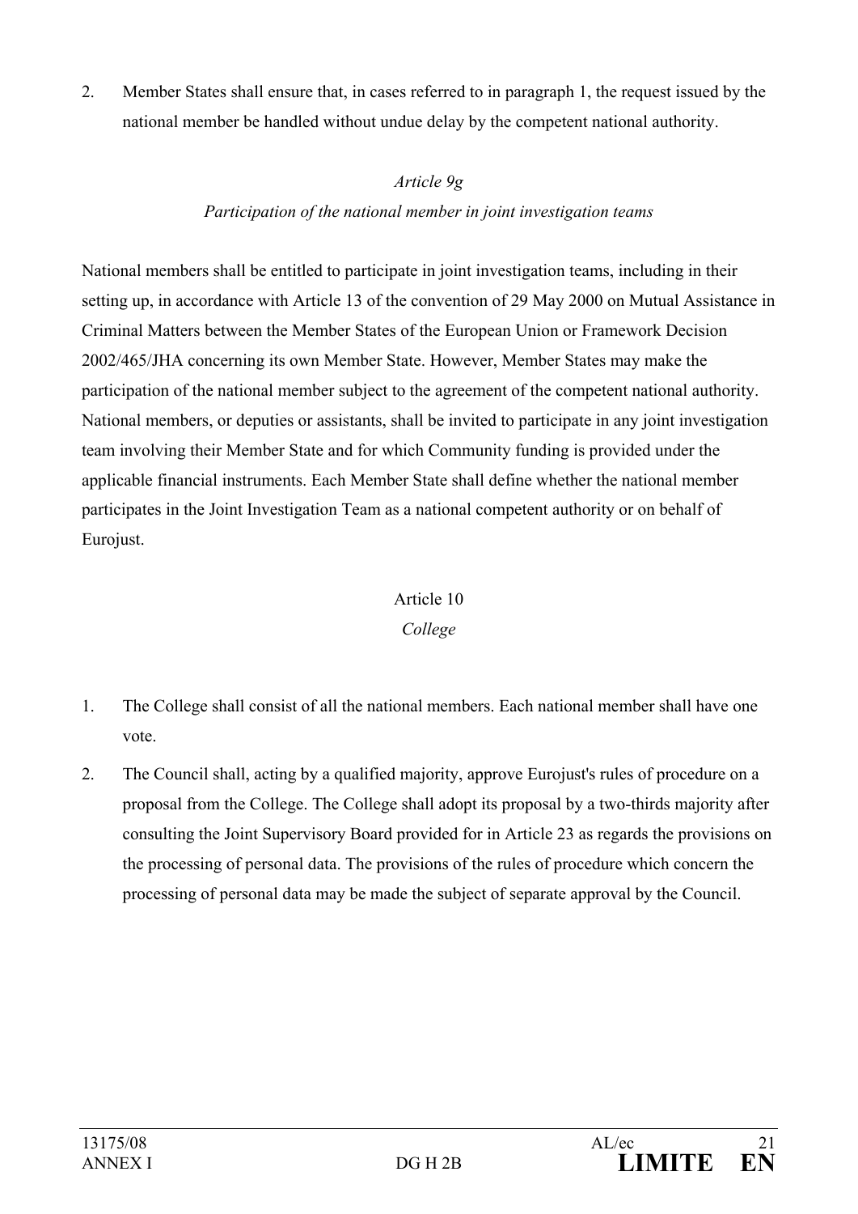2. Member States shall ensure that, in cases referred to in paragraph 1, the request issued by the national member be handled without undue delay by the competent national authority.

*Article 9g*

*Participation of the national member in joint investigation teams*

National members shall be entitled to participate in joint investigation teams, including in their setting up, in accordance with Article 13 of the convention of 29 May 2000 on Mutual Assistance in Criminal Matters between the Member States of the European Union or Framework Decision 2002/465/JHA concerning its own Member State. However, Member States may make the participation of the national member subject to the agreement of the competent national authority. National members, or deputies or assistants, shall be invited to participate in any joint investigation team involving their Member State and for which Community funding is provided under the applicable financial instruments. Each Member State shall define whether the national member participates in the Joint Investigation Team as a national competent authority or on behalf of Eurojust.

Article 10

*College*

1. The College shall consist of all the national members. Each national member shall have one vote.
2. The Council shall, acting by a qualified majority, approve Eurojust's rules of procedure on a proposal from the College. The College shall adopt its proposal by a two-thirds majority after consulting the Joint Supervisory Board provided for in Article 23 as regards the provisions on the processing of personal data. The provisions of the rules of procedure which concern the processing of personal data may be made the subject of separate approval by the Council.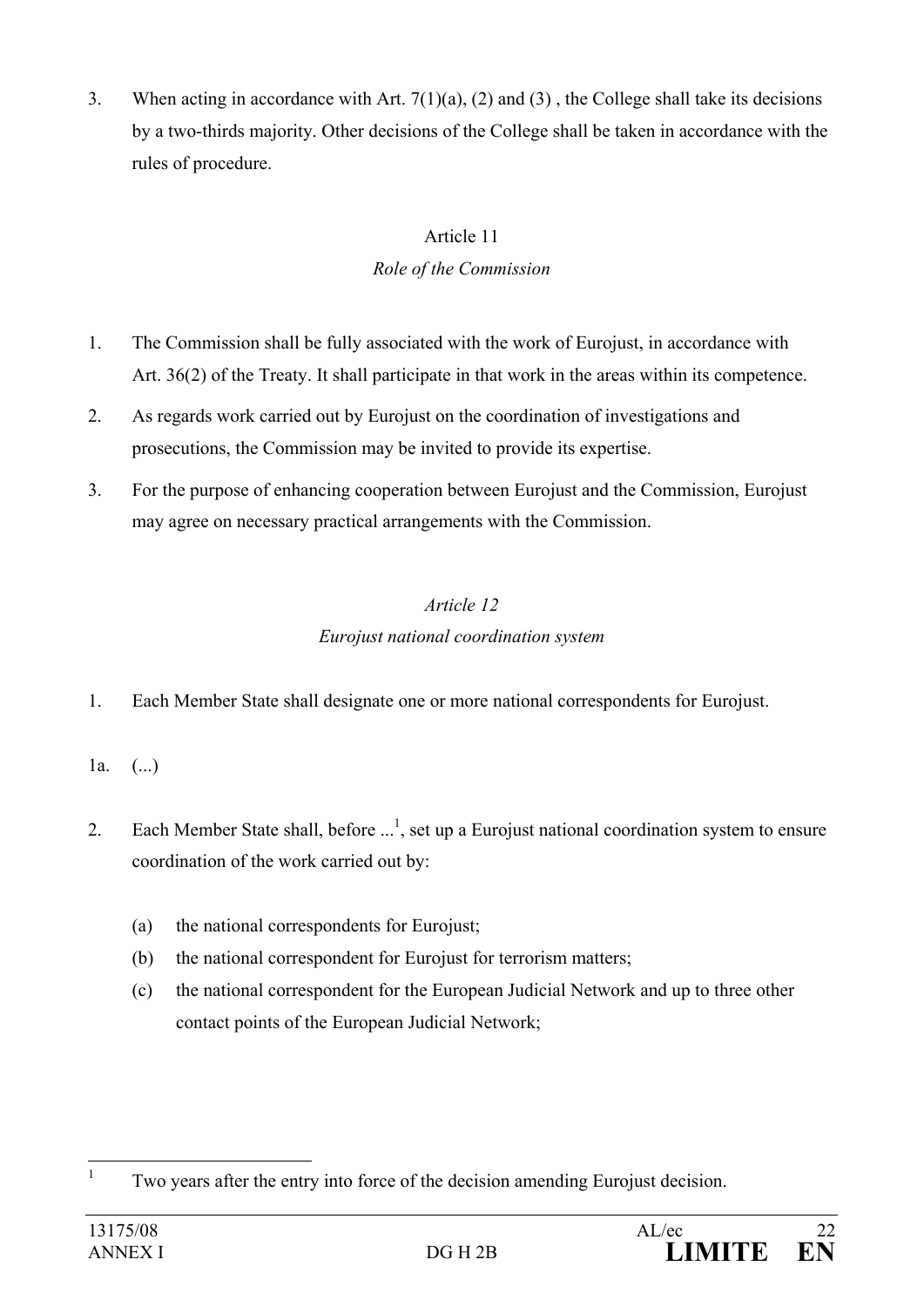3. When acting in accordance with Art. 7(1)(a), (2) and (3) , the College shall take its decisions by a two-thirds majority. Other decisions of the College shall be taken in accordance with the rules of procedure.

Article 11

*Role of the Commission*

1. The Commission shall be fully associated with the work of Eurojust, in accordance with Art. 36(2) of the Treaty. It shall participate in that work in the areas within its competence.
2. As regards work carried out by Eurojust on the coordination of investigations and prosecutions, the Commission may be invited to provide its expertise.
3. For the purpose of enhancing cooperation between Eurojust and the Commission, Eurojust may agree on necessary practical arrangements with the Commission.

*Article 12*

*Eurojust national coordination system*

1. Each Member State shall designate one or more national correspondents for Eurojust.

1a. (...)

2. Each Member State shall, before ...[1], set up a Eurojust national coordination system to ensure coordination of the work carried out by:

   (a) the national correspondents for Eurojust;
   (b) the national correspondent for Eurojust for terrorism matters;
   (c) the national correspondent for the European Judicial Network and up to three other contact points of the European Judicial Network;

[1] Two years after the entry into force of the decision amending Eurojust decision.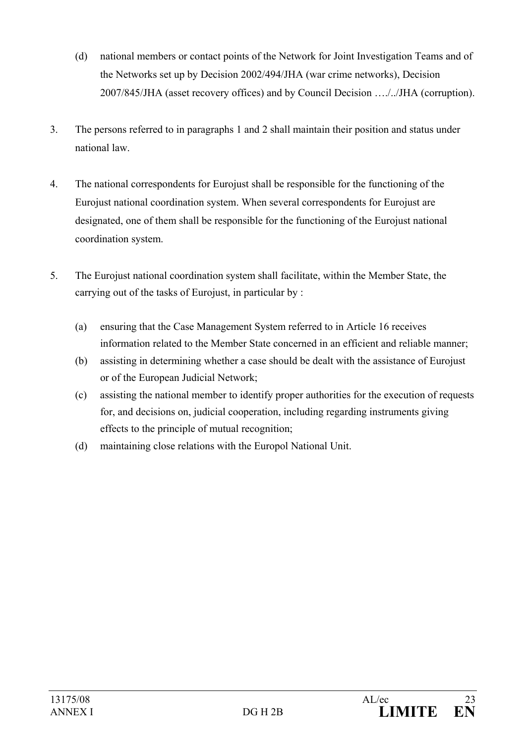(d) national members or contact points of the Network for Joint Investigation Teams and of the Networks set up by Decision 2002/494/JHA (war crime networks), Decision 2007/845/JHA (asset recovery offices) and by Council Decision …./../JHA (corruption).

3. The persons referred to in paragraphs 1 and 2 shall maintain their position and status under national law.

4. The national correspondents for Eurojust shall be responsible for the functioning of the Eurojust national coordination system. When several correspondents for Eurojust are designated, one of them shall be responsible for the functioning of the Eurojust national coordination system.

5. The Eurojust national coordination system shall facilitate, within the Member State, the carrying out of the tasks of Eurojust, in particular by :

(a) ensuring that the Case Management System referred to in Article 16 receives information related to the Member State concerned in an efficient and reliable manner;

(b) assisting in determining whether a case should be dealt with the assistance of Eurojust or of the European Judicial Network;

(c) assisting the national member to identify proper authorities for the execution of requests for, and decisions on, judicial cooperation, including regarding instruments giving effects to the principle of mutual recognition;

(d) maintaining close relations with the Europol National Unit.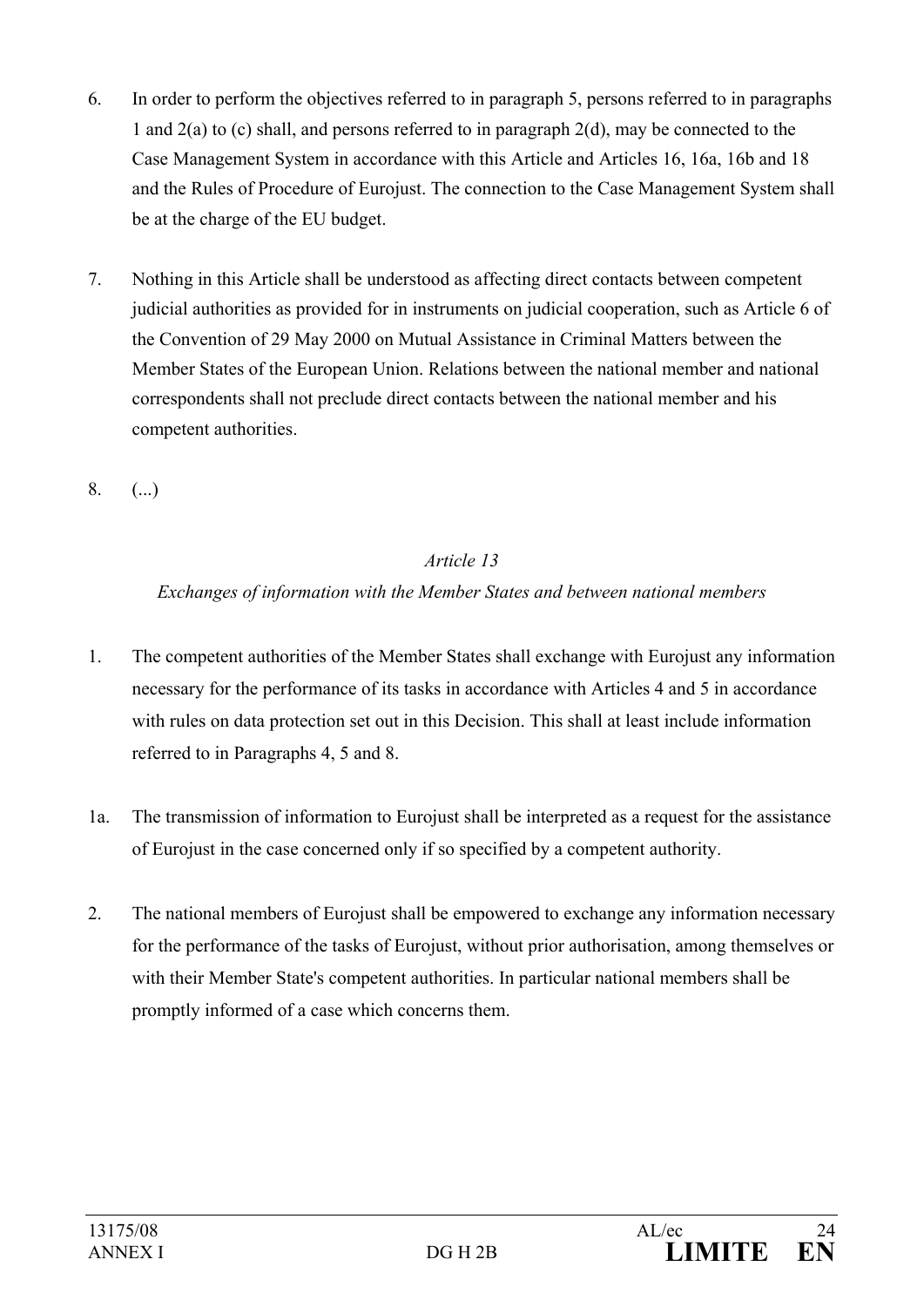6. In order to perform the objectives referred to in paragraph 5, persons referred to in paragraphs 1 and 2(a) to (c) shall, and persons referred to in paragraph 2(d), may be connected to the Case Management System in accordance with this Article and Articles 16, 16a, 16b and 18 and the Rules of Procedure of Eurojust. The connection to the Case Management System shall be at the charge of the EU budget.

7. Nothing in this Article shall be understood as affecting direct contacts between competent judicial authorities as provided for in instruments on judicial cooperation, such as Article 6 of the Convention of 29 May 2000 on Mutual Assistance in Criminal Matters between the Member States of the European Union. Relations between the national member and national correspondents shall not preclude direct contacts between the national member and his competent authorities.

8. (...)

*Article 13*

*Exchanges of information with the Member States and between national members*

1. The competent authorities of the Member States shall exchange with Eurojust any information necessary for the performance of its tasks in accordance with Articles 4 and 5 in accordance with rules on data protection set out in this Decision. This shall at least include information referred to in Paragraphs 4, 5 and 8.

1a. The transmission of information to Eurojust shall be interpreted as a request for the assistance of Eurojust in the case concerned only if so specified by a competent authority.

2. The national members of Eurojust shall be empowered to exchange any information necessary for the performance of the tasks of Eurojust, without prior authorisation, among themselves or with their Member State's competent authorities. In particular national members shall be promptly informed of a case which concerns them.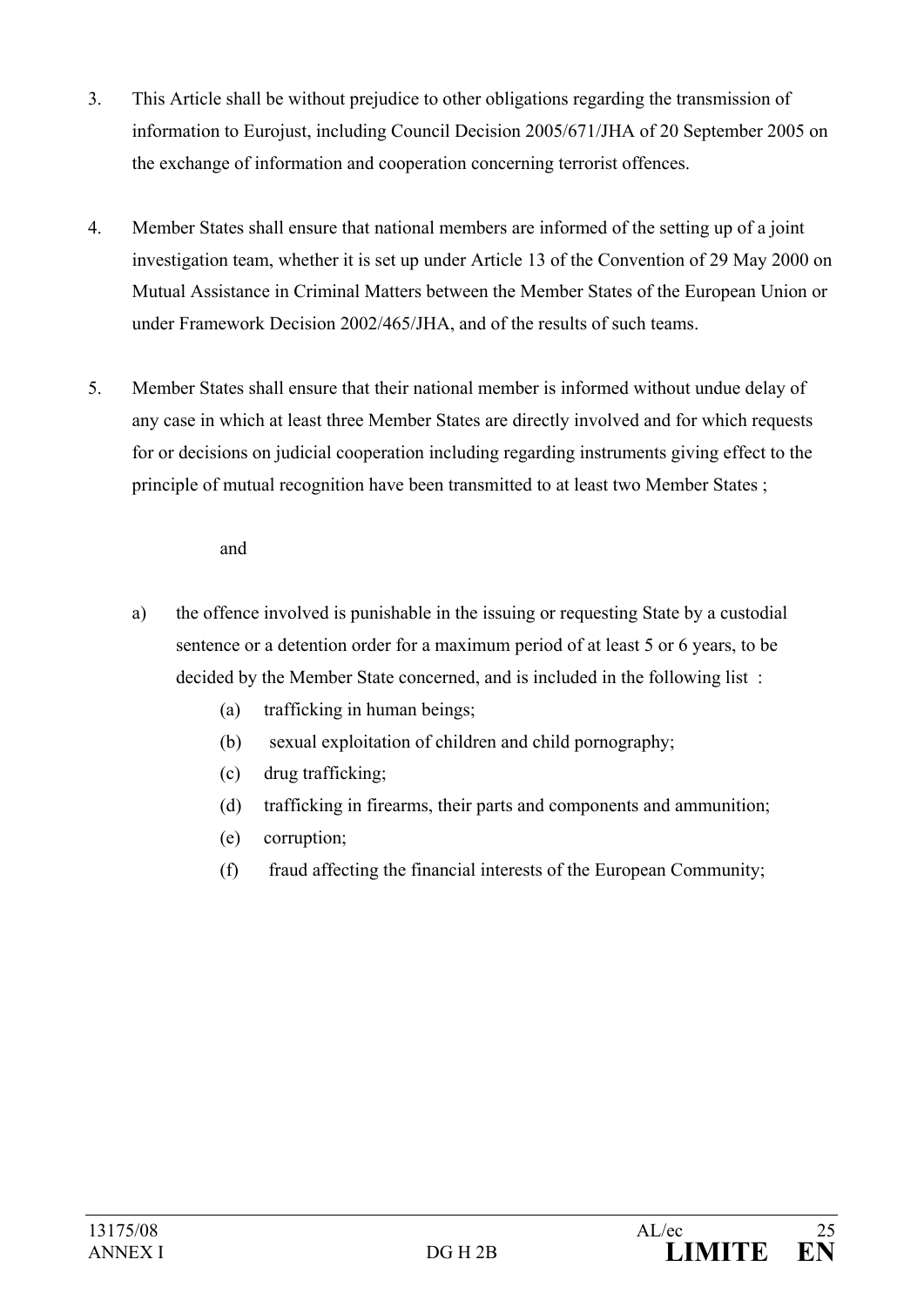3. This Article shall be without prejudice to other obligations regarding the transmission of information to Eurojust, including Council Decision 2005/671/JHA of 20 September 2005 on the exchange of information and cooperation concerning terrorist offences.

4. Member States shall ensure that national members are informed of the setting up of a joint investigation team, whether it is set up under Article 13 of the Convention of 29 May 2000 on Mutual Assistance in Criminal Matters between the Member States of the European Union or under Framework Decision 2002/465/JHA, and of the results of such teams.

5. Member States shall ensure that their national member is informed without undue delay of any case in which at least three Member States are directly involved and for which requests for or decisions on judicial cooperation including regarding instruments giving effect to the principle of mutual recognition have been transmitted to at least two Member States ;

   and

   a) the offence involved is punishable in the issuing or requesting State by a custodial sentence or a detention order for a maximum period of at least 5 or 6 years, to be decided by the Member State concerned, and is included in the following list :

      (a) trafficking in human beings;

      (b) sexual exploitation of children and child pornography;

      (c) drug trafficking;

      (d) trafficking in firearms, their parts and components and ammunition;

      (e) corruption;

      (f) fraud affecting the financial interests of the European Community;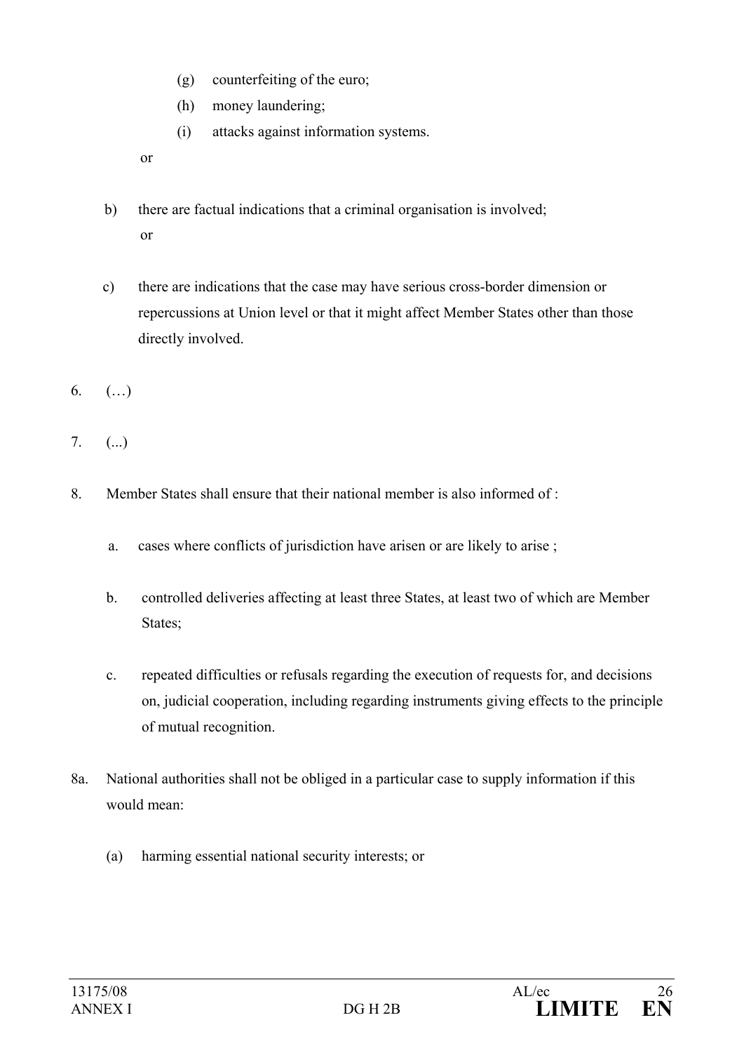(g) counterfeiting of the euro;

(h) money laundering;

(i) attacks against information systems.

or

b) there are factual indications that a criminal organisation is involved;
or

c) there are indications that the case may have serious cross-border dimension or repercussions at Union level or that it might affect Member States other than those directly involved.

6. (…)

7. (...)

8. Member States shall ensure that their national member is also informed of :

   a. cases where conflicts of jurisdiction have arisen or are likely to arise ;

   b. controlled deliveries affecting at least three States, at least two of which are Member States;

   c. repeated difficulties or refusals regarding the execution of requests for, and decisions on, judicial cooperation, including regarding instruments giving effects to the principle of mutual recognition.

8a. National authorities shall not be obliged in a particular case to supply information if this would mean:

   (a) harming essential national security interests; or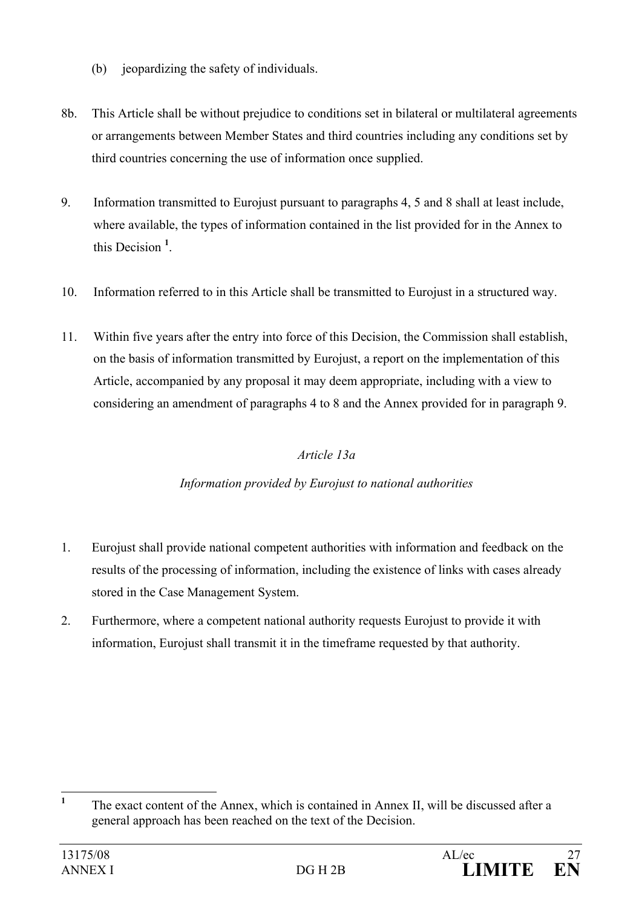(b) jeopardizing the safety of individuals.

8b. This Article shall be without prejudice to conditions set in bilateral or multilateral agreements or arrangements between Member States and third countries including any conditions set by third countries concerning the use of information once supplied.

9. Information transmitted to Eurojust pursuant to paragraphs 4, 5 and 8 shall at least include, where available, the types of information contained in the list provided for in the Annex to this Decision [1].

10. Information referred to in this Article shall be transmitted to Eurojust in a structured way.

11. Within five years after the entry into force of this Decision, the Commission shall establish, on the basis of information transmitted by Eurojust, a report on the implementation of this Article, accompanied by any proposal it may deem appropriate, including with a view to considering an amendment of paragraphs 4 to 8 and the Annex provided for in paragraph 9.

*Article 13a*

*Information provided by Eurojust to national authorities*

1. Eurojust shall provide national competent authorities with information and feedback on the results of the processing of information, including the existence of links with cases already stored in the Case Management System.

2. Furthermore, where a competent national authority requests Eurojust to provide it with information, Eurojust shall transmit it in the timeframe requested by that authority.

---

[1] The exact content of the Annex, which is contained in Annex II, will be discussed after a general approach has been reached on the text of the Decision.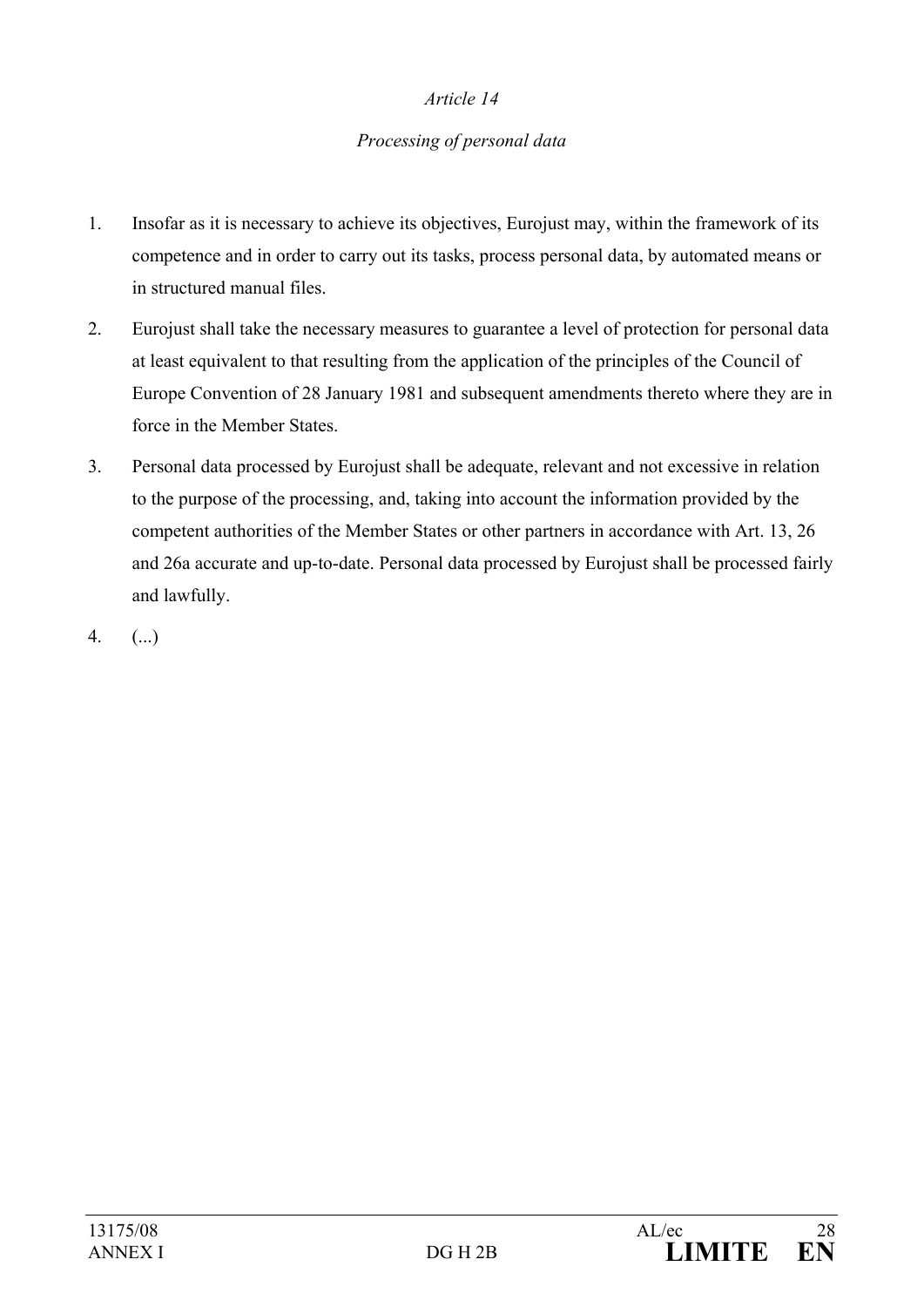*Article 14*

*Processing of personal data*

1. Insofar as it is necessary to achieve its objectives, Eurojust may, within the framework of its competence and in order to carry out its tasks, process personal data, by automated means or in structured manual files.

2. Eurojust shall take the necessary measures to guarantee a level of protection for personal data at least equivalent to that resulting from the application of the principles of the Council of Europe Convention of 28 January 1981 and subsequent amendments thereto where they are in force in the Member States.

3. Personal data processed by Eurojust shall be adequate, relevant and not excessive in relation to the purpose of the processing, and, taking into account the information provided by the competent authorities of the Member States or other partners in accordance with Art. 13, 26 and 26a accurate and up-to-date. Personal data processed by Eurojust shall be processed fairly and lawfully.

4. (...)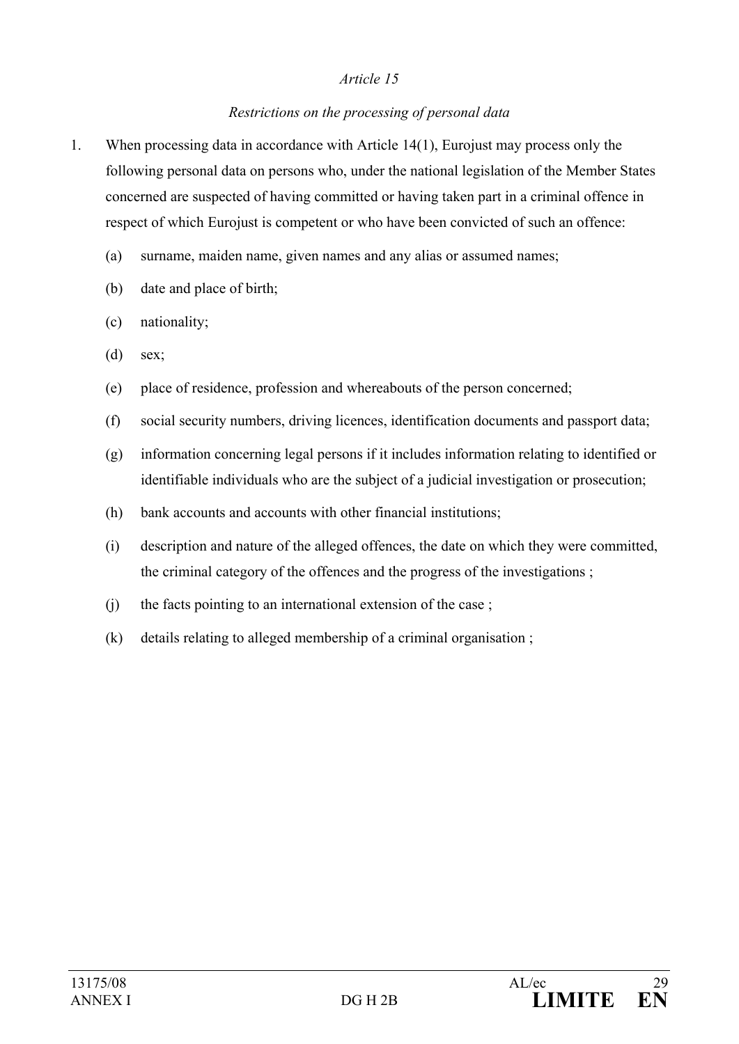*Article 15*

*Restrictions on the processing of personal data*

1. When processing data in accordance with Article 14(1), Eurojust may process only the following personal data on persons who, under the national legislation of the Member States concerned are suspected of having committed or having taken part in a criminal offence in respect of which Eurojust is competent or who have been convicted of such an offence:

   (a) surname, maiden name, given names and any alias or assumed names;

   (b) date and place of birth;

   (c) nationality;

   (d) sex;

   (e) place of residence, profession and whereabouts of the person concerned;

   (f) social security numbers, driving licences, identification documents and passport data;

   (g) information concerning legal persons if it includes information relating to identified or identifiable individuals who are the subject of a judicial investigation or prosecution;

   (h) bank accounts and accounts with other financial institutions;

   (i) description and nature of the alleged offences, the date on which they were committed, the criminal category of the offences and the progress of the investigations ;

   (j) the facts pointing to an international extension of the case ;

   (k) details relating to alleged membership of a criminal organisation ;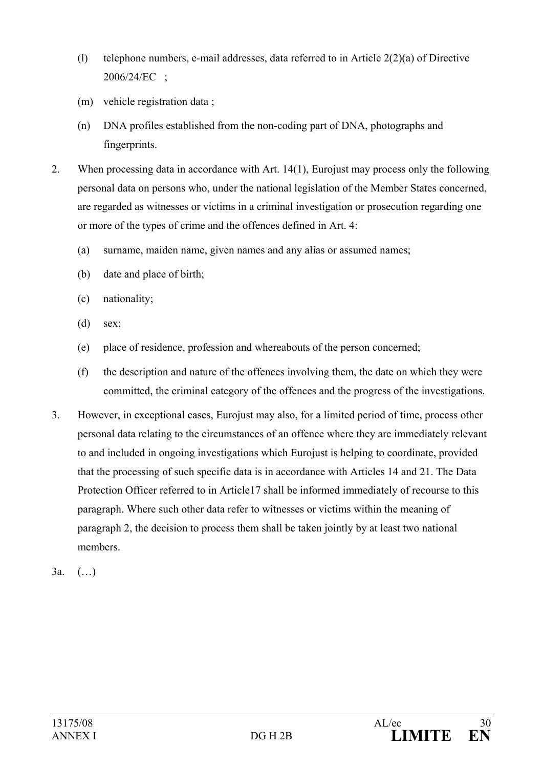(l) telephone numbers, e-mail addresses, data referred to in Article 2(2)(a) of Directive 2006/24/EC ;

(m) vehicle registration data ;

(n) DNA profiles established from the non-coding part of DNA, photographs and fingerprints.

2. When processing data in accordance with Art. 14(1), Eurojust may process only the following personal data on persons who, under the national legislation of the Member States concerned, are regarded as witnesses or victims in a criminal investigation or prosecution regarding one or more of the types of crime and the offences defined in Art. 4:

   (a) surname, maiden name, given names and any alias or assumed names;

   (b) date and place of birth;

   (c) nationality;

   (d) sex;

   (e) place of residence, profession and whereabouts of the person concerned;

   (f) the description and nature of the offences involving them, the date on which they were committed, the criminal category of the offences and the progress of the investigations.

3. However, in exceptional cases, Eurojust may also, for a limited period of time, process other personal data relating to the circumstances of an offence where they are immediately relevant to and included in ongoing investigations which Eurojust is helping to coordinate, provided that the processing of such specific data is in accordance with Articles 14 and 21. The Data Protection Officer referred to in Article17 shall be informed immediately of recourse to this paragraph. Where such other data refer to witnesses or victims within the meaning of paragraph 2, the decision to process them shall be taken jointly by at least two national members.

3a. (…)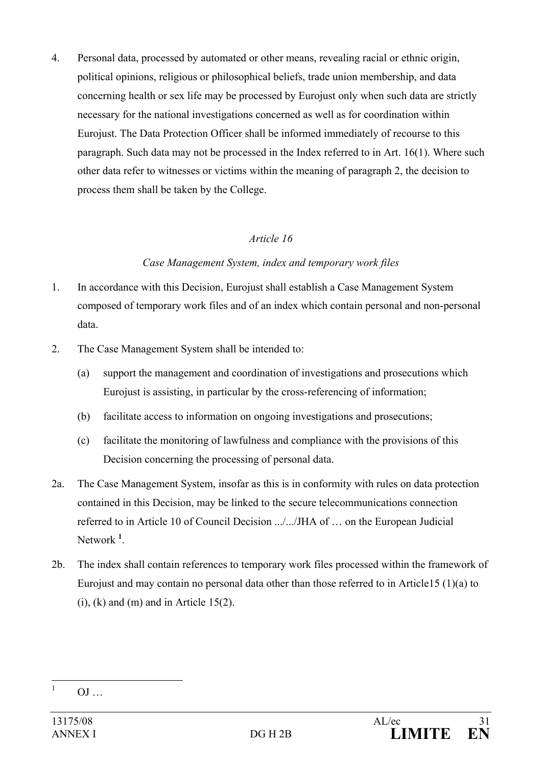4. Personal data, processed by automated or other means, revealing racial or ethnic origin, political opinions, religious or philosophical beliefs, trade union membership, and data concerning health or sex life may be processed by Eurojust only when such data are strictly necessary for the national investigations concerned as well as for coordination within Eurojust. The Data Protection Officer shall be informed immediately of recourse to this paragraph. Such data may not be processed in the Index referred to in Art. 16(1). Where such other data refer to witnesses or victims within the meaning of paragraph 2, the decision to process them shall be taken by the College.

*Article 16*

*Case Management System, index and temporary work files*

1. In accordance with this Decision, Eurojust shall establish a Case Management System composed of temporary work files and of an index which contain personal and non-personal data.

2. The Case Management System shall be intended to:

   (a) support the management and coordination of investigations and prosecutions which Eurojust is assisting, in particular by the cross-referencing of information;

   (b) facilitate access to information on ongoing investigations and prosecutions;

   (c) facilitate the monitoring of lawfulness and compliance with the provisions of this Decision concerning the processing of personal data.

2a. The Case Management System, insofar as this is in conformity with rules on data protection contained in this Decision, may be linked to the secure telecommunications connection referred to in Article 10 of Council Decision .../.../JHA of … on the European Judicial Network [1].

2b. The index shall contain references to temporary work files processed within the framework of Eurojust and may contain no personal data other than those referred to in Article15 (1)(a) to (i), (k) and (m) and in Article 15(2).

---

[1] OJ …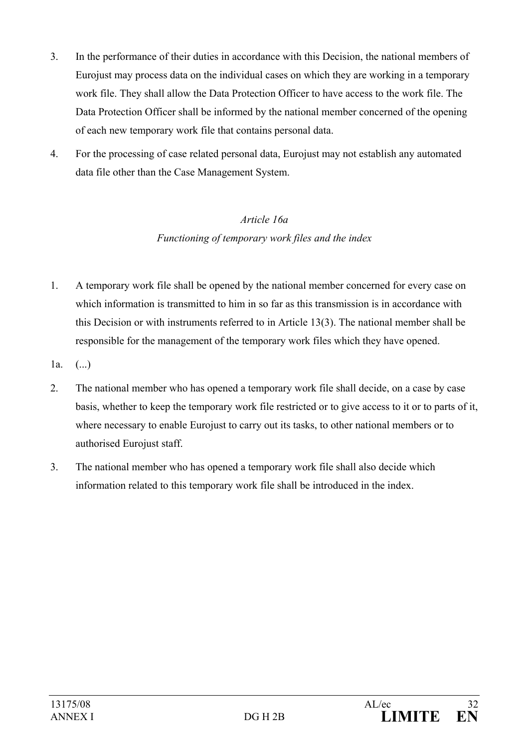3. In the performance of their duties in accordance with this Decision, the national members of Eurojust may process data on the individual cases on which they are working in a temporary work file. They shall allow the Data Protection Officer to have access to the work file. The Data Protection Officer shall be informed by the national member concerned of the opening of each new temporary work file that contains personal data.

4. For the processing of case related personal data, Eurojust may not establish any automated data file other than the Case Management System.

*Article 16a*

*Functioning of temporary work files and the index*

1. A temporary work file shall be opened by the national member concerned for every case on which information is transmitted to him in so far as this transmission is in accordance with this Decision or with instruments referred to in Article 13(3). The national member shall be responsible for the management of the temporary work files which they have opened.

1a. (...)

2. The national member who has opened a temporary work file shall decide, on a case by case basis, whether to keep the temporary work file restricted or to give access to it or to parts of it, where necessary to enable Eurojust to carry out its tasks, to other national members or to authorised Eurojust staff.

3. The national member who has opened a temporary work file shall also decide which information related to this temporary work file shall be introduced in the index.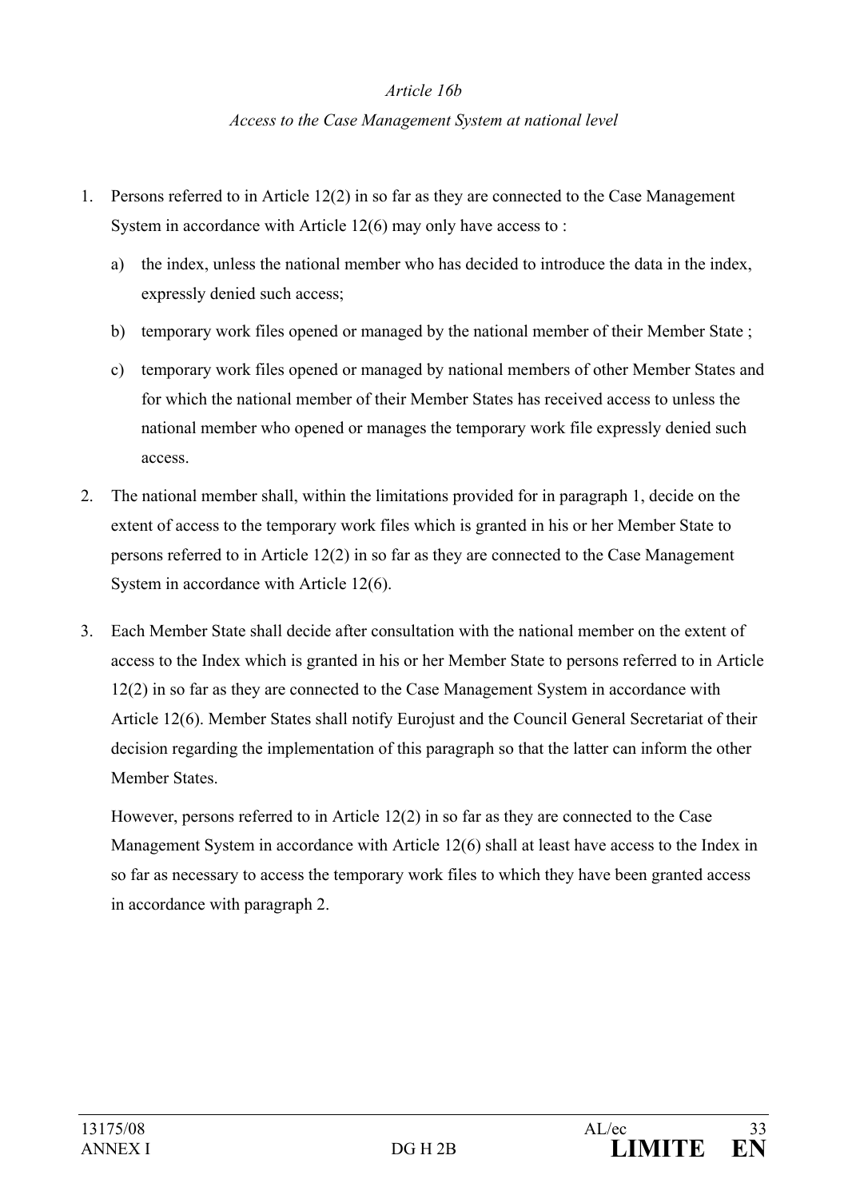*Article 16b*

*Access to the Case Management System at national level*

1. Persons referred to in Article 12(2) in so far as they are connected to the Case Management System in accordance with Article 12(6) may only have access to :

   a) the index, unless the national member who has decided to introduce the data in the index, expressly denied such access;

   b) temporary work files opened or managed by the national member of their Member State ;

   c) temporary work files opened or managed by national members of other Member States and for which the national member of their Member States has received access to unless the national member who opened or manages the temporary work file expressly denied such access.

2. The national member shall, within the limitations provided for in paragraph 1, decide on the extent of access to the temporary work files which is granted in his or her Member State to persons referred to in Article 12(2) in so far as they are connected to the Case Management System in accordance with Article 12(6).

3. Each Member State shall decide after consultation with the national member on the extent of access to the Index which is granted in his or her Member State to persons referred to in Article 12(2) in so far as they are connected to the Case Management System in accordance with Article 12(6). Member States shall notify Eurojust and the Council General Secretariat of their decision regarding the implementation of this paragraph so that the latter can inform the other Member States.

   However, persons referred to in Article 12(2) in so far as they are connected to the Case Management System in accordance with Article 12(6) shall at least have access to the Index in so far as necessary to access the temporary work files to which they have been granted access in accordance with paragraph 2.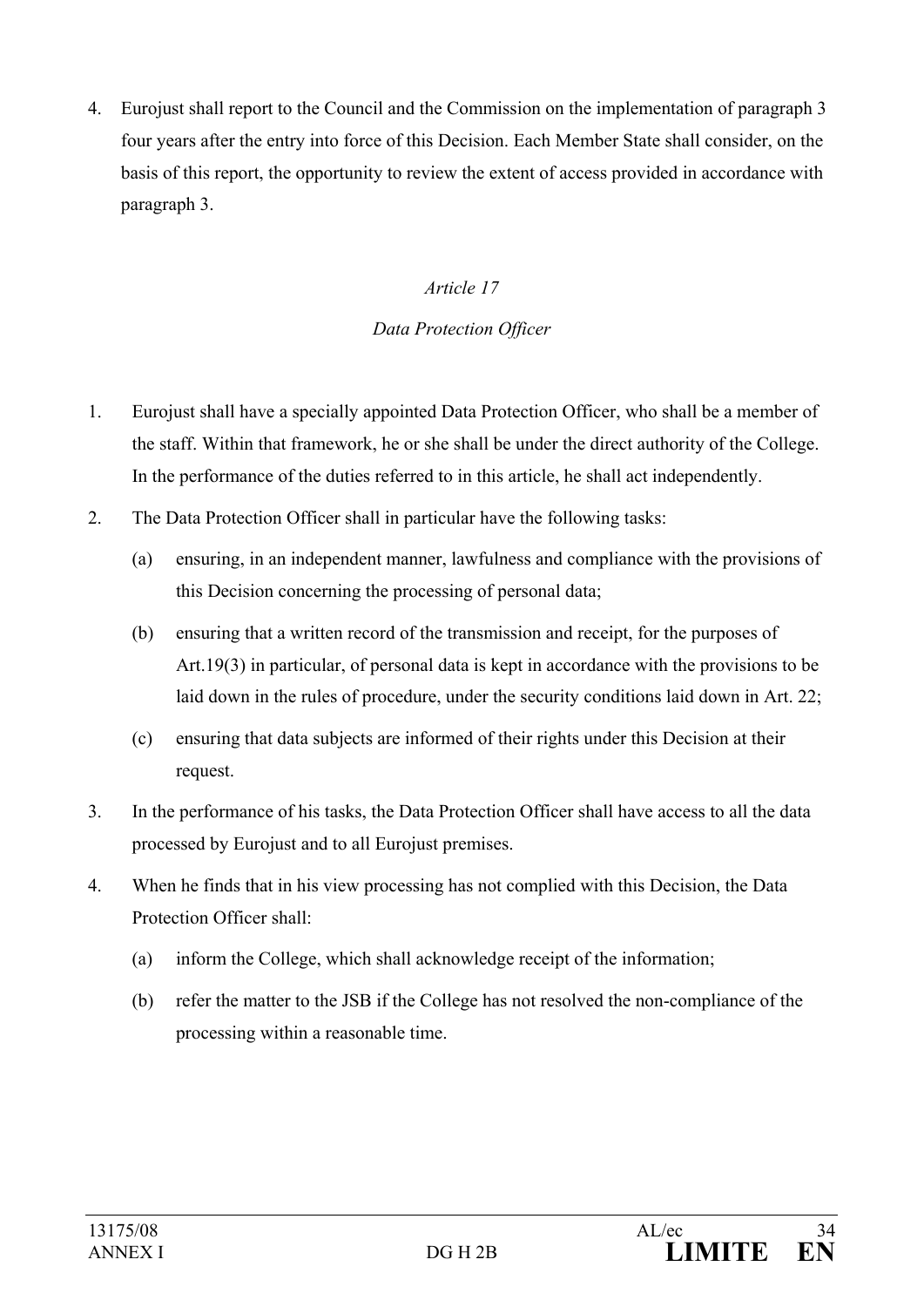4. Eurojust shall report to the Council and the Commission on the implementation of paragraph 3 four years after the entry into force of this Decision. Each Member State shall consider, on the basis of this report, the opportunity to review the extent of access provided in accordance with paragraph 3.

*Article 17*

*Data Protection Officer*

1. Eurojust shall have a specially appointed Data Protection Officer, who shall be a member of the staff. Within that framework, he or she shall be under the direct authority of the College. In the performance of the duties referred to in this article, he shall act independently.

2. The Data Protection Officer shall in particular have the following tasks:

   (a) ensuring, in an independent manner, lawfulness and compliance with the provisions of this Decision concerning the processing of personal data;

   (b) ensuring that a written record of the transmission and receipt, for the purposes of Art.19(3) in particular, of personal data is kept in accordance with the provisions to be laid down in the rules of procedure, under the security conditions laid down in Art. 22;

   (c) ensuring that data subjects are informed of their rights under this Decision at their request.

3. In the performance of his tasks, the Data Protection Officer shall have access to all the data processed by Eurojust and to all Eurojust premises.

4. When he finds that in his view processing has not complied with this Decision, the Data Protection Officer shall:

   (a) inform the College, which shall acknowledge receipt of the information;

   (b) refer the matter to the JSB if the College has not resolved the non-compliance of the processing within a reasonable time.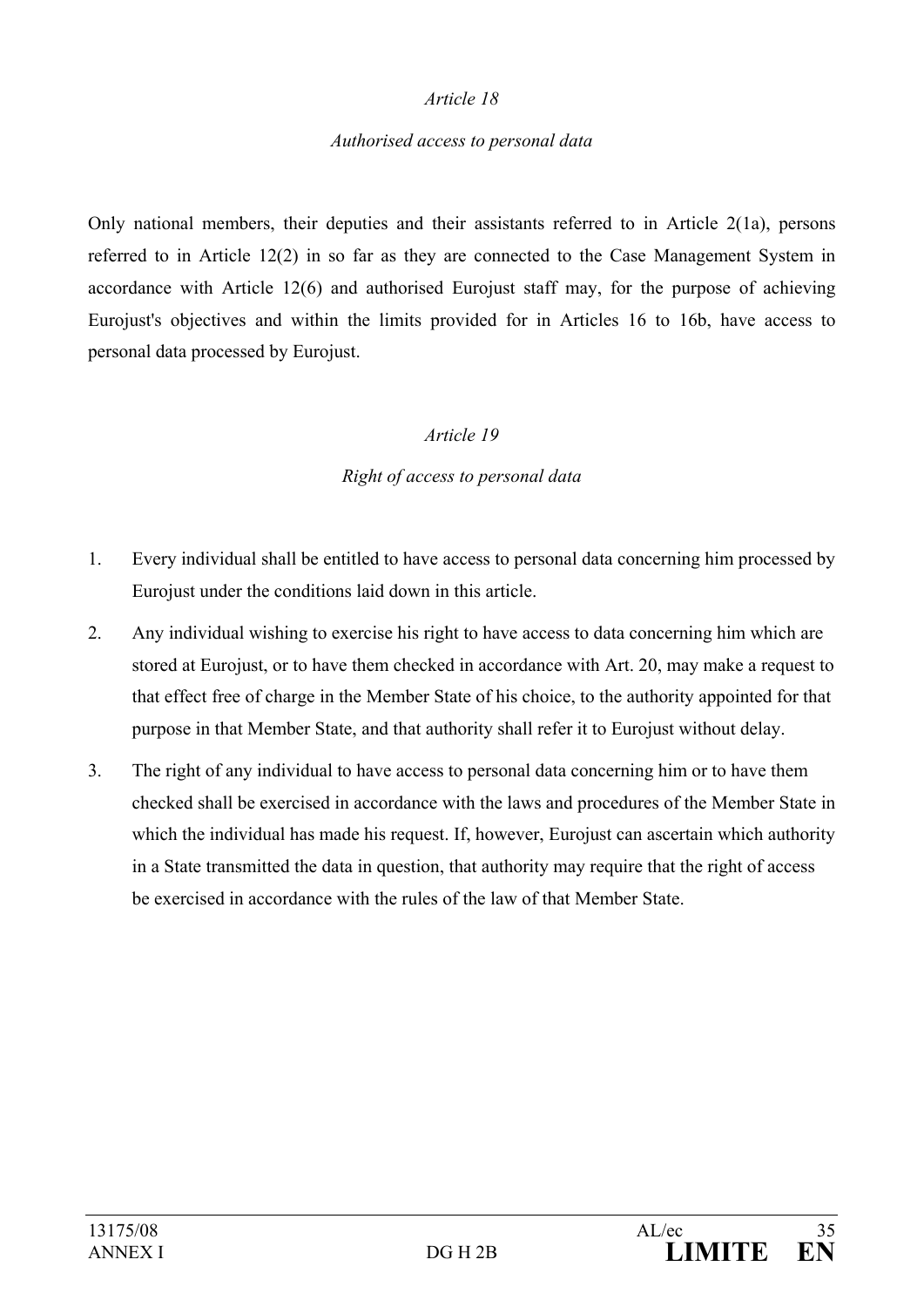*Article 18*

*Authorised access to personal data*

Only national members, their deputies and their assistants referred to in Article 2(1a), persons referred to in Article 12(2) in so far as they are connected to the Case Management System in accordance with Article 12(6) and authorised Eurojust staff may, for the purpose of achieving Eurojust's objectives and within the limits provided for in Articles 16 to 16b, have access to personal data processed by Eurojust.

*Article 19*

*Right of access to personal data*

1. Every individual shall be entitled to have access to personal data concerning him processed by Eurojust under the conditions laid down in this article.
2. Any individual wishing to exercise his right to have access to data concerning him which are stored at Eurojust, or to have them checked in accordance with Art. 20, may make a request to that effect free of charge in the Member State of his choice, to the authority appointed for that purpose in that Member State, and that authority shall refer it to Eurojust without delay.
3. The right of any individual to have access to personal data concerning him or to have them checked shall be exercised in accordance with the laws and procedures of the Member State in which the individual has made his request. If, however, Eurojust can ascertain which authority in a State transmitted the data in question, that authority may require that the right of access be exercised in accordance with the rules of the law of that Member State.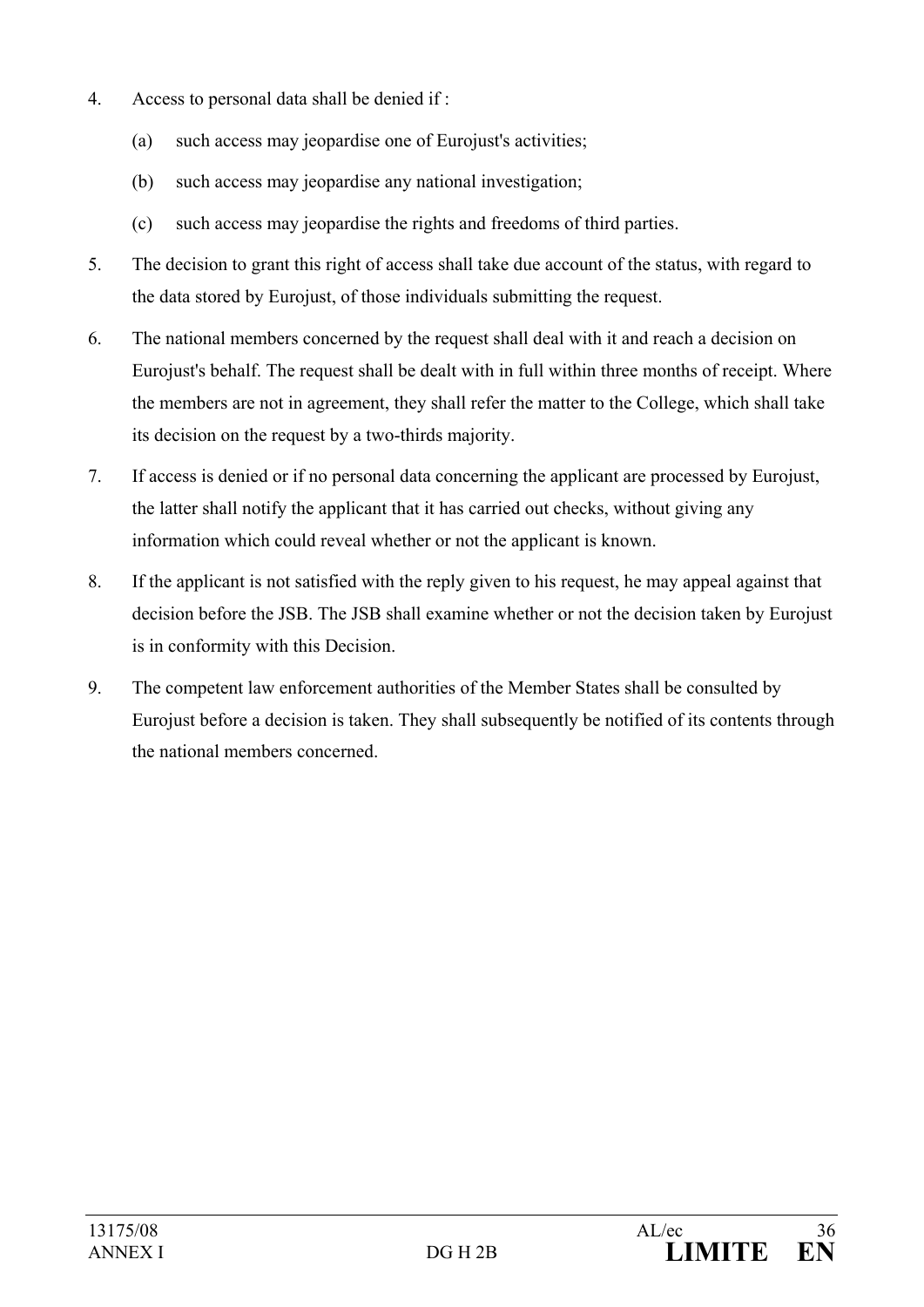4. Access to personal data shall be denied if :

   (a) such access may jeopardise one of Eurojust's activities;

   (b) such access may jeopardise any national investigation;

   (c) such access may jeopardise the rights and freedoms of third parties.

5. The decision to grant this right of access shall take due account of the status, with regard to the data stored by Eurojust, of those individuals submitting the request.

6. The national members concerned by the request shall deal with it and reach a decision on Eurojust's behalf. The request shall be dealt with in full within three months of receipt. Where the members are not in agreement, they shall refer the matter to the College, which shall take its decision on the request by a two-thirds majority.

7. If access is denied or if no personal data concerning the applicant are processed by Eurojust, the latter shall notify the applicant that it has carried out checks, without giving any information which could reveal whether or not the applicant is known.

8. If the applicant is not satisfied with the reply given to his request, he may appeal against that decision before the JSB. The JSB shall examine whether or not the decision taken by Eurojust is in conformity with this Decision.

9. The competent law enforcement authorities of the Member States shall be consulted by Eurojust before a decision is taken. They shall subsequently be notified of its contents through the national members concerned.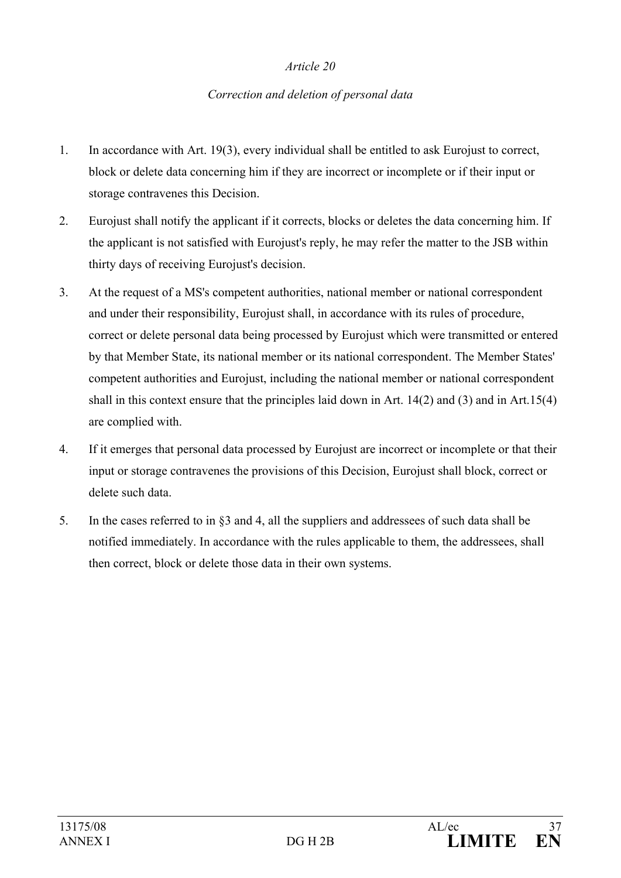*Article 20*

*Correction and deletion of personal data*

1. In accordance with Art. 19(3), every individual shall be entitled to ask Eurojust to correct, block or delete data concerning him if they are incorrect or incomplete or if their input or storage contravenes this Decision.

2. Eurojust shall notify the applicant if it corrects, blocks or deletes the data concerning him. If the applicant is not satisfied with Eurojust's reply, he may refer the matter to the JSB within thirty days of receiving Eurojust's decision.

3. At the request of a MS's competent authorities, national member or national correspondent and under their responsibility, Eurojust shall, in accordance with its rules of procedure, correct or delete personal data being processed by Eurojust which were transmitted or entered by that Member State, its national member or its national correspondent. The Member States' competent authorities and Eurojust, including the national member or national correspondent shall in this context ensure that the principles laid down in Art. 14(2) and (3) and in Art.15(4) are complied with.

4. If it emerges that personal data processed by Eurojust are incorrect or incomplete or that their input or storage contravenes the provisions of this Decision, Eurojust shall block, correct or delete such data.

5. In the cases referred to in §3 and 4, all the suppliers and addressees of such data shall be notified immediately. In accordance with the rules applicable to them, the addressees, shall then correct, block or delete those data in their own systems.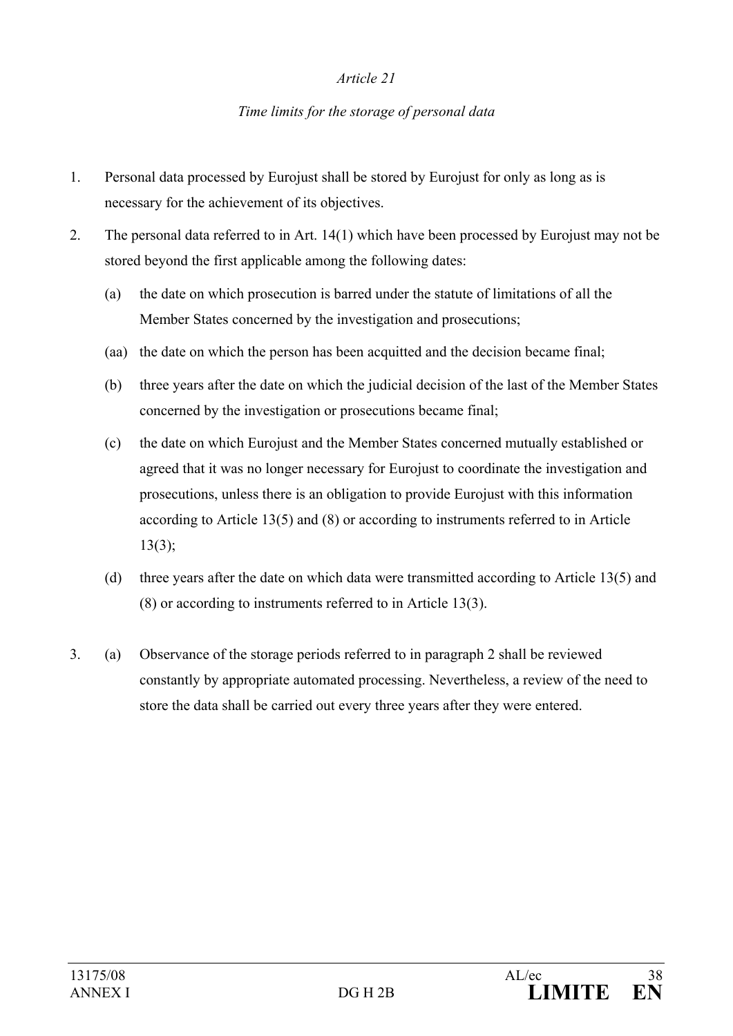*Article 21*

*Time limits for the storage of personal data*

1. Personal data processed by Eurojust shall be stored by Eurojust for only as long as is necessary for the achievement of its objectives.

2. The personal data referred to in Art. 14(1) which have been processed by Eurojust may not be stored beyond the first applicable among the following dates:

   (a) the date on which prosecution is barred under the statute of limitations of all the Member States concerned by the investigation and prosecutions;

   (aa) the date on which the person has been acquitted and the decision became final;

   (b) three years after the date on which the judicial decision of the last of the Member States concerned by the investigation or prosecutions became final;

   (c) the date on which Eurojust and the Member States concerned mutually established or agreed that it was no longer necessary for Eurojust to coordinate the investigation and prosecutions, unless there is an obligation to provide Eurojust with this information according to Article 13(5) and (8) or according to instruments referred to in Article 13(3);

   (d) three years after the date on which data were transmitted according to Article 13(5) and (8) or according to instruments referred to in Article 13(3).

3. (a) Observance of the storage periods referred to in paragraph 2 shall be reviewed constantly by appropriate automated processing. Nevertheless, a review of the need to store the data shall be carried out every three years after they were entered.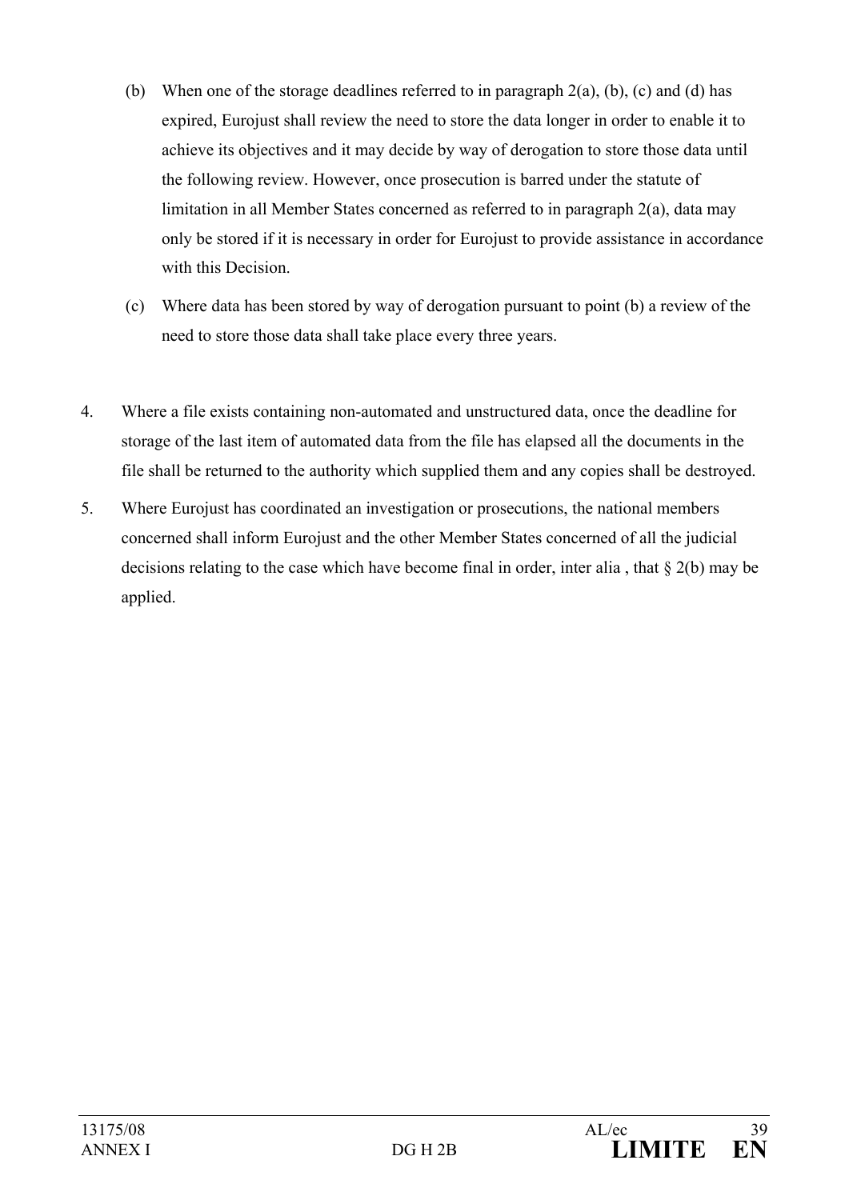(b) When one of the storage deadlines referred to in paragraph 2(a), (b), (c) and (d) has expired, Eurojust shall review the need to store the data longer in order to enable it to achieve its objectives and it may decide by way of derogation to store those data until the following review. However, once prosecution is barred under the statute of limitation in all Member States concerned as referred to in paragraph 2(a), data may only be stored if it is necessary in order for Eurojust to provide assistance in accordance with this Decision.

(c) Where data has been stored by way of derogation pursuant to point (b) a review of the need to store those data shall take place every three years.

4. Where a file exists containing non-automated and unstructured data, once the deadline for storage of the last item of automated data from the file has elapsed all the documents in the file shall be returned to the authority which supplied them and any copies shall be destroyed.

5. Where Eurojust has coordinated an investigation or prosecutions, the national members concerned shall inform Eurojust and the other Member States concerned of all the judicial decisions relating to the case which have become final in order, inter alia , that § 2(b) may be applied.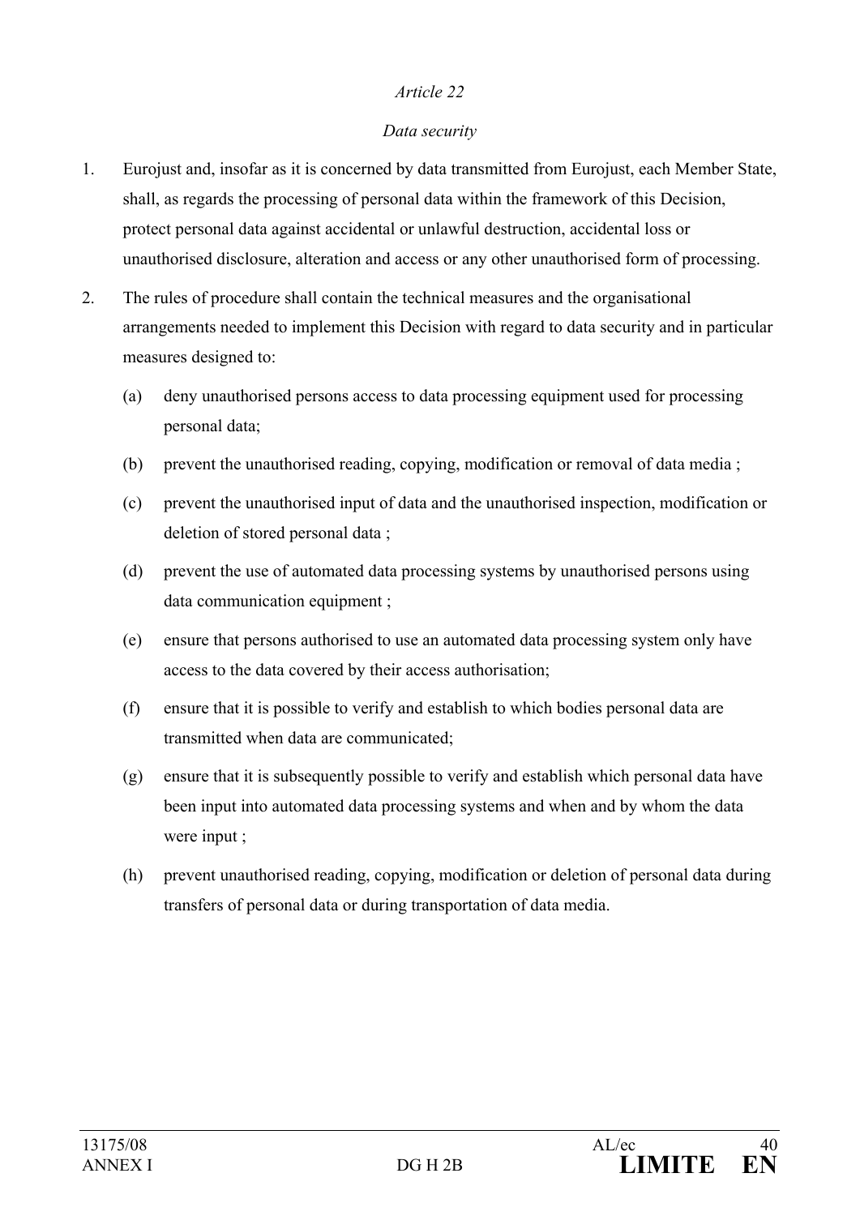*Article 22*

*Data security*

1. Eurojust and, insofar as it is concerned by data transmitted from Eurojust, each Member State, shall, as regards the processing of personal data within the framework of this Decision, protect personal data against accidental or unlawful destruction, accidental loss or unauthorised disclosure, alteration and access or any other unauthorised form of processing.

2. The rules of procedure shall contain the technical measures and the organisational arrangements needed to implement this Decision with regard to data security and in particular measures designed to:

   (a) deny unauthorised persons access to data processing equipment used for processing personal data;

   (b) prevent the unauthorised reading, copying, modification or removal of data media ;

   (c) prevent the unauthorised input of data and the unauthorised inspection, modification or deletion of stored personal data ;

   (d) prevent the use of automated data processing systems by unauthorised persons using data communication equipment ;

   (e) ensure that persons authorised to use an automated data processing system only have access to the data covered by their access authorisation;

   (f) ensure that it is possible to verify and establish to which bodies personal data are transmitted when data are communicated;

   (g) ensure that it is subsequently possible to verify and establish which personal data have been input into automated data processing systems and when and by whom the data were input ;

   (h) prevent unauthorised reading, copying, modification or deletion of personal data during transfers of personal data or during transportation of data media.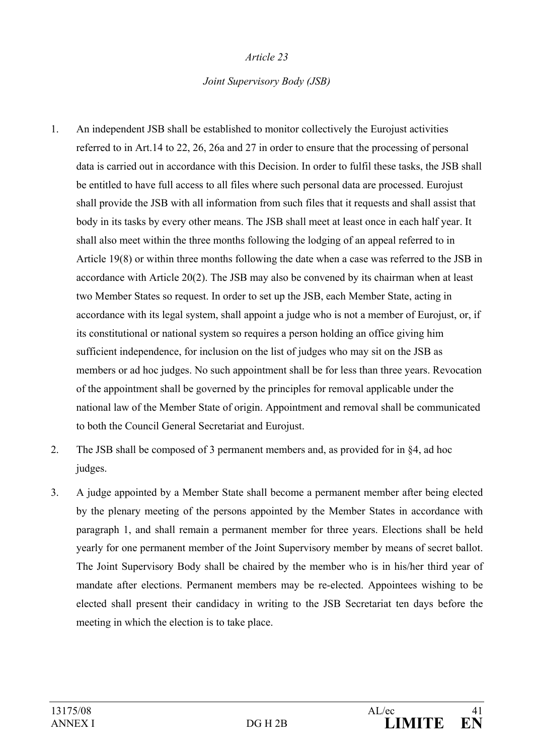*Article 23*

*Joint Supervisory Body (JSB)*

1. An independent JSB shall be established to monitor collectively the Eurojust activities referred to in Art.14 to 22, 26, 26a and 27 in order to ensure that the processing of personal data is carried out in accordance with this Decision. In order to fulfil these tasks, the JSB shall be entitled to have full access to all files where such personal data are processed. Eurojust shall provide the JSB with all information from such files that it requests and shall assist that body in its tasks by every other means. The JSB shall meet at least once in each half year. It shall also meet within the three months following the lodging of an appeal referred to in Article 19(8) or within three months following the date when a case was referred to the JSB in accordance with Article 20(2). The JSB may also be convened by its chairman when at least two Member States so request. In order to set up the JSB, each Member State, acting in accordance with its legal system, shall appoint a judge who is not a member of Eurojust, or, if its constitutional or national system so requires a person holding an office giving him sufficient independence, for inclusion on the list of judges who may sit on the JSB as members or ad hoc judges. No such appointment shall be for less than three years. Revocation of the appointment shall be governed by the principles for removal applicable under the national law of the Member State of origin. Appointment and removal shall be communicated to both the Council General Secretariat and Eurojust.

2. The JSB shall be composed of 3 permanent members and, as provided for in §4, ad hoc judges.

3. A judge appointed by a Member State shall become a permanent member after being elected by the plenary meeting of the persons appointed by the Member States in accordance with paragraph 1, and shall remain a permanent member for three years. Elections shall be held yearly for one permanent member of the Joint Supervisory member by means of secret ballot. The Joint Supervisory Body shall be chaired by the member who is in his/her third year of mandate after elections. Permanent members may be re-elected. Appointees wishing to be elected shall present their candidacy in writing to the JSB Secretariat ten days before the meeting in which the election is to take place.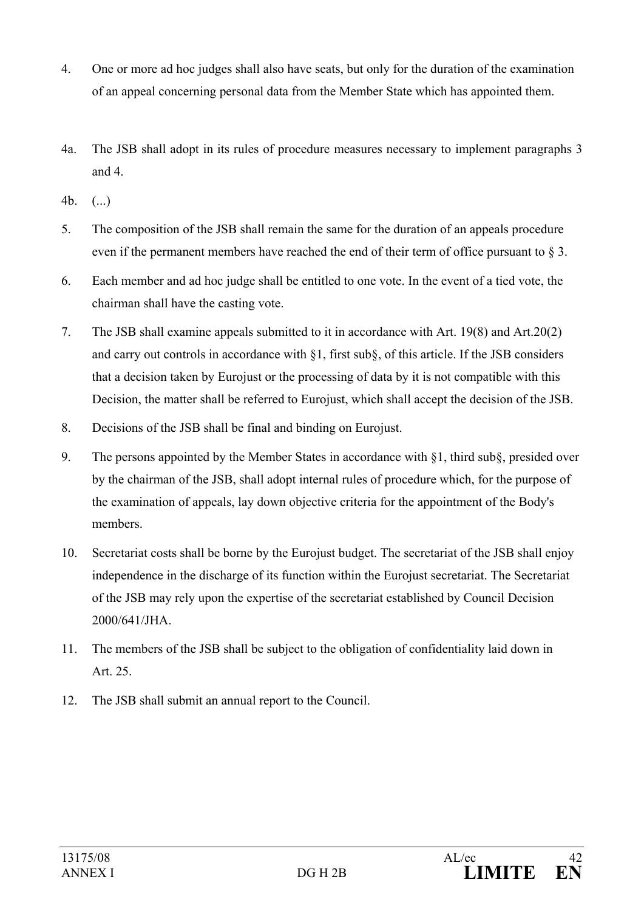4. One or more ad hoc judges shall also have seats, but only for the duration of the examination of an appeal concerning personal data from the Member State which has appointed them.

4a. The JSB shall adopt in its rules of procedure measures necessary to implement paragraphs 3 and 4.

4b. (...)

5. The composition of the JSB shall remain the same for the duration of an appeals procedure even if the permanent members have reached the end of their term of office pursuant to § 3.

6. Each member and ad hoc judge shall be entitled to one vote. In the event of a tied vote, the chairman shall have the casting vote.

7. The JSB shall examine appeals submitted to it in accordance with Art. 19(8) and Art.20(2) and carry out controls in accordance with §1, first sub§, of this article. If the JSB considers that a decision taken by Eurojust or the processing of data by it is not compatible with this Decision, the matter shall be referred to Eurojust, which shall accept the decision of the JSB.

8. Decisions of the JSB shall be final and binding on Eurojust.

9. The persons appointed by the Member States in accordance with §1, third sub§, presided over by the chairman of the JSB, shall adopt internal rules of procedure which, for the purpose of the examination of appeals, lay down objective criteria for the appointment of the Body's members.

10. Secretariat costs shall be borne by the Eurojust budget. The secretariat of the JSB shall enjoy independence in the discharge of its function within the Eurojust secretariat. The Secretariat of the JSB may rely upon the expertise of the secretariat established by Council Decision 2000/641/JHA.

11. The members of the JSB shall be subject to the obligation of confidentiality laid down in Art. 25.

12. The JSB shall submit an annual report to the Council.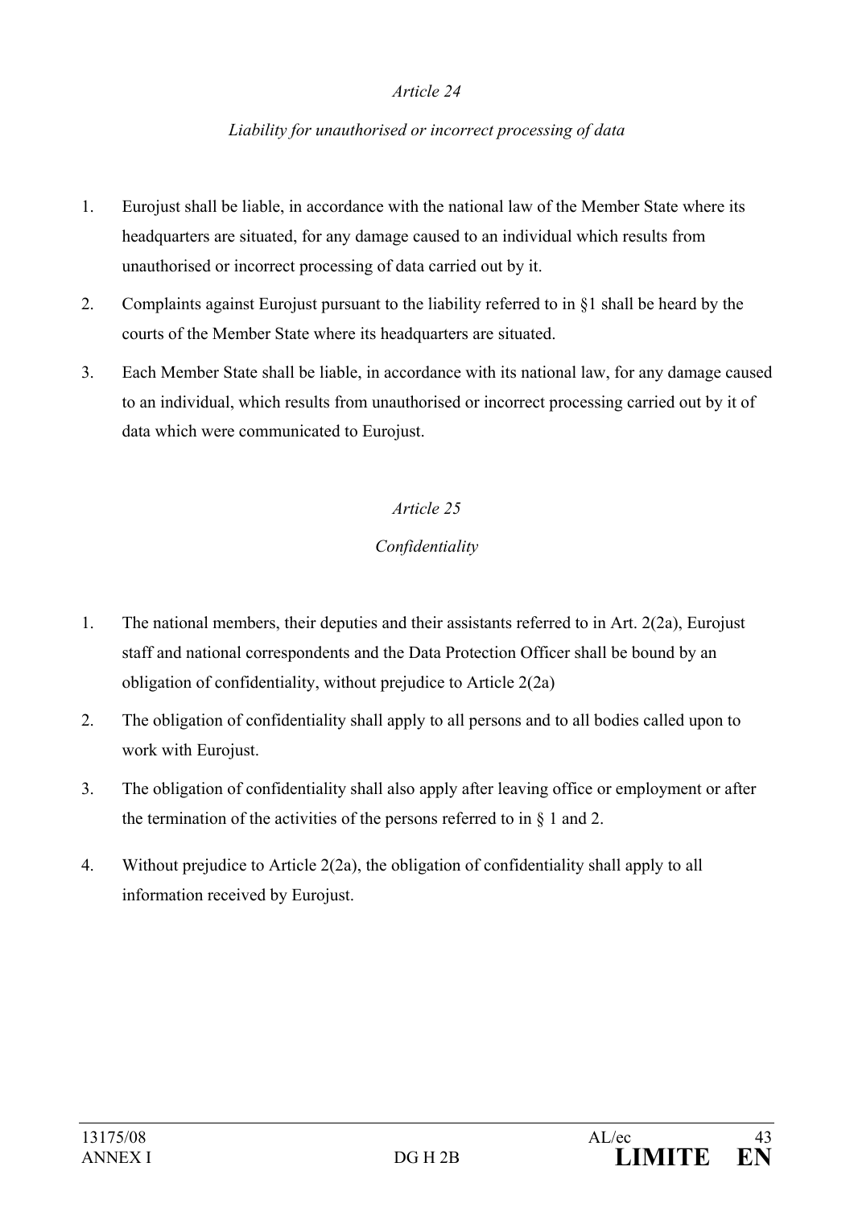*Article 24*

*Liability for unauthorised or incorrect processing of data*

1. Eurojust shall be liable, in accordance with the national law of the Member State where its headquarters are situated, for any damage caused to an individual which results from unauthorised or incorrect processing of data carried out by it.
2. Complaints against Eurojust pursuant to the liability referred to in §1 shall be heard by the courts of the Member State where its headquarters are situated.
3. Each Member State shall be liable, in accordance with its national law, for any damage caused to an individual, which results from unauthorised or incorrect processing carried out by it of data which were communicated to Eurojust.

*Article 25*

*Confidentiality*

1. The national members, their deputies and their assistants referred to in Art. 2(2a), Eurojust staff and national correspondents and the Data Protection Officer shall be bound by an obligation of confidentiality, without prejudice to Article 2(2a)
2. The obligation of confidentiality shall apply to all persons and to all bodies called upon to work with Eurojust.
3. The obligation of confidentiality shall also apply after leaving office or employment or after the termination of the activities of the persons referred to in § 1 and 2.
4. Without prejudice to Article 2(2a), the obligation of confidentiality shall apply to all information received by Eurojust.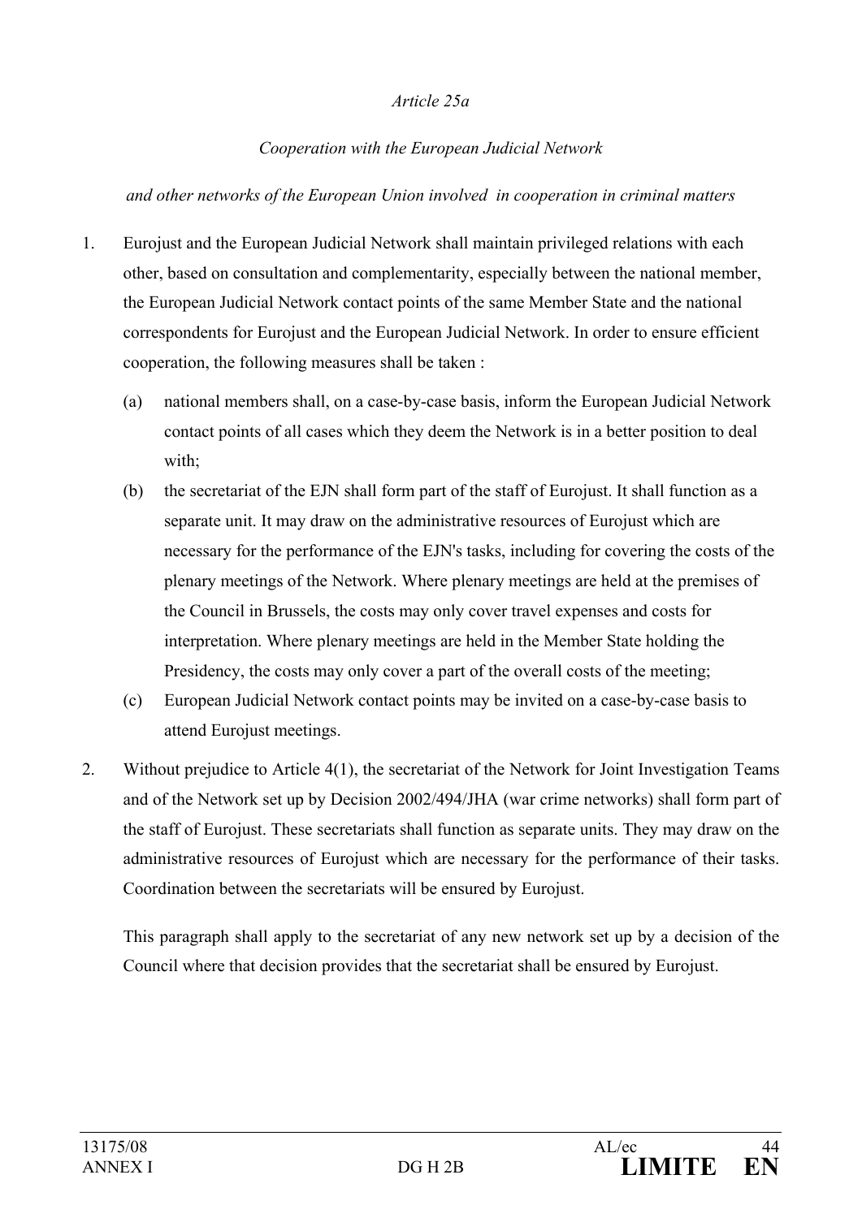*Article 25a*

*Cooperation with the European Judicial Network*

*and other networks of the European Union involved in cooperation in criminal matters*

1. Eurojust and the European Judicial Network shall maintain privileged relations with each other, based on consultation and complementarity, especially between the national member, the European Judicial Network contact points of the same Member State and the national correspondents for Eurojust and the European Judicial Network. In order to ensure efficient cooperation, the following measures shall be taken :

   (a) national members shall, on a case-by-case basis, inform the European Judicial Network contact points of all cases which they deem the Network is in a better position to deal with;

   (b) the secretariat of the EJN shall form part of the staff of Eurojust. It shall function as a separate unit. It may draw on the administrative resources of Eurojust which are necessary for the performance of the EJN's tasks, including for covering the costs of the plenary meetings of the Network. Where plenary meetings are held at the premises of the Council in Brussels, the costs may only cover travel expenses and costs for interpretation. Where plenary meetings are held in the Member State holding the Presidency, the costs may only cover a part of the overall costs of the meeting;

   (c) European Judicial Network contact points may be invited on a case-by-case basis to attend Eurojust meetings.

2. Without prejudice to Article 4(1), the secretariat of the Network for Joint Investigation Teams and of the Network set up by Decision 2002/494/JHA (war crime networks) shall form part of the staff of Eurojust. These secretariats shall function as separate units. They may draw on the administrative resources of Eurojust which are necessary for the performance of their tasks. Coordination between the secretariats will be ensured by Eurojust.

   This paragraph shall apply to the secretariat of any new network set up by a decision of the Council where that decision provides that the secretariat shall be ensured by Eurojust.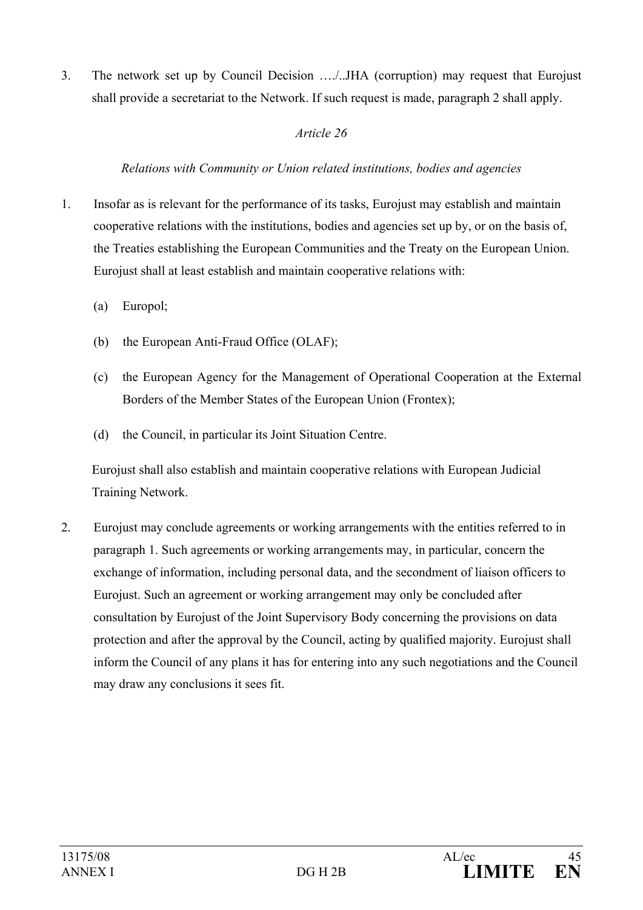3. The network set up by Council Decision …./..JHA (corruption) may request that Eurojust shall provide a secretariat to the Network. If such request is made, paragraph 2 shall apply.

*Article 26*

*Relations with Community or Union related institutions, bodies and agencies*

1. Insofar as is relevant for the performance of its tasks, Eurojust may establish and maintain cooperative relations with the institutions, bodies and agencies set up by, or on the basis of, the Treaties establishing the European Communities and the Treaty on the European Union. Eurojust shall at least establish and maintain cooperative relations with:

   (a) Europol;

   (b) the European Anti-Fraud Office (OLAF);

   (c) the European Agency for the Management of Operational Cooperation at the External Borders of the Member States of the European Union (Frontex);

   (d) the Council, in particular its Joint Situation Centre.

   Eurojust shall also establish and maintain cooperative relations with European Judicial Training Network.

2. Eurojust may conclude agreements or working arrangements with the entities referred to in paragraph 1. Such agreements or working arrangements may, in particular, concern the exchange of information, including personal data, and the secondment of liaison officers to Eurojust. Such an agreement or working arrangement may only be concluded after consultation by Eurojust of the Joint Supervisory Body concerning the provisions on data protection and after the approval by the Council, acting by qualified majority. Eurojust shall inform the Council of any plans it has for entering into any such negotiations and the Council may draw any conclusions it sees fit.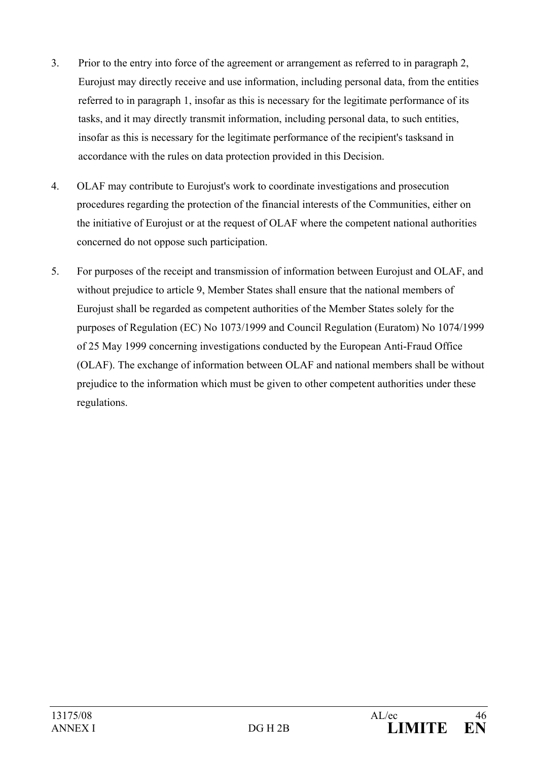3. Prior to the entry into force of the agreement or arrangement as referred to in paragraph 2, Eurojust may directly receive and use information, including personal data, from the entities referred to in paragraph 1, insofar as this is necessary for the legitimate performance of its tasks, and it may directly transmit information, including personal data, to such entities, insofar as this is necessary for the legitimate performance of the recipient's tasksand in accordance with the rules on data protection provided in this Decision.

4. OLAF may contribute to Eurojust's work to coordinate investigations and prosecution procedures regarding the protection of the financial interests of the Communities, either on the initiative of Eurojust or at the request of OLAF where the competent national authorities concerned do not oppose such participation.

5. For purposes of the receipt and transmission of information between Eurojust and OLAF, and without prejudice to article 9, Member States shall ensure that the national members of Eurojust shall be regarded as competent authorities of the Member States solely for the purposes of Regulation (EC) No 1073/1999 and Council Regulation (Euratom) No 1074/1999 of 25 May 1999 concerning investigations conducted by the European Anti-Fraud Office (OLAF). The exchange of information between OLAF and national members shall be without prejudice to the information which must be given to other competent authorities under these regulations.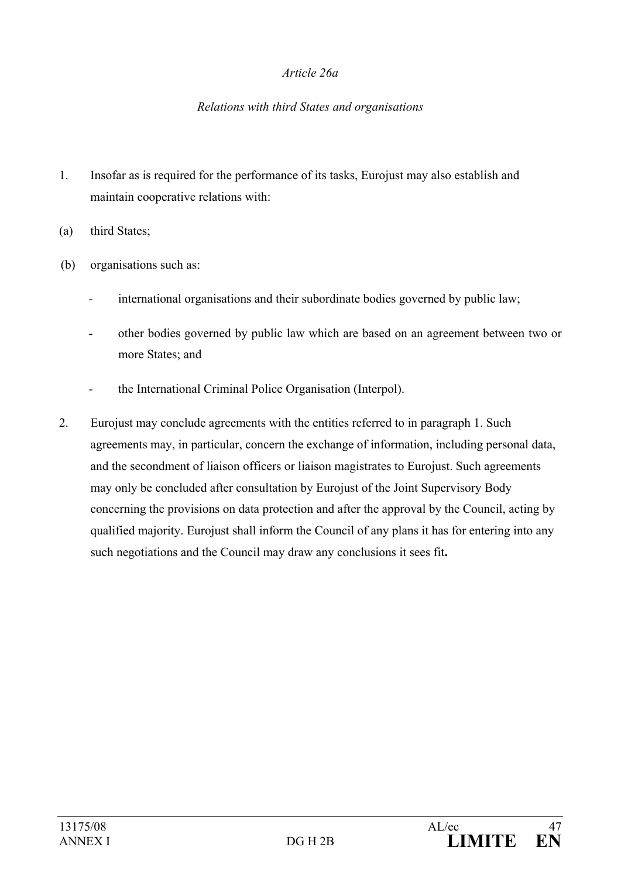*Article 26a*

*Relations with third States and organisations*

1. Insofar as is required for the performance of its tasks, Eurojust may also establish and maintain cooperative relations with:

(a) third States;

(b) organisations such as:

- international organisations and their subordinate bodies governed by public law;
- other bodies governed by public law which are based on an agreement between two or more States; and
- the International Criminal Police Organisation (Interpol).

2. Eurojust may conclude agreements with the entities referred to in paragraph 1. Such agreements may, in particular, concern the exchange of information, including personal data, and the secondment of liaison officers or liaison magistrates to Eurojust. Such agreements may only be concluded after consultation by Eurojust of the Joint Supervisory Body concerning the provisions on data protection and after the approval by the Council, acting by qualified majority. Eurojust shall inform the Council of any plans it has for entering into any such negotiations and the Council may draw any conclusions it sees fit**.**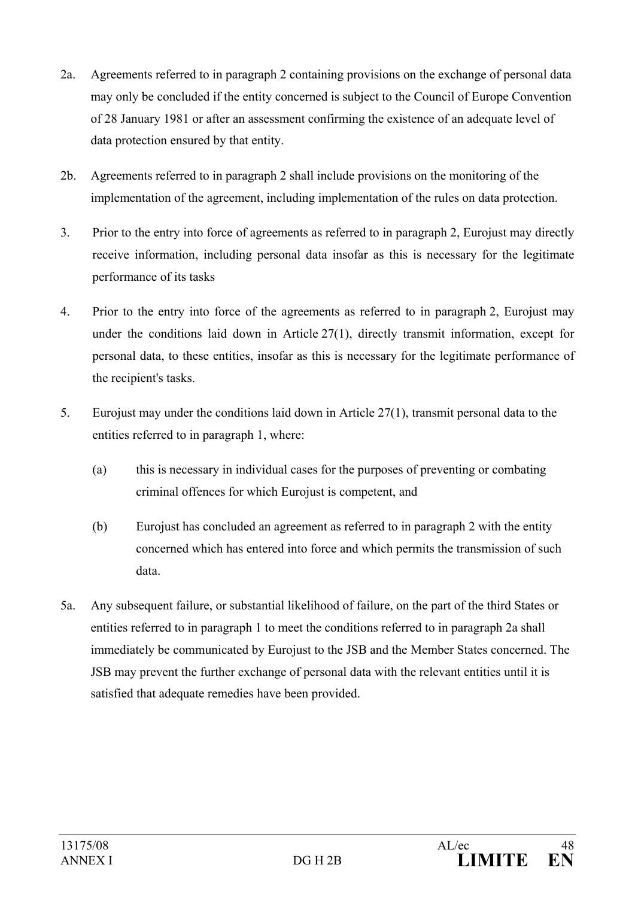2a. Agreements referred to in paragraph 2 containing provisions on the exchange of personal data may only be concluded if the entity concerned is subject to the Council of Europe Convention of 28 January 1981 or after an assessment confirming the existence of an adequate level of data protection ensured by that entity.

2b. Agreements referred to in paragraph 2 shall include provisions on the monitoring of the implementation of the agreement, including implementation of the rules on data protection.

3. Prior to the entry into force of agreements as referred to in paragraph 2, Eurojust may directly receive information, including personal data insofar as this is necessary for the legitimate performance of its tasks

4. Prior to the entry into force of the agreements as referred to in paragraph 2, Eurojust may under the conditions laid down in Article 27(1), directly transmit information, except for personal data, to these entities, insofar as this is necessary for the legitimate performance of the recipient's tasks.

5. Eurojust may under the conditions laid down in Article 27(1), transmit personal data to the entities referred to in paragraph 1, where:

   (a) this is necessary in individual cases for the purposes of preventing or combating criminal offences for which Eurojust is competent, and

   (b) Eurojust has concluded an agreement as referred to in paragraph 2 with the entity concerned which has entered into force and which permits the transmission of such data.

5a. Any subsequent failure, or substantial likelihood of failure, on the part of the third States or entities referred to in paragraph 1 to meet the conditions referred to in paragraph 2a shall immediately be communicated by Eurojust to the JSB and the Member States concerned. The JSB may prevent the further exchange of personal data with the relevant entities until it is satisfied that adequate remedies have been provided.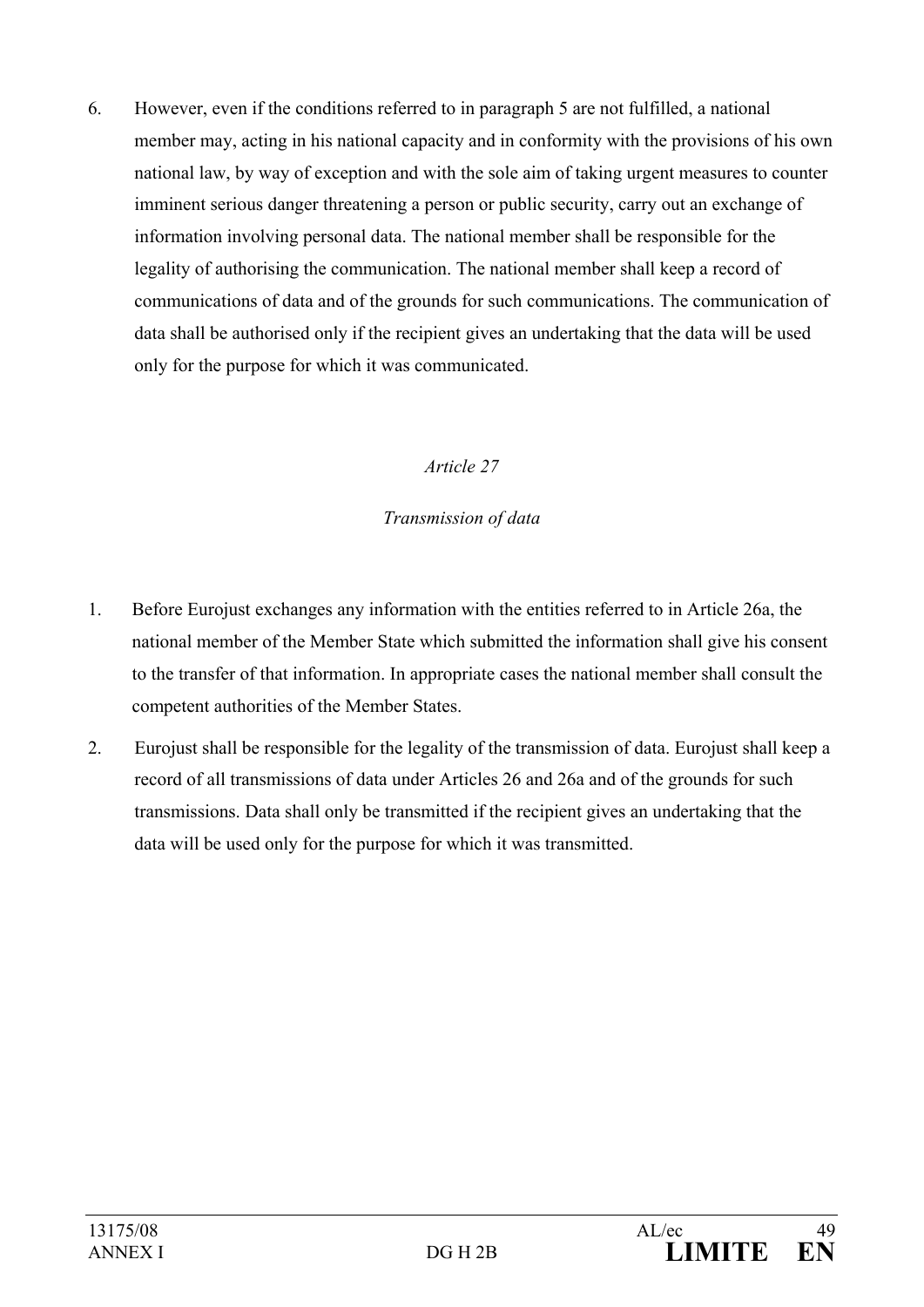6. However, even if the conditions referred to in paragraph 5 are not fulfilled, a national member may, acting in his national capacity and in conformity with the provisions of his own national law, by way of exception and with the sole aim of taking urgent measures to counter imminent serious danger threatening a person or public security, carry out an exchange of information involving personal data. The national member shall be responsible for the legality of authorising the communication. The national member shall keep a record of communications of data and of the grounds for such communications. The communication of data shall be authorised only if the recipient gives an undertaking that the data will be used only for the purpose for which it was communicated.

*Article 27*

*Transmission of data*

1. Before Eurojust exchanges any information with the entities referred to in Article 26a, the national member of the Member State which submitted the information shall give his consent to the transfer of that information. In appropriate cases the national member shall consult the competent authorities of the Member States.

2. Eurojust shall be responsible for the legality of the transmission of data. Eurojust shall keep a record of all transmissions of data under Articles 26 and 26a and of the grounds for such transmissions. Data shall only be transmitted if the recipient gives an undertaking that the data will be used only for the purpose for which it was transmitted.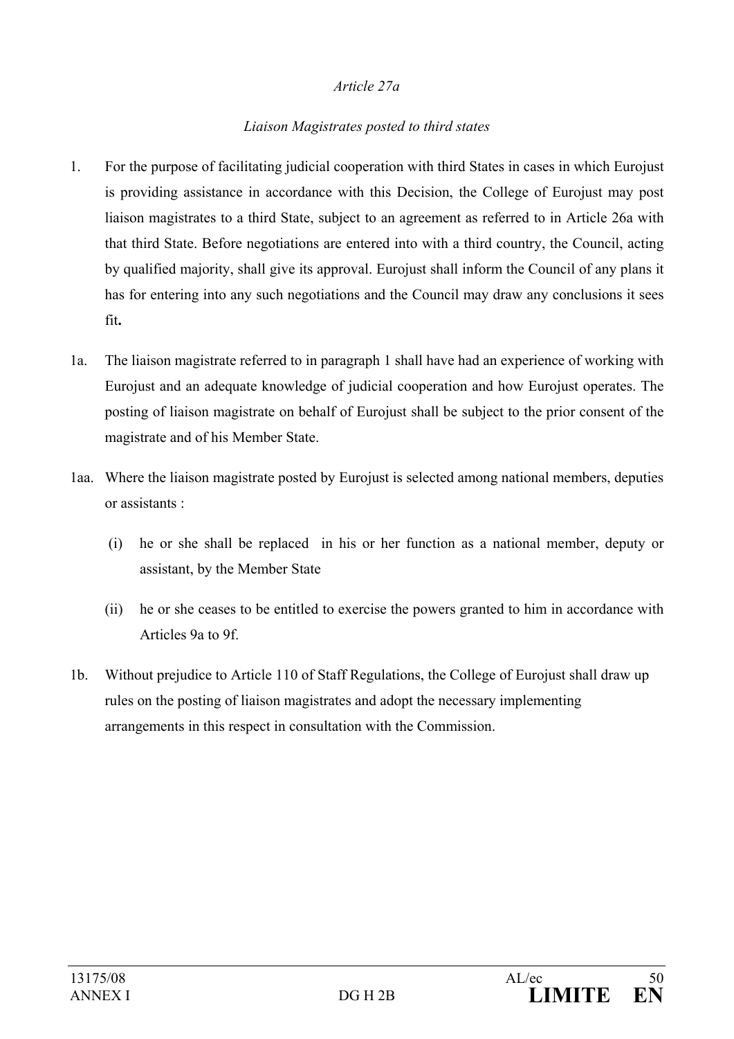*Article 27a*

*Liaison Magistrates posted to third states*

1. For the purpose of facilitating judicial cooperation with third States in cases in which Eurojust is providing assistance in accordance with this Decision, the College of Eurojust may post liaison magistrates to a third State, subject to an agreement as referred to in Article 26a with that third State. Before negotiations are entered into with a third country, the Council, acting by qualified majority, shall give its approval. Eurojust shall inform the Council of any plans it has for entering into any such negotiations and the Council may draw any conclusions it sees fit**.**

1a. The liaison magistrate referred to in paragraph 1 shall have had an experience of working with Eurojust and an adequate knowledge of judicial cooperation and how Eurojust operates. The posting of liaison magistrate on behalf of Eurojust shall be subject to the prior consent of the magistrate and of his Member State.

1aa. Where the liaison magistrate posted by Eurojust is selected among national members, deputies or assistants :

   (i) he or she shall be replaced in his or her function as a national member, deputy or assistant, by the Member State

   (ii) he or she ceases to be entitled to exercise the powers granted to him in accordance with Articles 9a to 9f.

1b. Without prejudice to Article 110 of Staff Regulations, the College of Eurojust shall draw up rules on the posting of liaison magistrates and adopt the necessary implementing arrangements in this respect in consultation with the Commission.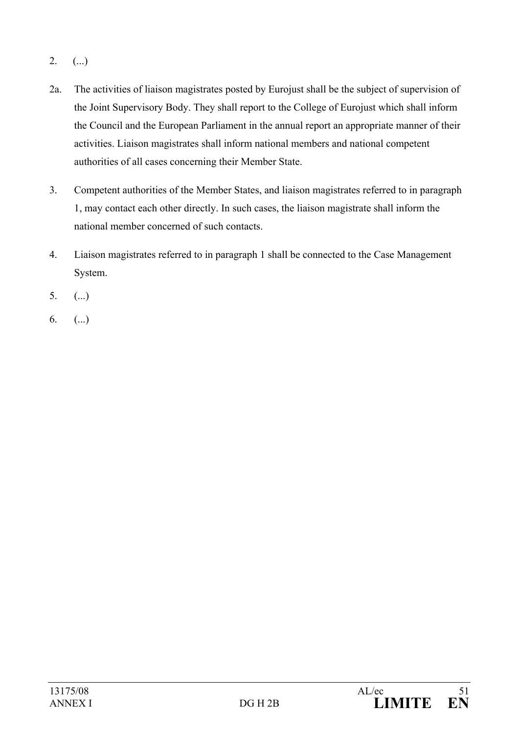2. (...)

2a. The activities of liaison magistrates posted by Eurojust shall be the subject of supervision of the Joint Supervisory Body. They shall report to the College of Eurojust which shall inform the Council and the European Parliament in the annual report an appropriate manner of their activities. Liaison magistrates shall inform national members and national competent authorities of all cases concerning their Member State.

3. Competent authorities of the Member States, and liaison magistrates referred to in paragraph 1, may contact each other directly. In such cases, the liaison magistrate shall inform the national member concerned of such contacts.

4. Liaison magistrates referred to in paragraph 1 shall be connected to the Case Management System.

5. (...)

6. (...)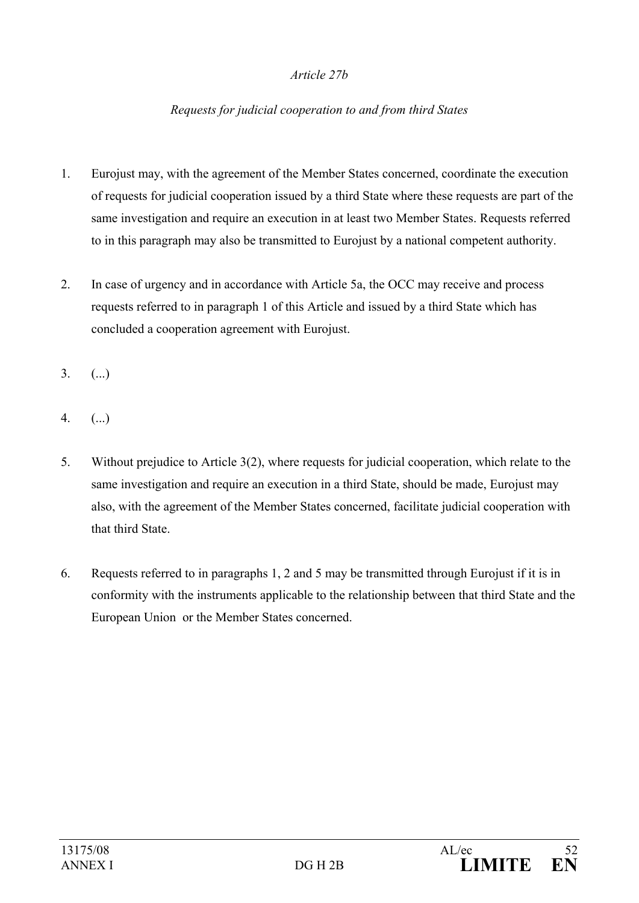*Article 27b*

*Requests for judicial cooperation to and from third States*

1. Eurojust may, with the agreement of the Member States concerned, coordinate the execution of requests for judicial cooperation issued by a third State where these requests are part of the same investigation and require an execution in at least two Member States. Requests referred to in this paragraph may also be transmitted to Eurojust by a national competent authority.

2. In case of urgency and in accordance with Article 5a, the OCC may receive and process requests referred to in paragraph 1 of this Article and issued by a third State which has concluded a cooperation agreement with Eurojust.

3. (...)

4. (...)

5. Without prejudice to Article 3(2), where requests for judicial cooperation, which relate to the same investigation and require an execution in a third State, should be made, Eurojust may also, with the agreement of the Member States concerned, facilitate judicial cooperation with that third State.

6. Requests referred to in paragraphs 1, 2 and 5 may be transmitted through Eurojust if it is in conformity with the instruments applicable to the relationship between that third State and the European Union or the Member States concerned.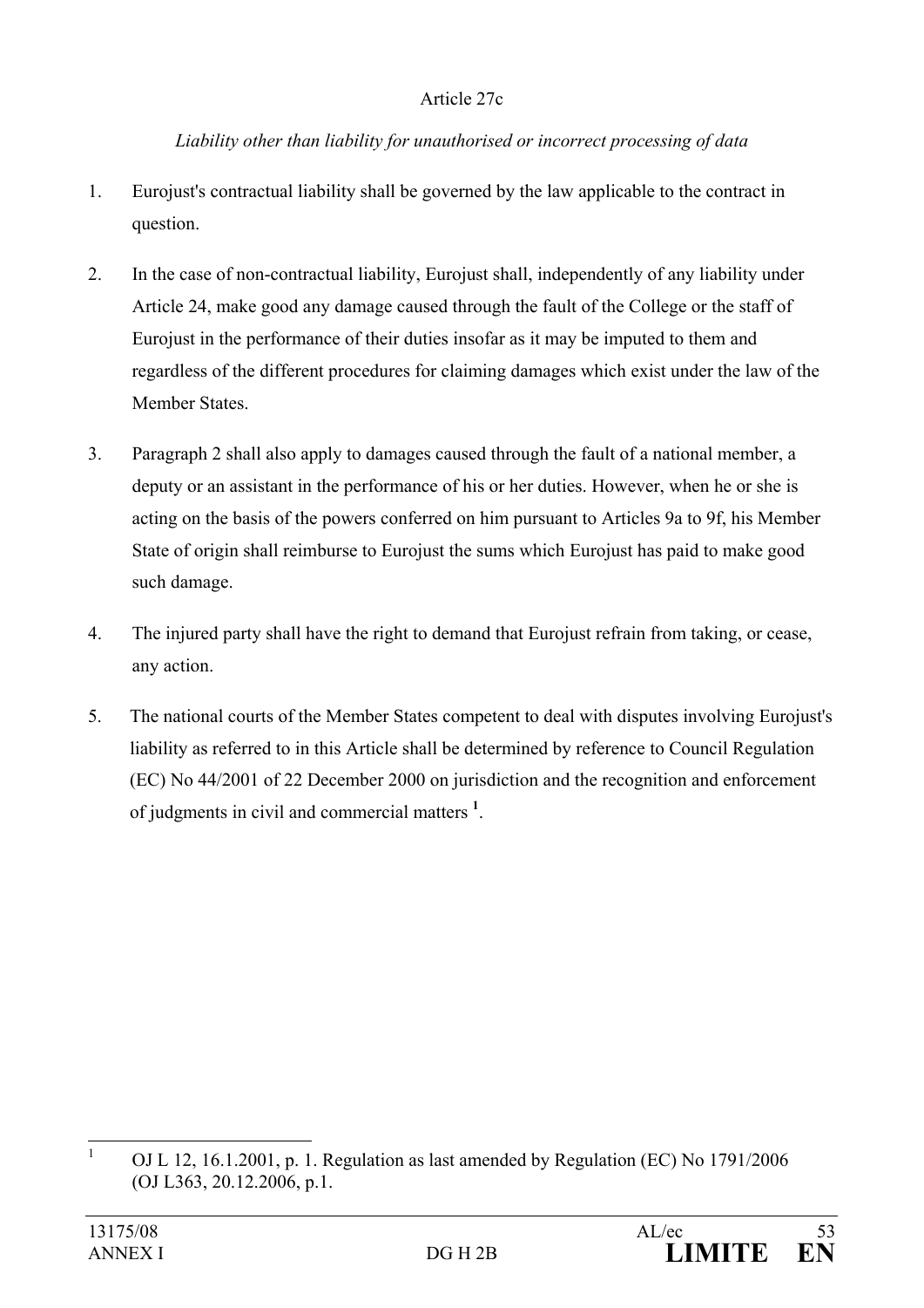### Article 27c

*Liability other than liability for unauthorised or incorrect processing of data*

1. Eurojust's contractual liability shall be governed by the law applicable to the contract in question.

2. In the case of non-contractual liability, Eurojust shall, independently of any liability under Article 24, make good any damage caused through the fault of the College or the staff of Eurojust in the performance of their duties insofar as it may be imputed to them and regardless of the different procedures for claiming damages which exist under the law of the Member States.

3. Paragraph 2 shall also apply to damages caused through the fault of a national member, a deputy or an assistant in the performance of his or her duties. However, when he or she is acting on the basis of the powers conferred on him pursuant to Articles 9a to 9f, his Member State of origin shall reimburse to Eurojust the sums which Eurojust has paid to make good such damage.

4. The injured party shall have the right to demand that Eurojust refrain from taking, or cease, any action.

5. The national courts of the Member States competent to deal with disputes involving Eurojust's liability as referred to in this Article shall be determined by reference to Council Regulation (EC) No 44/2001 of 22 December 2000 on jurisdiction and the recognition and enforcement of judgments in civil and commercial matters [1].

---

[1] OJ L 12, 16.1.2001, p. 1. Regulation as last amended by Regulation (EC) No 1791/2006 (OJ L363, 20.12.2006, p.1.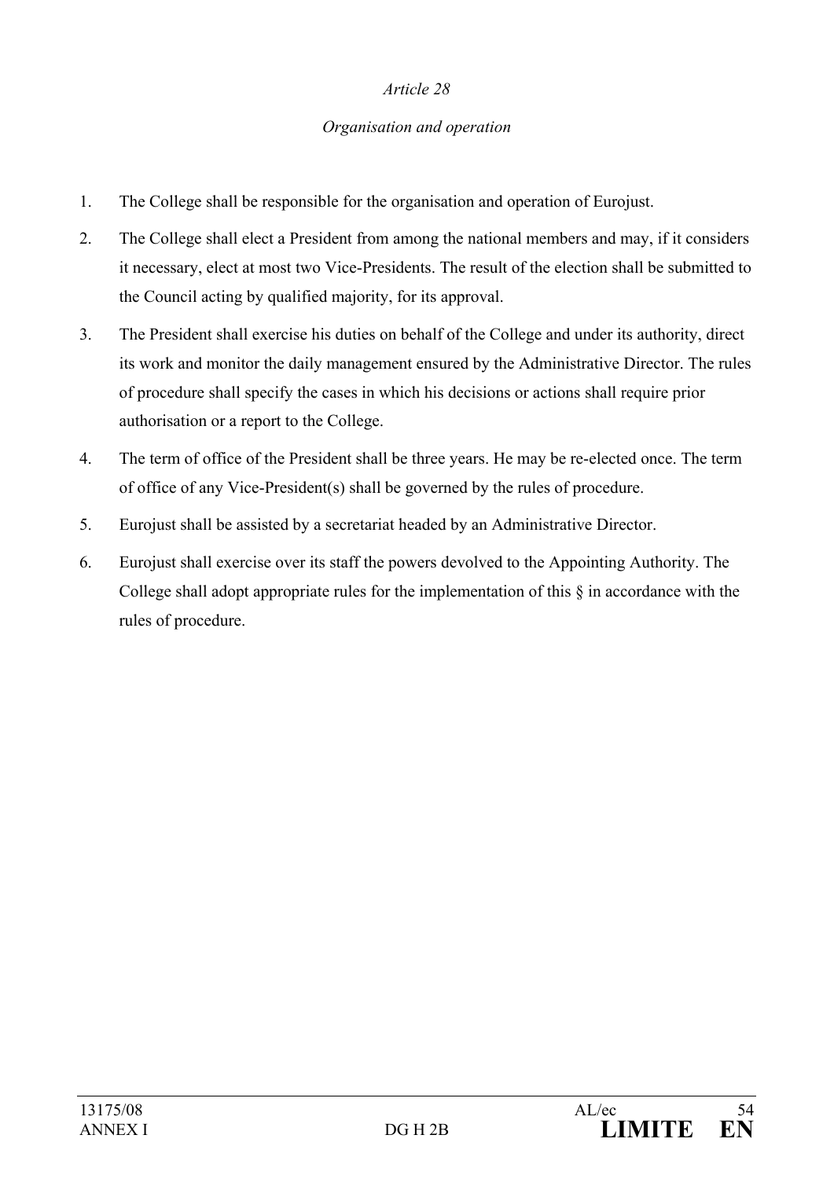*Article 28*

*Organisation and operation*

1. The College shall be responsible for the organisation and operation of Eurojust.
2. The College shall elect a President from among the national members and may, if it considers it necessary, elect at most two Vice-Presidents. The result of the election shall be submitted to the Council acting by qualified majority, for its approval.
3. The President shall exercise his duties on behalf of the College and under its authority, direct its work and monitor the daily management ensured by the Administrative Director. The rules of procedure shall specify the cases in which his decisions or actions shall require prior authorisation or a report to the College.
4. The term of office of the President shall be three years. He may be re-elected once. The term of office of any Vice-President(s) shall be governed by the rules of procedure.
5. Eurojust shall be assisted by a secretariat headed by an Administrative Director.
6. Eurojust shall exercise over its staff the powers devolved to the Appointing Authority. The College shall adopt appropriate rules for the implementation of this § in accordance with the rules of procedure.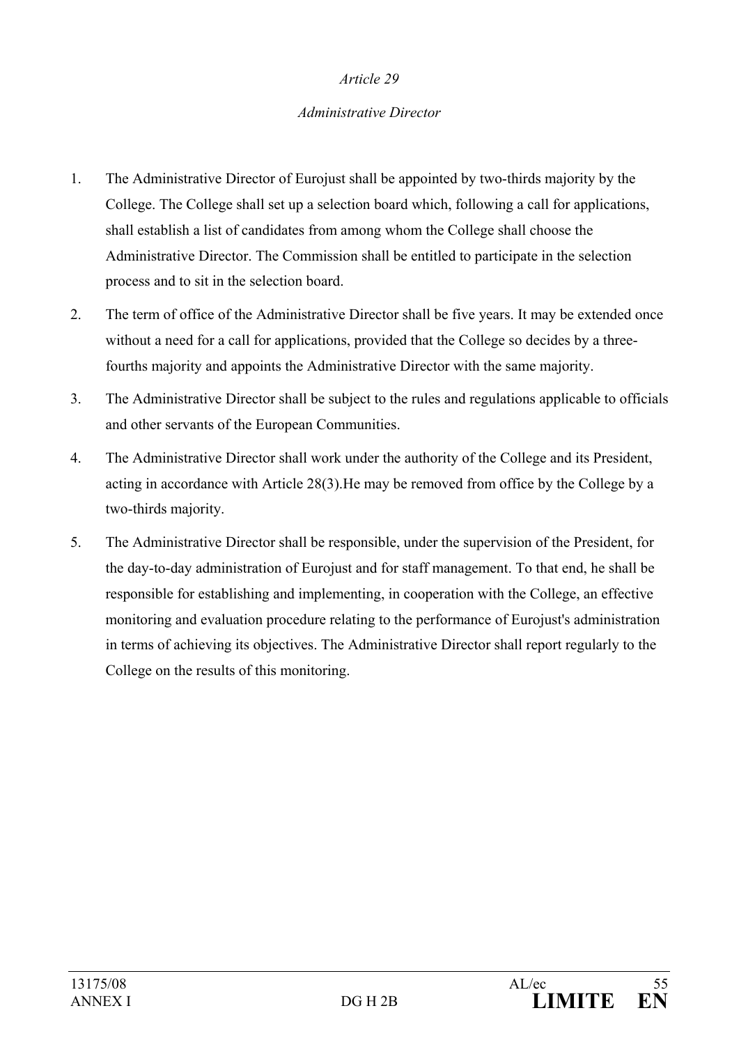*Article 29*

*Administrative Director*

1. The Administrative Director of Eurojust shall be appointed by two-thirds majority by the College. The College shall set up a selection board which, following a call for applications, shall establish a list of candidates from among whom the College shall choose the Administrative Director. The Commission shall be entitled to participate in the selection process and to sit in the selection board.
2. The term of office of the Administrative Director shall be five years. It may be extended once without a need for a call for applications, provided that the College so decides by a three-fourths majority and appoints the Administrative Director with the same majority.
3. The Administrative Director shall be subject to the rules and regulations applicable to officials and other servants of the European Communities.
4. The Administrative Director shall work under the authority of the College and its President, acting in accordance with Article 28(3).He may be removed from office by the College by a two-thirds majority.
5. The Administrative Director shall be responsible, under the supervision of the President, for the day-to-day administration of Eurojust and for staff management. To that end, he shall be responsible for establishing and implementing, in cooperation with the College, an effective monitoring and evaluation procedure relating to the performance of Eurojust's administration in terms of achieving its objectives. The Administrative Director shall report regularly to the College on the results of this monitoring.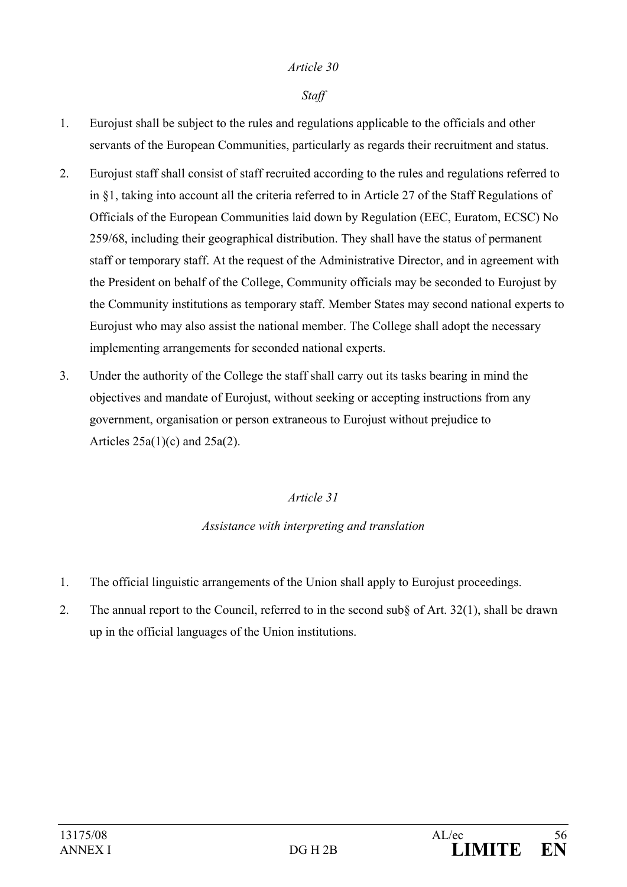*Article 30*

*Staff*

1. Eurojust shall be subject to the rules and regulations applicable to the officials and other servants of the European Communities, particularly as regards their recruitment and status.

2. Eurojust staff shall consist of staff recruited according to the rules and regulations referred to in §1, taking into account all the criteria referred to in Article 27 of the Staff Regulations of Officials of the European Communities laid down by Regulation (EEC, Euratom, ECSC) No 259/68, including their geographical distribution. They shall have the status of permanent staff or temporary staff. At the request of the Administrative Director, and in agreement with the President on behalf of the College, Community officials may be seconded to Eurojust by the Community institutions as temporary staff. Member States may second national experts to Eurojust who may also assist the national member. The College shall adopt the necessary implementing arrangements for seconded national experts.

3. Under the authority of the College the staff shall carry out its tasks bearing in mind the objectives and mandate of Eurojust, without seeking or accepting instructions from any government, organisation or person extraneous to Eurojust without prejudice to Articles 25a(1)(c) and 25a(2).

*Article 31*

*Assistance with interpreting and translation*

1. The official linguistic arrangements of the Union shall apply to Eurojust proceedings.

2. The annual report to the Council, referred to in the second sub§ of Art. 32(1), shall be drawn up in the official languages of the Union institutions.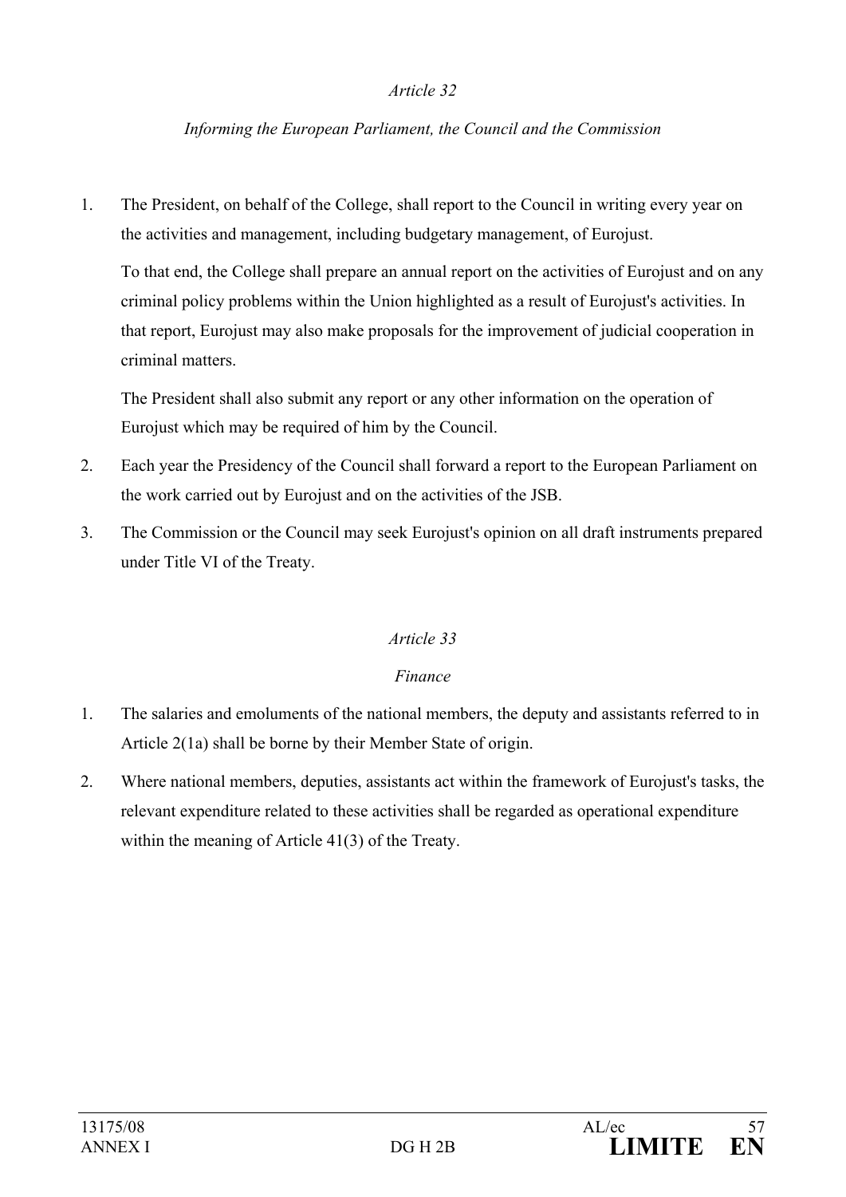*Article 32*

*Informing the European Parliament, the Council and the Commission*

1. The President, on behalf of the College, shall report to the Council in writing every year on the activities and management, including budgetary management, of Eurojust.

   To that end, the College shall prepare an annual report on the activities of Eurojust and on any criminal policy problems within the Union highlighted as a result of Eurojust's activities. In that report, Eurojust may also make proposals for the improvement of judicial cooperation in criminal matters.

   The President shall also submit any report or any other information on the operation of Eurojust which may be required of him by the Council.

2. Each year the Presidency of the Council shall forward a report to the European Parliament on the work carried out by Eurojust and on the activities of the JSB.

3. The Commission or the Council may seek Eurojust's opinion on all draft instruments prepared under Title VI of the Treaty.

*Article 33*

*Finance*

1. The salaries and emoluments of the national members, the deputy and assistants referred to in Article 2(1a) shall be borne by their Member State of origin.

2. Where national members, deputies, assistants act within the framework of Eurojust's tasks, the relevant expenditure related to these activities shall be regarded as operational expenditure within the meaning of Article 41(3) of the Treaty.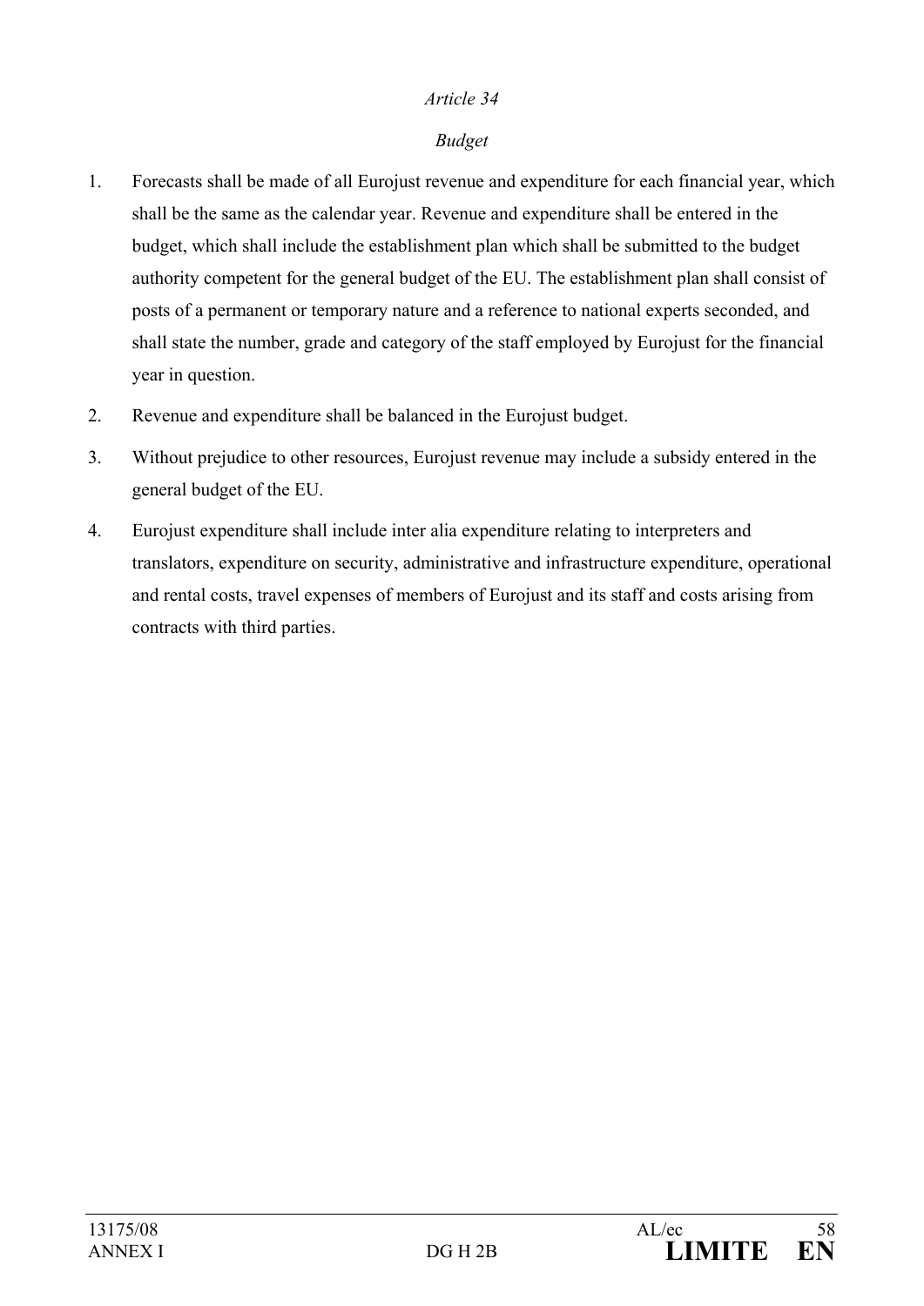*Article 34*

*Budget*

1. Forecasts shall be made of all Eurojust revenue and expenditure for each financial year, which shall be the same as the calendar year. Revenue and expenditure shall be entered in the budget, which shall include the establishment plan which shall be submitted to the budget authority competent for the general budget of the EU. The establishment plan shall consist of posts of a permanent or temporary nature and a reference to national experts seconded, and shall state the number, grade and category of the staff employed by Eurojust for the financial year in question.

2. Revenue and expenditure shall be balanced in the Eurojust budget.

3. Without prejudice to other resources, Eurojust revenue may include a subsidy entered in the general budget of the EU.

4. Eurojust expenditure shall include inter alia expenditure relating to interpreters and translators, expenditure on security, administrative and infrastructure expenditure, operational and rental costs, travel expenses of members of Eurojust and its staff and costs arising from contracts with third parties.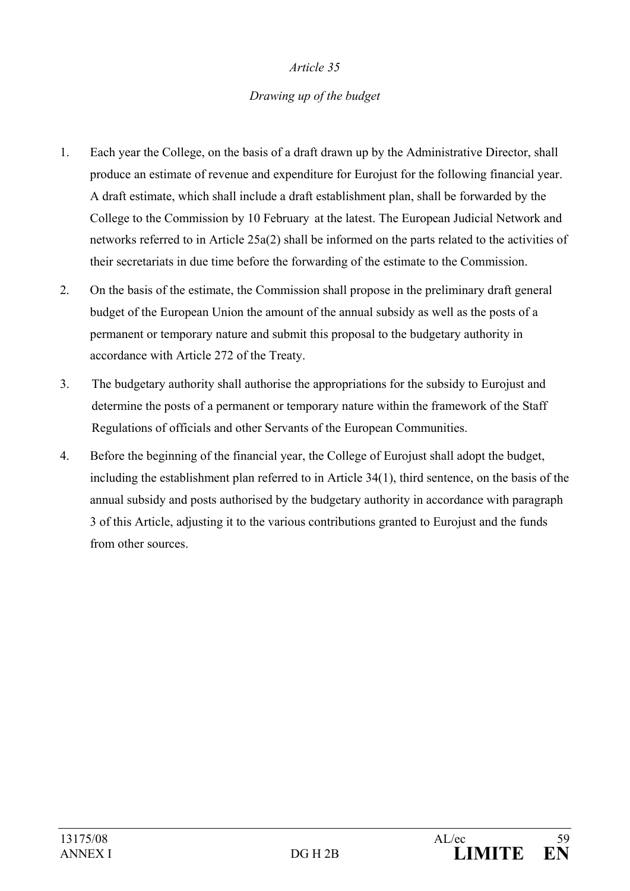*Article 35*

*Drawing up of the budget*

1. Each year the College, on the basis of a draft drawn up by the Administrative Director, shall produce an estimate of revenue and expenditure for Eurojust for the following financial year. A draft estimate, which shall include a draft establishment plan, shall be forwarded by the College to the Commission by 10 February at the latest. The European Judicial Network and networks referred to in Article 25a(2) shall be informed on the parts related to the activities of their secretariats in due time before the forwarding of the estimate to the Commission.

2. On the basis of the estimate, the Commission shall propose in the preliminary draft general budget of the European Union the amount of the annual subsidy as well as the posts of a permanent or temporary nature and submit this proposal to the budgetary authority in accordance with Article 272 of the Treaty.

3. The budgetary authority shall authorise the appropriations for the subsidy to Eurojust and determine the posts of a permanent or temporary nature within the framework of the Staff Regulations of officials and other Servants of the European Communities.

4. Before the beginning of the financial year, the College of Eurojust shall adopt the budget, including the establishment plan referred to in Article 34(1), third sentence, on the basis of the annual subsidy and posts authorised by the budgetary authority in accordance with paragraph 3 of this Article, adjusting it to the various contributions granted to Eurojust and the funds from other sources.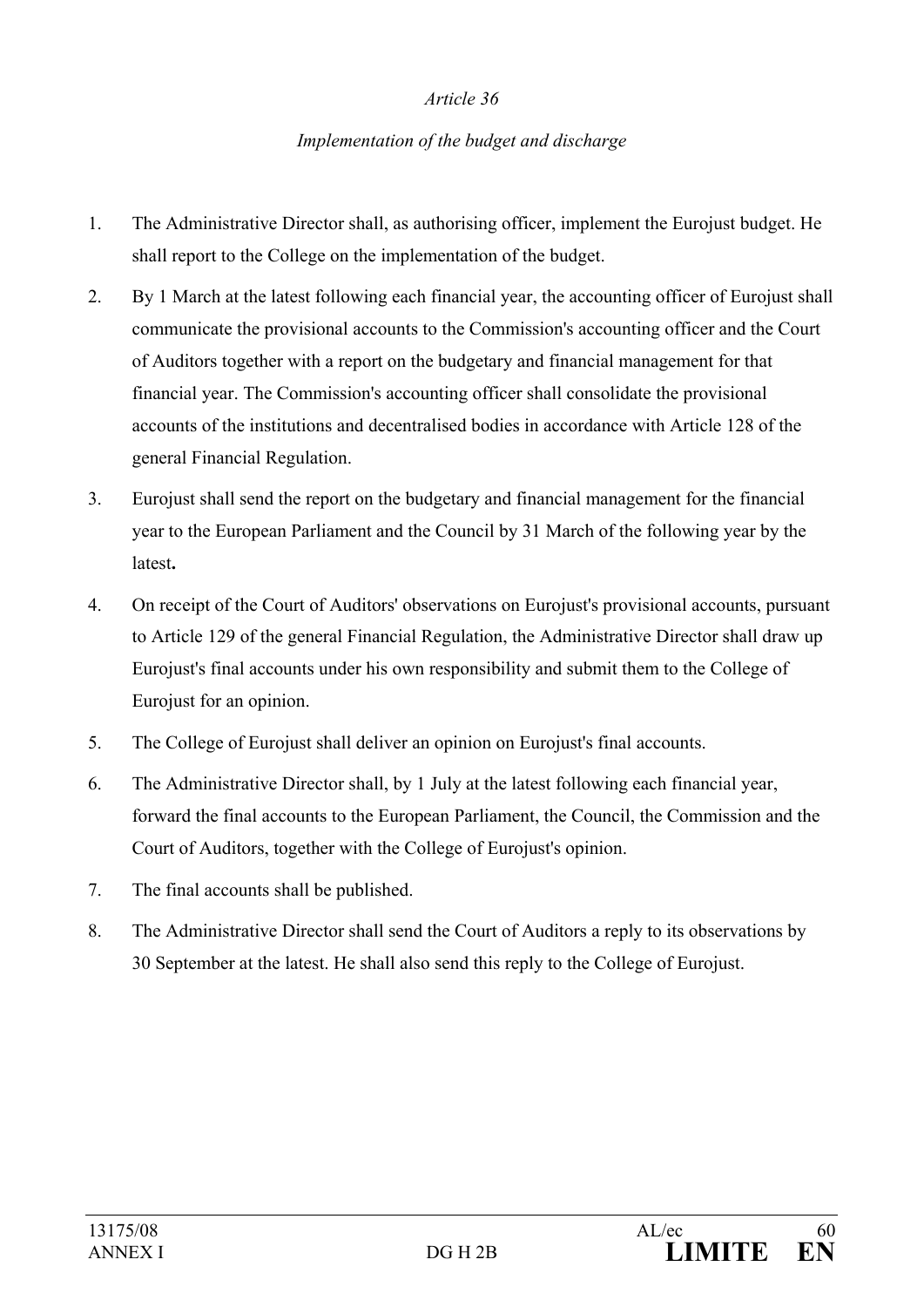*Article 36*

*Implementation of the budget and discharge*

1. The Administrative Director shall, as authorising officer, implement the Eurojust budget. He shall report to the College on the implementation of the budget.

2. By 1 March at the latest following each financial year, the accounting officer of Eurojust shall communicate the provisional accounts to the Commission's accounting officer and the Court of Auditors together with a report on the budgetary and financial management for that financial year. The Commission's accounting officer shall consolidate the provisional accounts of the institutions and decentralised bodies in accordance with Article 128 of the general Financial Regulation.

3. Eurojust shall send the report on the budgetary and financial management for the financial year to the European Parliament and the Council by 31 March of the following year by the latest**.**

4. On receipt of the Court of Auditors' observations on Eurojust's provisional accounts, pursuant to Article 129 of the general Financial Regulation, the Administrative Director shall draw up Eurojust's final accounts under his own responsibility and submit them to the College of Eurojust for an opinion.

5. The College of Eurojust shall deliver an opinion on Eurojust's final accounts.

6. The Administrative Director shall, by 1 July at the latest following each financial year, forward the final accounts to the European Parliament, the Council, the Commission and the Court of Auditors, together with the College of Eurojust's opinion.

7. The final accounts shall be published.

8. The Administrative Director shall send the Court of Auditors a reply to its observations by 30 September at the latest. He shall also send this reply to the College of Eurojust.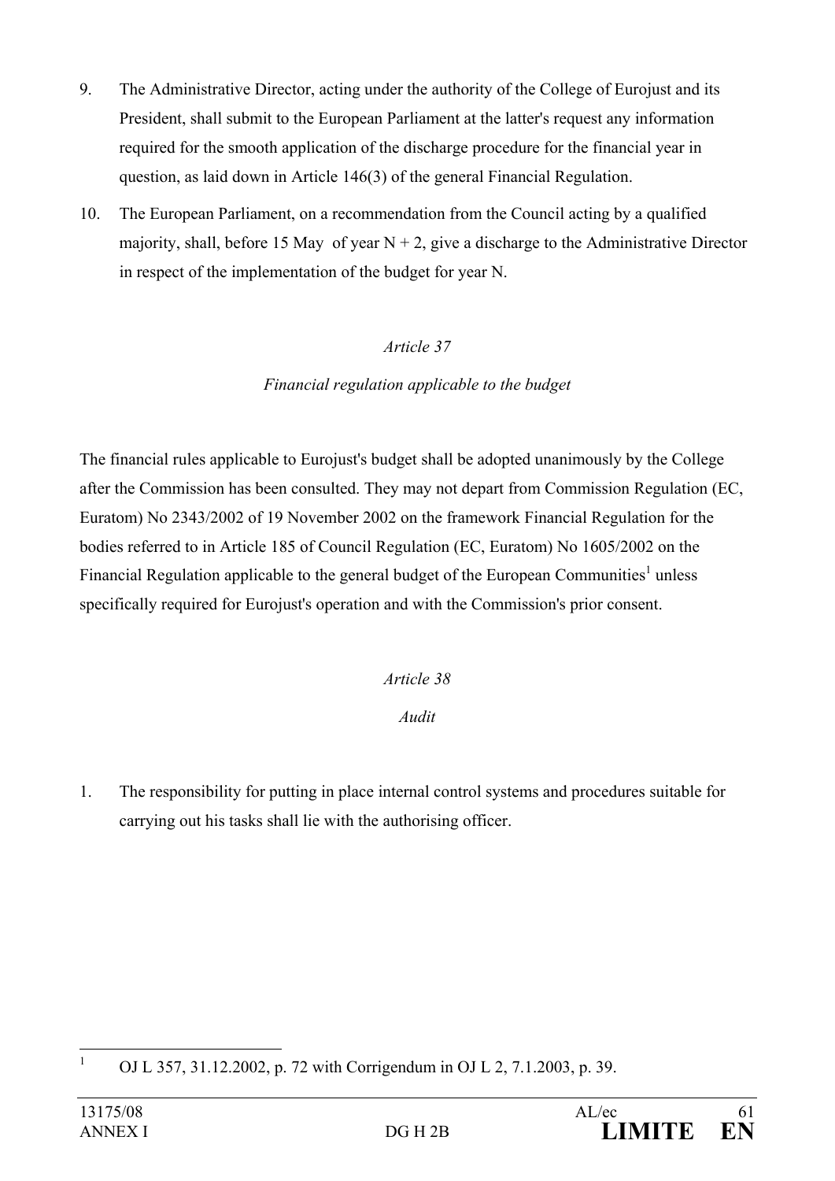9. The Administrative Director, acting under the authority of the College of Eurojust and its President, shall submit to the European Parliament at the latter's request any information required for the smooth application of the discharge procedure for the financial year in question, as laid down in Article 146(3) of the general Financial Regulation.

10. The European Parliament, on a recommendation from the Council acting by a qualified majority, shall, before 15 May of year N + 2, give a discharge to the Administrative Director in respect of the implementation of the budget for year N.

*Article 37*

*Financial regulation applicable to the budget*

The financial rules applicable to Eurojust's budget shall be adopted unanimously by the College after the Commission has been consulted. They may not depart from Commission Regulation (EC, Euratom) No 2343/2002 of 19 November 2002 on the framework Financial Regulation for the bodies referred to in Article 185 of Council Regulation (EC, Euratom) No 1605/2002 on the Financial Regulation applicable to the general budget of the European Communities[1] unless specifically required for Eurojust's operation and with the Commission's prior consent.

*Article 38*

*Audit*

1. The responsibility for putting in place internal control systems and procedures suitable for carrying out his tasks shall lie with the authorising officer.

---

[1] OJ L 357, 31.12.2002, p. 72 with Corrigendum in OJ L 2, 7.1.2003, p. 39.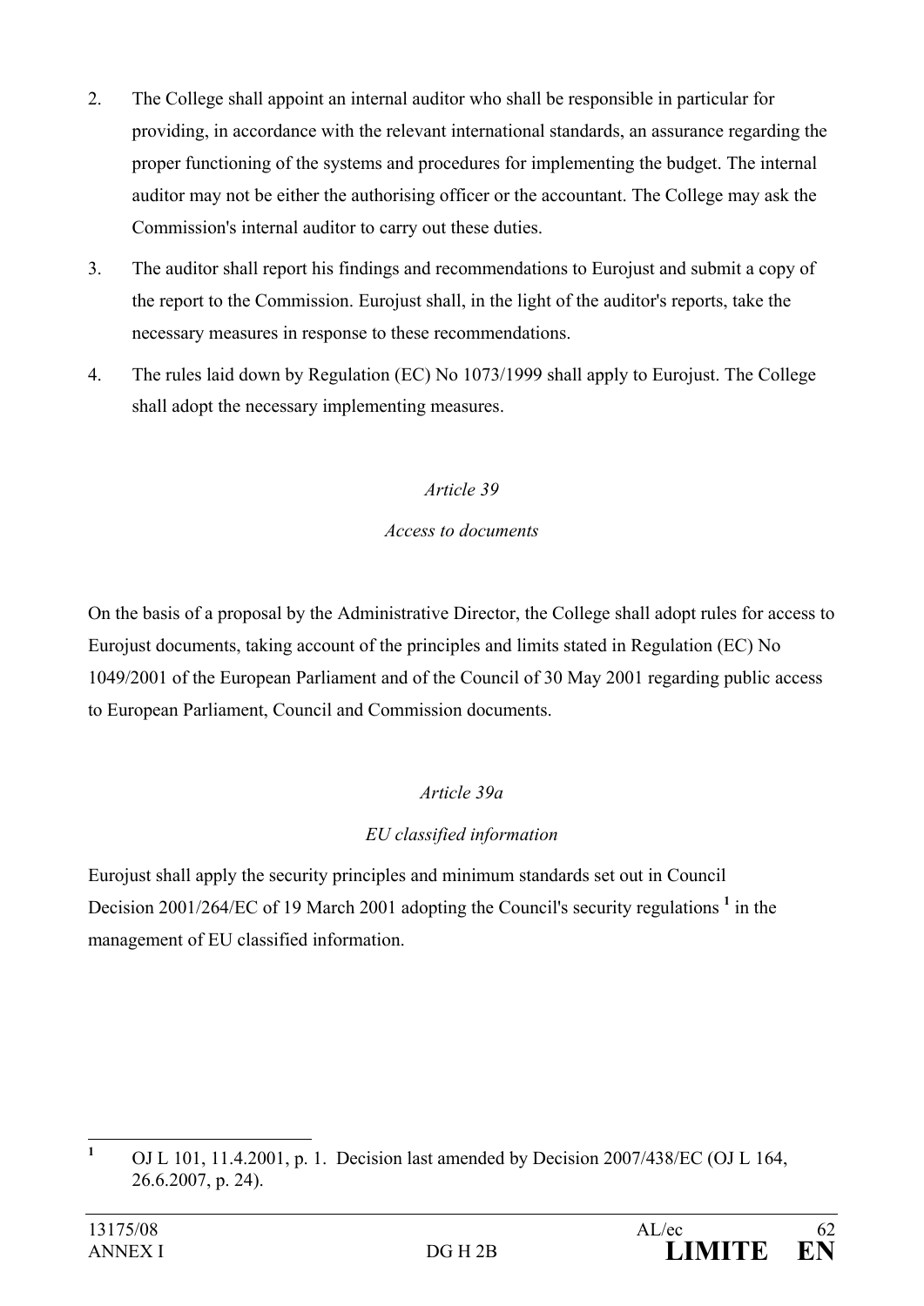2. The College shall appoint an internal auditor who shall be responsible in particular for providing, in accordance with the relevant international standards, an assurance regarding the proper functioning of the systems and procedures for implementing the budget. The internal auditor may not be either the authorising officer or the accountant. The College may ask the Commission's internal auditor to carry out these duties.

3. The auditor shall report his findings and recommendations to Eurojust and submit a copy of the report to the Commission. Eurojust shall, in the light of the auditor's reports, take the necessary measures in response to these recommendations.

4. The rules laid down by Regulation (EC) No 1073/1999 shall apply to Eurojust. The College shall adopt the necessary implementing measures.

*Article 39*

*Access to documents*

On the basis of a proposal by the Administrative Director, the College shall adopt rules for access to Eurojust documents, taking account of the principles and limits stated in Regulation (EC) No 1049/2001 of the European Parliament and of the Council of 30 May 2001 regarding public access to European Parliament, Council and Commission documents.

*Article 39a*

*EU classified information*

Eurojust shall apply the security principles and minimum standards set out in Council Decision 2001/264/EC of 19 March 2001 adopting the Council's security regulations [1] in the management of EU classified information.

---

[1] OJ L 101, 11.4.2001, p. 1. Decision last amended by Decision 2007/438/EC (OJ L 164, 26.6.2007, p. 24).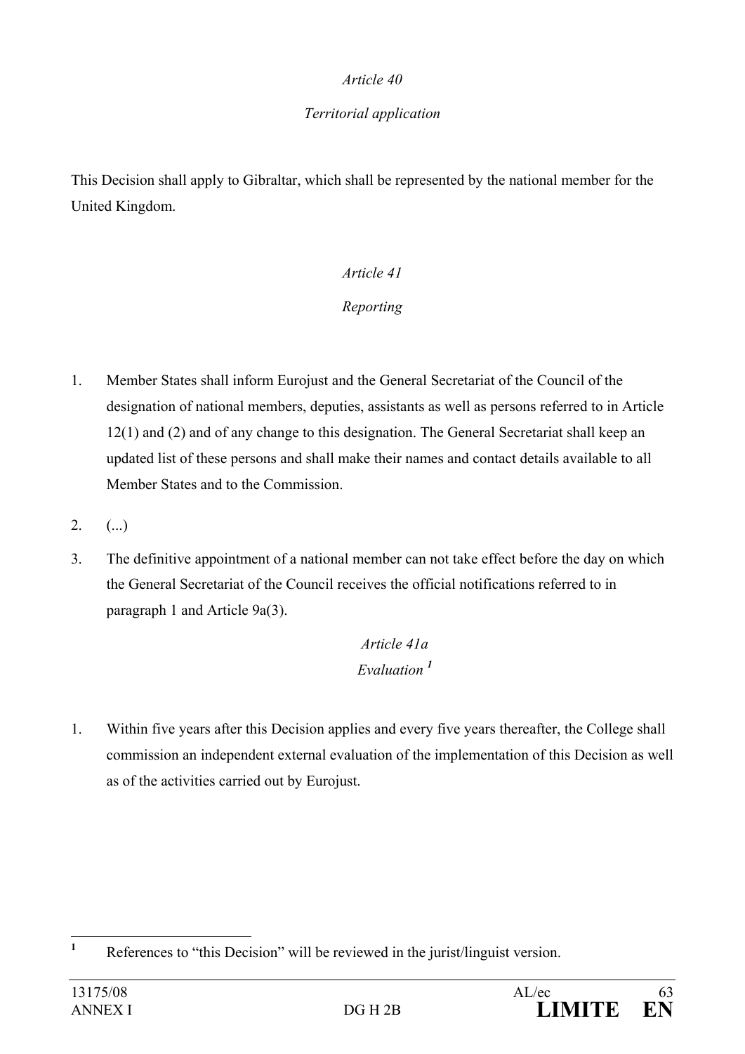*Article 40*

*Territorial application*

This Decision shall apply to Gibraltar, which shall be represented by the national member for the United Kingdom.

*Article 41*

*Reporting*

1. Member States shall inform Eurojust and the General Secretariat of the Council of the designation of national members, deputies, assistants as well as persons referred to in Article 12(1) and (2) and of any change to this designation. The General Secretariat shall keep an updated list of these persons and shall make their names and contact details available to all Member States and to the Commission.

2. (...)

3. The definitive appointment of a national member can not take effect before the day on which the General Secretariat of the Council receives the official notifications referred to in paragraph 1 and Article 9a(3).

*Article 41a*

*Evaluation* [1]

1. Within five years after this Decision applies and every five years thereafter, the College shall commission an independent external evaluation of the implementation of this Decision as well as of the activities carried out by Eurojust.

---

[1] References to "this Decision" will be reviewed in the jurist/linguist version.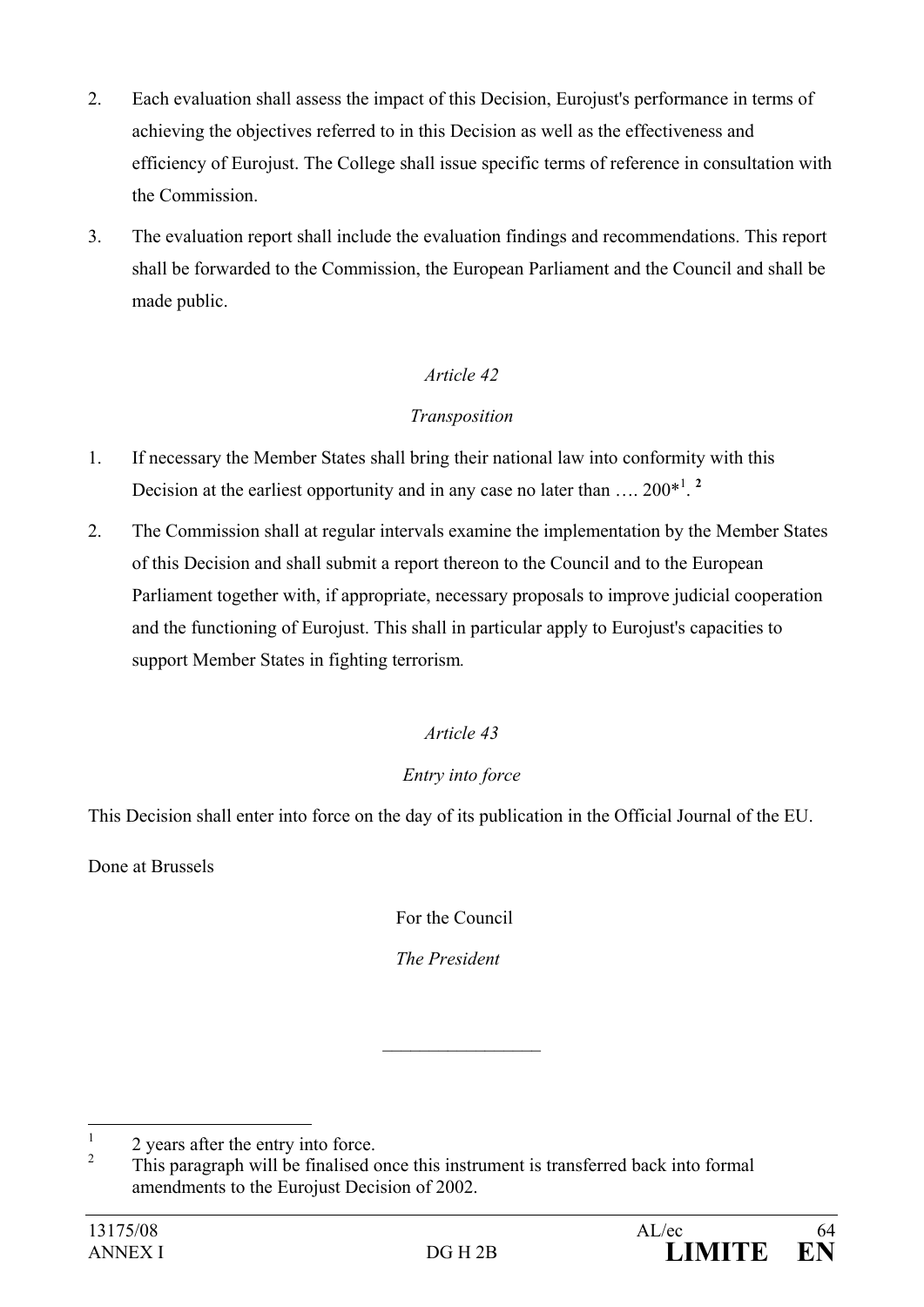2. Each evaluation shall assess the impact of this Decision, Eurojust's performance in terms of achieving the objectives referred to in this Decision as well as the effectiveness and efficiency of Eurojust. The College shall issue specific terms of reference in consultation with the Commission.

3. The evaluation report shall include the evaluation findings and recommendations. This report shall be forwarded to the Commission, the European Parliament and the Council and shall be made public.

*Article 42*

*Transposition*

1. If necessary the Member States shall bring their national law into conformity with this Decision at the earliest opportunity and in any case no later than …. 200*[1]. **[2]**

2. The Commission shall at regular intervals examine the implementation by the Member States of this Decision and shall submit a report thereon to the Council and to the European Parliament together with, if appropriate, necessary proposals to improve judicial cooperation and the functioning of Eurojust. This shall in particular apply to Eurojust's capacities to support Member States in fighting terrorism.

*Article 43*

*Entry into force*

This Decision shall enter into force on the day of its publication in the Official Journal of the EU.

Done at Brussels

For the Council

*The President*

---

[1] 2 years after the entry into force.

[2] This paragraph will be finalised once this instrument is transferred back into formal amendments to the Eurojust Decision of 2002.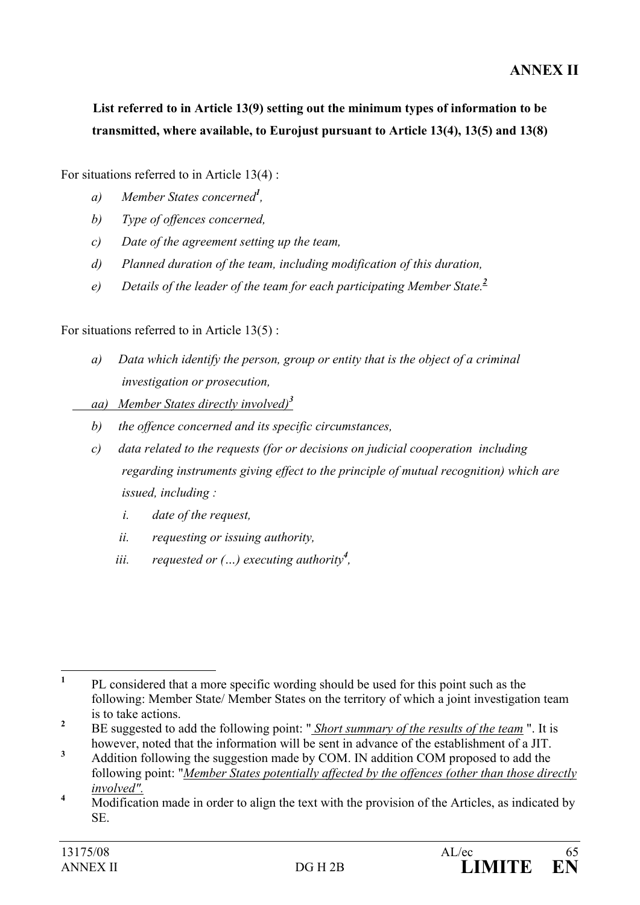## ANNEX II

**List referred to in Article 13(9) setting out the minimum types of information to be transmitted, where available, to Eurojust pursuant to Article 13(4), 13(5) and 13(8)**

For situations referred to in Article 13(4) :

*a) Member States concerned*[1]*,*

*b) Type of offences concerned,*

*c) Date of the agreement setting up the team,*

*d) Planned duration of the team, including modification of this duration,*

*e) Details of the leader of the team for each participating Member State.*[2]

For situations referred to in Article 13(5) :

*a) Data which identify the person, group or entity that is the object of a criminal investigation or prosecution,*

<u>*aa) Member States directly involved)*</u>[3]

*b) the offence concerned and its specific circumstances,*

*c) data related to the requests (for or decisions on judicial cooperation including regarding instruments giving effect to the principle of mutual recognition) which are issued, including :*

*i. date of the request,*

*ii. requesting or issuing authority,*

*iii. requested or (…) executing authority*[4]*,*

---

[1] PL considered that a more specific wording should be used for this point such as the following: Member State/ Member States on the territory of which a joint investigation team is to take actions.

[2] BE suggested to add the following point: "<u>*Short summary of the results of the team*</u> ". It is however, noted that the information will be sent in advance of the establishment of a JIT.

[3] Addition following the suggestion made by COM. IN addition COM proposed to add the following point: "<u>*Member States potentially affected by the offences (other than those directly involved".*</u>

[4] Modification made in order to align the text with the provision of the Articles, as indicated by SE.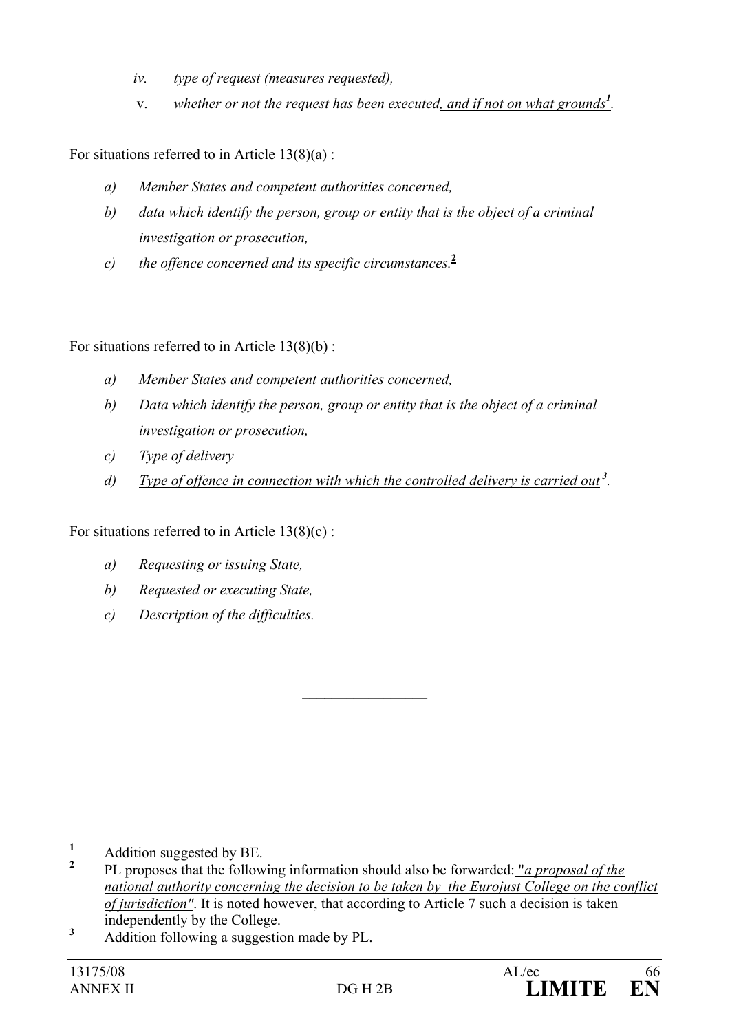*iv. type of request (measures requested),*

v. *whether or not the request has been executed, and if not on what grounds*[1].

For situations referred to in Article 13(8)(a) :

*a) Member States and competent authorities concerned,*

*b) data which identify the person, group or entity that is the object of a criminal investigation or prosecution,*

*c) the offence concerned and its specific circumstances.*[2]

For situations referred to in Article 13(8)(b) :

*a) Member States and competent authorities concerned,*

*b) Data which identify the person, group or entity that is the object of a criminal investigation or prosecution,*

*c) Type of delivery*

*d) Type of offence in connection with which the controlled delivery is carried out*[3].

For situations referred to in Article 13(8)(c) :

*a) Requesting or issuing State,*

*b) Requested or executing State,*

*c) Description of the difficulties.*

---

[1] Addition suggested by BE.

[2] PL proposes that the following information should also be forwarded: "*a proposal of the national authority concerning the decision to be taken by the Eurojust College on the conflict of jurisdiction*". It is noted however, that according to Article 7 such a decision is taken independently by the College.

[3] Addition following a suggestion made by PL.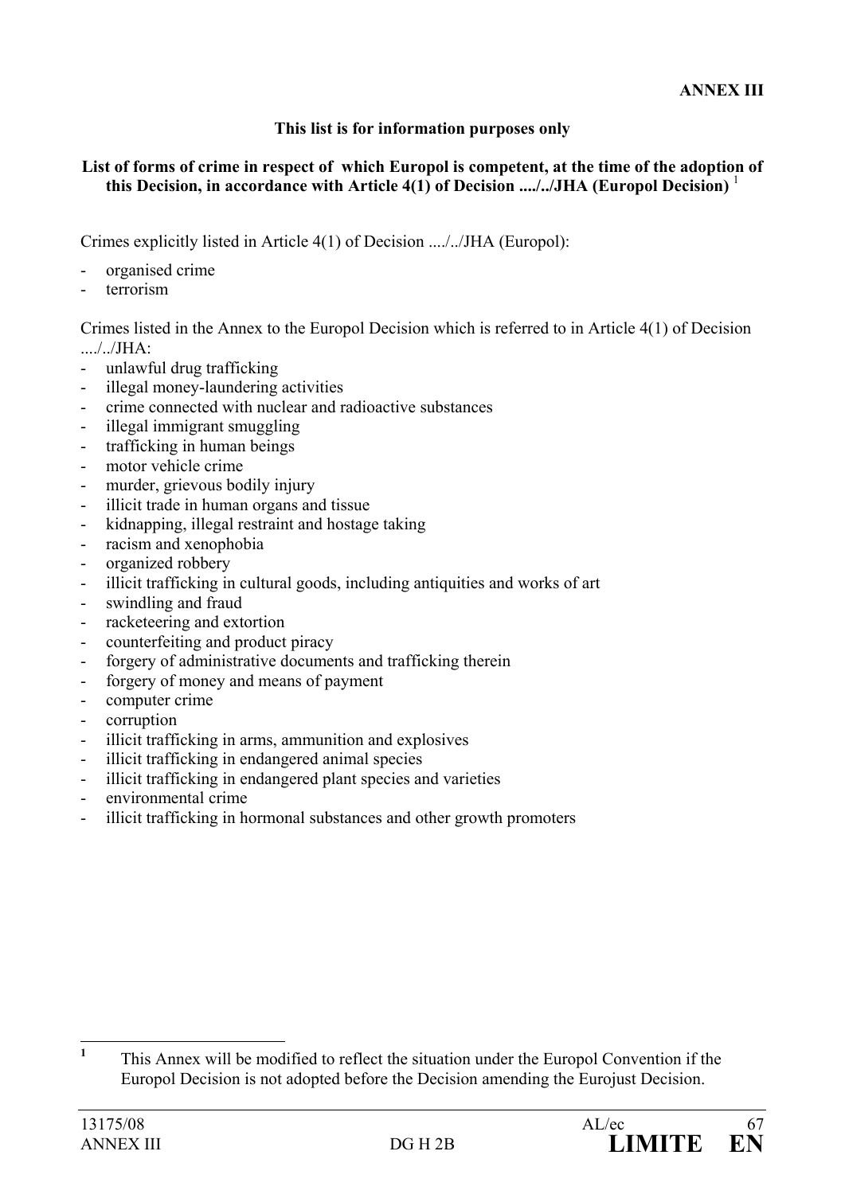**ANNEX III**

**This list is for information purposes only**

**List of forms of crime in respect of which Europol is competent, at the time of the adoption of this Decision, in accordance with Article 4(1) of Decision ..../../JHA (Europol Decision)** [1]

Crimes explicitly listed in Article 4(1) of Decision ..../../JHA (Europol):

- organised crime
- terrorism

Crimes listed in the Annex to the Europol Decision which is referred to in Article 4(1) of Decision ..../../JHA:

- unlawful drug trafficking
- illegal money-laundering activities
- crime connected with nuclear and radioactive substances
- illegal immigrant smuggling
- trafficking in human beings
- motor vehicle crime
- murder, grievous bodily injury
- illicit trade in human organs and tissue
- kidnapping, illegal restraint and hostage taking
- racism and xenophobia
- organized robbery
- illicit trafficking in cultural goods, including antiquities and works of art
- swindling and fraud
- racketeering and extortion
- counterfeiting and product piracy
- forgery of administrative documents and trafficking therein
- forgery of money and means of payment
- computer crime
- corruption
- illicit trafficking in arms, ammunition and explosives
- illicit trafficking in endangered animal species
- illicit trafficking in endangered plant species and varieties
- environmental crime
- illicit trafficking in hormonal substances and other growth promoters

---

[1] This Annex will be modified to reflect the situation under the Europol Convention if the Europol Decision is not adopted before the Decision amending the Eurojust Decision.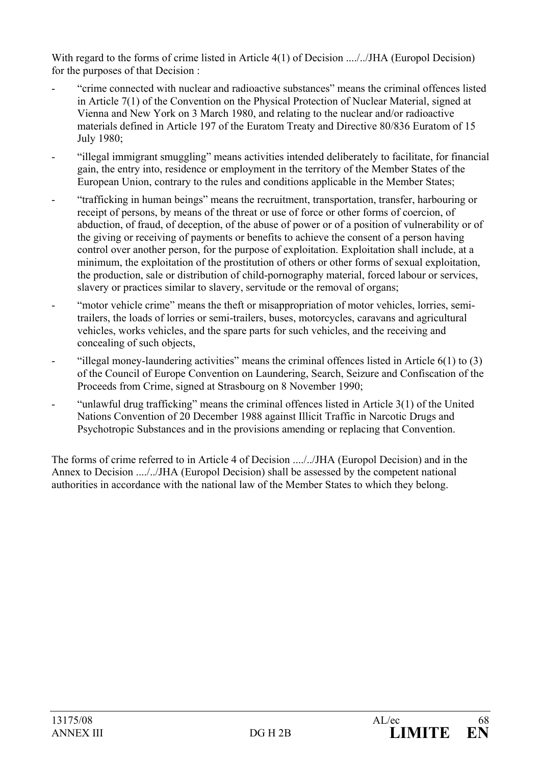With regard to the forms of crime listed in Article 4(1) of Decision ..../../JHA (Europol Decision) for the purposes of that Decision :

- "crime connected with nuclear and radioactive substances" means the criminal offences listed in Article 7(1) of the Convention on the Physical Protection of Nuclear Material, signed at Vienna and New York on 3 March 1980, and relating to the nuclear and/or radioactive materials defined in Article 197 of the Euratom Treaty and Directive 80/836 Euratom of 15 July 1980;
- "illegal immigrant smuggling" means activities intended deliberately to facilitate, for financial gain, the entry into, residence or employment in the territory of the Member States of the European Union, contrary to the rules and conditions applicable in the Member States;
- "trafficking in human beings" means the recruitment, transportation, transfer, harbouring or receipt of persons, by means of the threat or use of force or other forms of coercion, of abduction, of fraud, of deception, of the abuse of power or of a position of vulnerability or of the giving or receiving of payments or benefits to achieve the consent of a person having control over another person, for the purpose of exploitation. Exploitation shall include, at a minimum, the exploitation of the prostitution of others or other forms of sexual exploitation, the production, sale or distribution of child-pornography material, forced labour or services, slavery or practices similar to slavery, servitude or the removal of organs;
- "motor vehicle crime" means the theft or misappropriation of motor vehicles, lorries, semi-trailers, the loads of lorries or semi-trailers, buses, motorcycles, caravans and agricultural vehicles, works vehicles, and the spare parts for such vehicles, and the receiving and concealing of such objects,
- "illegal money-laundering activities" means the criminal offences listed in Article 6(1) to (3) of the Council of Europe Convention on Laundering, Search, Seizure and Confiscation of the Proceeds from Crime, signed at Strasbourg on 8 November 1990;
- "unlawful drug trafficking" means the criminal offences listed in Article 3(1) of the United Nations Convention of 20 December 1988 against Illicit Traffic in Narcotic Drugs and Psychotropic Substances and in the provisions amending or replacing that Convention.

The forms of crime referred to in Article 4 of Decision ..../../JHA (Europol Decision) and in the Annex to Decision ..../../JHA (Europol Decision) shall be assessed by the competent national authorities in accordance with the national law of the Member States to which they belong.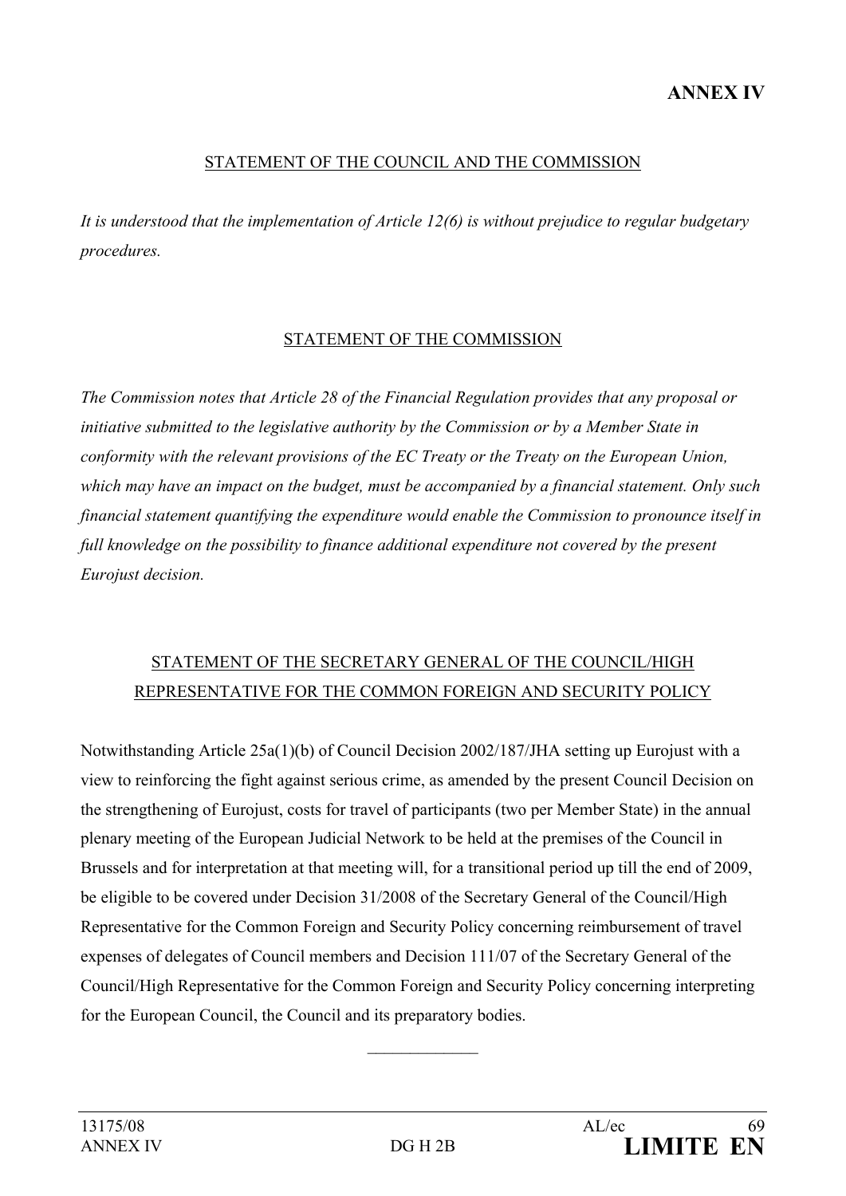# ANNEX IV

## STATEMENT OF THE COUNCIL AND THE COMMISSION

*It is understood that the implementation of Article 12(6) is without prejudice to regular budgetary procedures.*

## STATEMENT OF THE COMMISSION

*The Commission notes that Article 28 of the Financial Regulation provides that any proposal or initiative submitted to the legislative authority by the Commission or by a Member State in conformity with the relevant provisions of the EC Treaty or the Treaty on the European Union, which may have an impact on the budget, must be accompanied by a financial statement. Only such financial statement quantifying the expenditure would enable the Commission to pronounce itself in full knowledge on the possibility to finance additional expenditure not covered by the present Eurojust decision.*

## STATEMENT OF THE SECRETARY GENERAL OF THE COUNCIL/HIGH REPRESENTATIVE FOR THE COMMON FOREIGN AND SECURITY POLICY

Notwithstanding Article 25a(1)(b) of Council Decision 2002/187/JHA setting up Eurojust with a view to reinforcing the fight against serious crime, as amended by the present Council Decision on the strengthening of Eurojust, costs for travel of participants (two per Member State) in the annual plenary meeting of the European Judicial Network to be held at the premises of the Council in Brussels and for interpretation at that meeting will, for a transitional period up till the end of 2009, be eligible to be covered under Decision 31/2008 of the Secretary General of the Council/High Representative for the Common Foreign and Security Policy concerning reimbursement of travel expenses of delegates of Council members and Decision 111/07 of the Secretary General of the Council/High Representative for the Common Foreign and Security Policy concerning interpreting for the European Council, the Council and its preparatory bodies.

\_\_\_\_\_\_\_\_\_\_\_\_\_\_\_\_